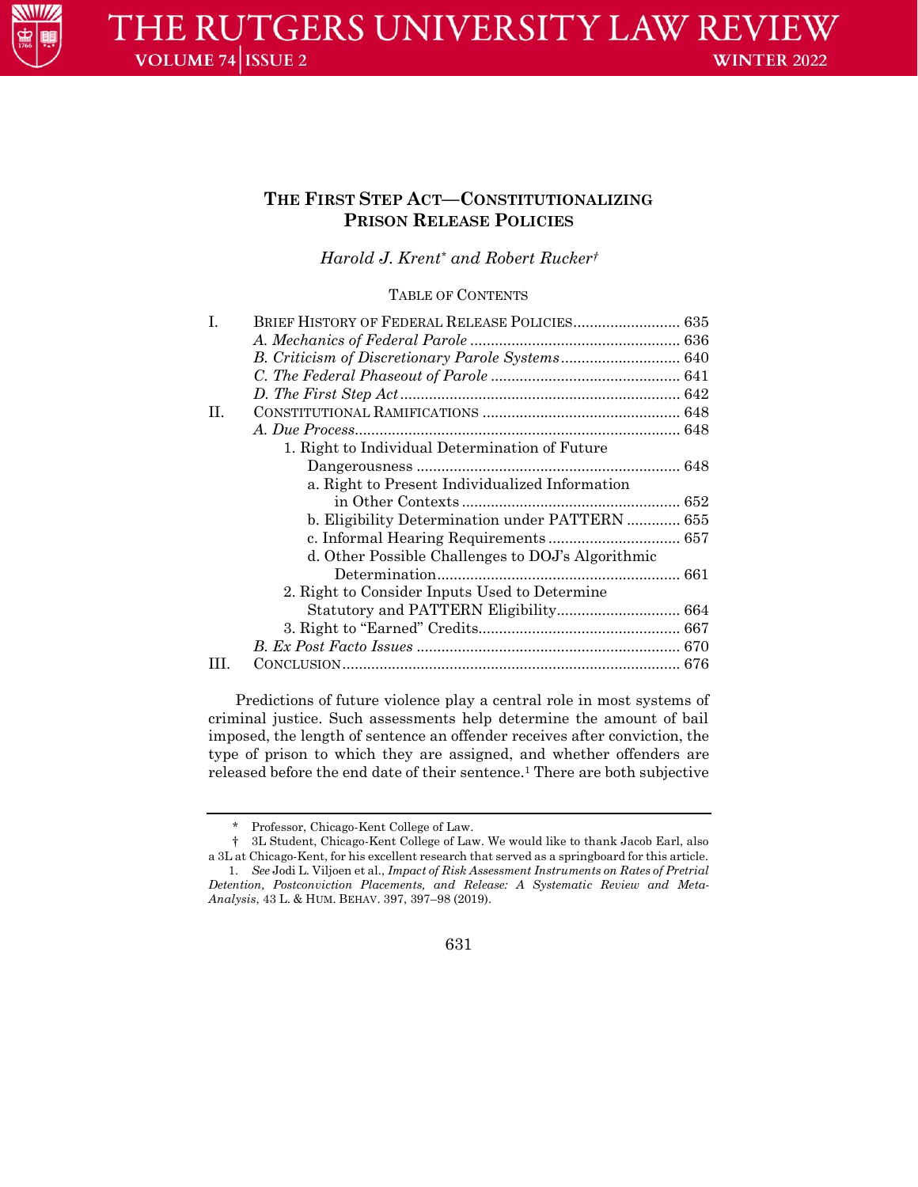# THE FIRST STEP ACT—CONSTITUTIONALIZING PRISON RELEASE POLICIES

*Harold J. Krent\* and Robert Rucker†*

TABLE OF CONTENTS

| | | |
|---|---|---|
| I. | BRIEF HISTORY OF FEDERAL RELEASE POLICIES | 635 |
| | *A. Mechanics of Federal Parole* | 636 |
| | *B. Criticism of Discretionary Parole Systems* | 640 |
| | *C. The Federal Phaseout of Parole* | 641 |
| | *D. The First Step Act* | 642 |
| II. | CONSTITUTIONAL RAMIFICATIONS | 648 |
| | *A. Due Process* | 648 |
| | 1. Right to Individual Determination of Future Dangerousness | 648 |
| | a. Right to Present Individualized Information in Other Contexts | 652 |
| | b. Eligibility Determination under PATTERN | 655 |
| | c. Informal Hearing Requirements | 657 |
| | d. Other Possible Challenges to DOJ's Algorithmic Determination | 661 |
| | 2. Right to Consider Inputs Used to Determine Statutory and PATTERN Eligibility | 664 |
| | 3. Right to "Earned" Credits | 667 |
| | *B. Ex Post Facto Issues* | 670 |
| III. | CONCLUSION | 676 |

Predictions of future violence play a central role in most systems of criminal justice. Such assessments help determine the amount of bail imposed, the length of sentence an offender receives after conviction, the type of prison to which they are assigned, and whether offenders are released before the end date of their sentence.[1] There are both subjective

---

\* Professor, Chicago-Kent College of Law.

† 3L Student, Chicago-Kent College of Law. We would like to thank Jacob Earl, also a 3L at Chicago-Kent, for his excellent research that served as a springboard for this article.

1. *See* Jodi L. Viljoen et al., *Impact of Risk Assessment Instruments on Rates of Pretrial Detention, Postconviction Placements, and Release: A Systematic Review and Meta-Analysis*, 43 L. & HUM. BEHAV. 397, 397–98 (2019).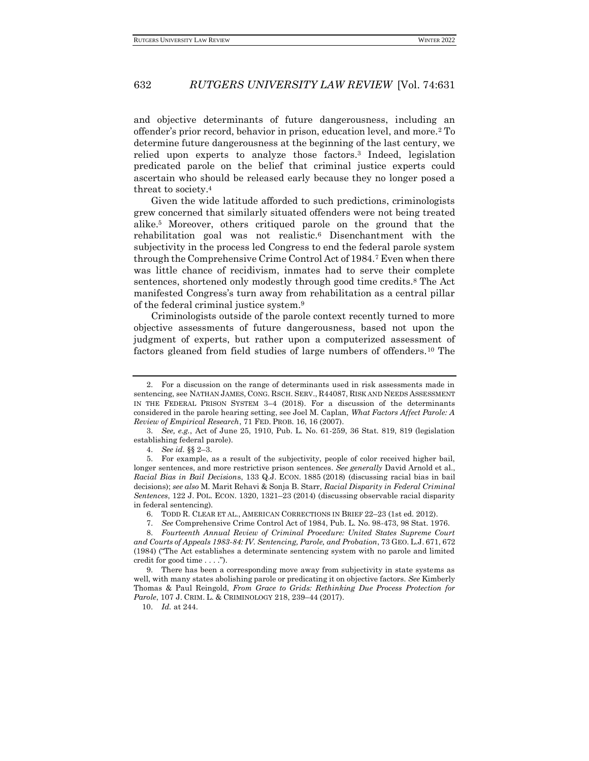and objective determinants of future dangerousness, including an offender's prior record, behavior in prison, education level, and more.[2] To determine future dangerousness at the beginning of the last century, we relied upon experts to analyze those factors.[3] Indeed, legislation predicated parole on the belief that criminal justice experts could ascertain who should be released early because they no longer posed a threat to society.[4]

Given the wide latitude afforded to such predictions, criminologists grew concerned that similarly situated offenders were not being treated alike.[5] Moreover, others critiqued parole on the ground that the rehabilitation goal was not realistic.[6] Disenchantment with the subjectivity in the process led Congress to end the federal parole system through the Comprehensive Crime Control Act of 1984.[7] Even when there was little chance of recidivism, inmates had to serve their complete sentences, shortened only modestly through good time credits.[8] The Act manifested Congress's turn away from rehabilitation as a central pillar of the federal criminal justice system.[9]

Criminologists outside of the parole context recently turned to more objective assessments of future dangerousness, based not upon the judgment of experts, but rather upon a computerized assessment of factors gleaned from field studies of large numbers of offenders.[10] The

---

2. For a discussion on the range of determinants used in risk assessments made in sentencing, see NATHAN JAMES, CONG. RSCH. SERV., R44087, RISK AND NEEDS ASSESSMENT IN THE FEDERAL PRISON SYSTEM 3–4 (2018). For a discussion of the determinants considered in the parole hearing setting, see Joel M. Caplan, *What Factors Affect Parole: A Review of Empirical Research*, 71 FED. PROB. 16, 16 (2007).

3. *See, e.g.*, Act of June 25, 1910, Pub. L. No. 61-259, 36 Stat. 819, 819 (legislation establishing federal parole).

4. *See id.* §§ 2–3.

5. For example, as a result of the subjectivity, people of color received higher bail, longer sentences, and more restrictive prison sentences. *See generally* David Arnold et al., *Racial Bias in Bail Decisions*, 133 Q.J. ECON. 1885 (2018) (discussing racial bias in bail decisions); *see also* M. Marit Rehavi & Sonja B. Starr, *Racial Disparity in Federal Criminal Sentences*, 122 J. POL. ECON. 1320, 1321–23 (2014) (discussing observable racial disparity in federal sentencing).

6. TODD R. CLEAR ET AL., AMERICAN CORRECTIONS IN BRIEF 22–23 (1st ed. 2012).

7. *See* Comprehensive Crime Control Act of 1984, Pub. L. No. 98-473, 98 Stat. 1976.

8. *Fourteenth Annual Review of Criminal Procedure: United States Supreme Court and Courts of Appeals 1983-84: IV. Sentencing, Parole, and Probation*, 73 GEO. L.J. 671, 672 (1984) ("The Act establishes a determinate sentencing system with no parole and limited credit for good time . . . .").

9. There has been a corresponding move away from subjectivity in state systems as well, with many states abolishing parole or predicating it on objective factors. *See* Kimberly Thomas & Paul Reingold, *From Grace to Grids: Rethinking Due Process Protection for Parole*, 107 J. CRIM. L. & CRIMINOLOGY 218, 239–44 (2017).

10. *Id.* at 244.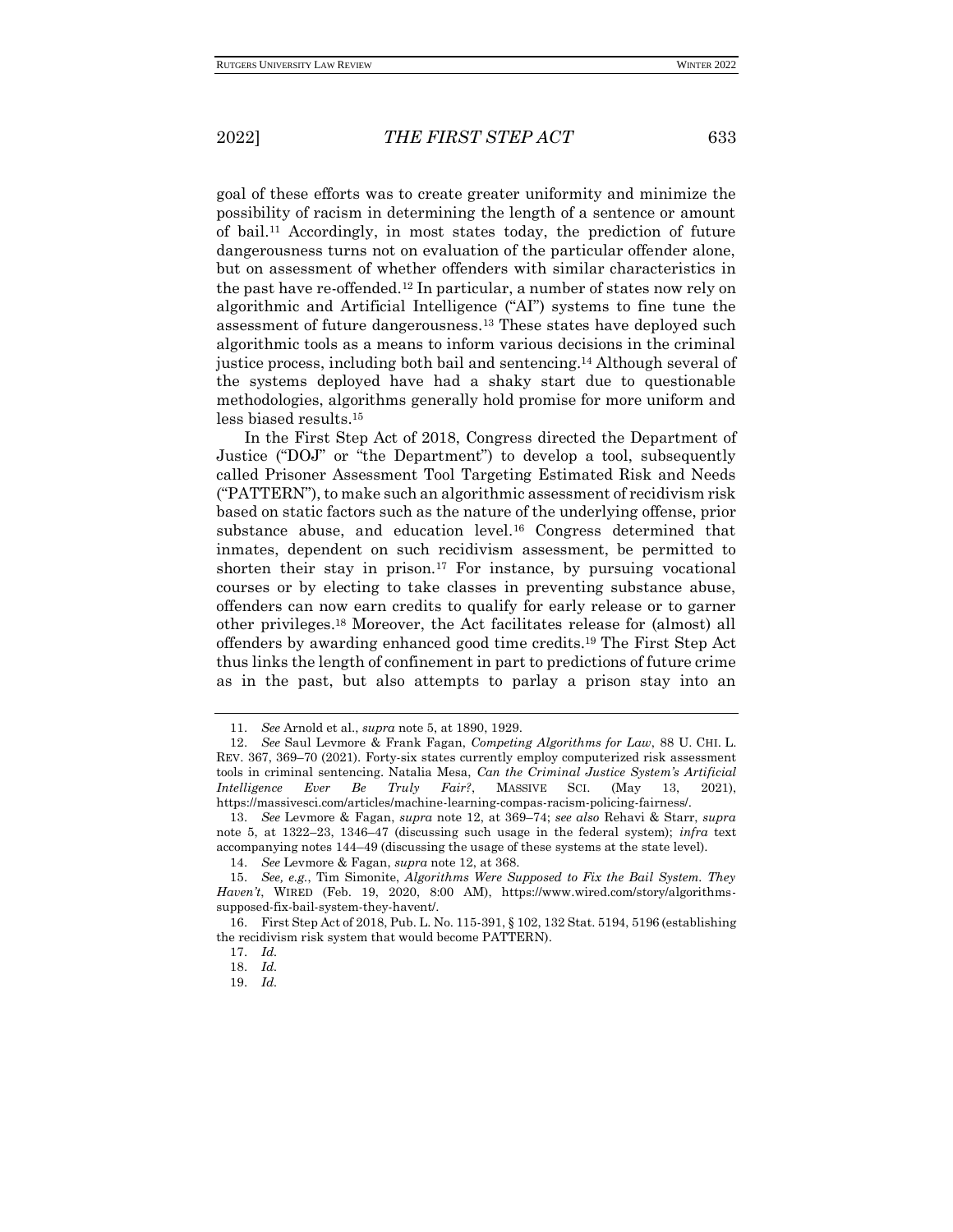goal of these efforts was to create greater uniformity and minimize the possibility of racism in determining the length of a sentence or amount of bail.[11] Accordingly, in most states today, the prediction of future dangerousness turns not on evaluation of the particular offender alone, but on assessment of whether offenders with similar characteristics in the past have re-offended.[12] In particular, a number of states now rely on algorithmic and Artificial Intelligence ("AI") systems to fine tune the assessment of future dangerousness.[13] These states have deployed such algorithmic tools as a means to inform various decisions in the criminal justice process, including both bail and sentencing.[14] Although several of the systems deployed have had a shaky start due to questionable methodologies, algorithms generally hold promise for more uniform and less biased results.[15]

In the First Step Act of 2018, Congress directed the Department of Justice ("DOJ" or "the Department") to develop a tool, subsequently called Prisoner Assessment Tool Targeting Estimated Risk and Needs ("PATTERN"), to make such an algorithmic assessment of recidivism risk based on static factors such as the nature of the underlying offense, prior substance abuse, and education level.[16] Congress determined that inmates, dependent on such recidivism assessment, be permitted to shorten their stay in prison.[17] For instance, by pursuing vocational courses or by electing to take classes in preventing substance abuse, offenders can now earn credits to qualify for early release or to garner other privileges.[18] Moreover, the Act facilitates release for (almost) all offenders by awarding enhanced good time credits.[19] The First Step Act thus links the length of confinement in part to predictions of future crime as in the past, but also attempts to parlay a prison stay into an

---

11. *See* Arnold et al., *supra* note 5, at 1890, 1929.

12. *See* Saul Levmore & Frank Fagan, *Competing Algorithms for Law*, 88 U. CHI. L. REV. 367, 369–70 (2021). Forty-six states currently employ computerized risk assessment tools in criminal sentencing. Natalia Mesa, *Can the Criminal Justice System's Artificial Intelligence Ever Be Truly Fair?*, MASSIVE SCI. (May 13, 2021), https://massivesci.com/articles/machine-learning-compas-racism-policing-fairness/.

13. *See* Levmore & Fagan, *supra* note 12, at 369–74; *see also* Rehavi & Starr, *supra* note 5, at 1322–23, 1346–47 (discussing such usage in the federal system); *infra* text accompanying notes 144–49 (discussing the usage of these systems at the state level).

14. *See* Levmore & Fagan, *supra* note 12, at 368.

15. *See, e.g.*, Tim Simonite, *Algorithms Were Supposed to Fix the Bail System. They Haven't*, WIRED (Feb. 19, 2020, 8:00 AM), https://www.wired.com/story/algorithms-supposed-fix-bail-system-they-havent/.

16. First Step Act of 2018, Pub. L. No. 115-391, § 102, 132 Stat. 5194, 5196 (establishing the recidivism risk system that would become PATTERN).

17. *Id.*

18. *Id.*

19. *Id.*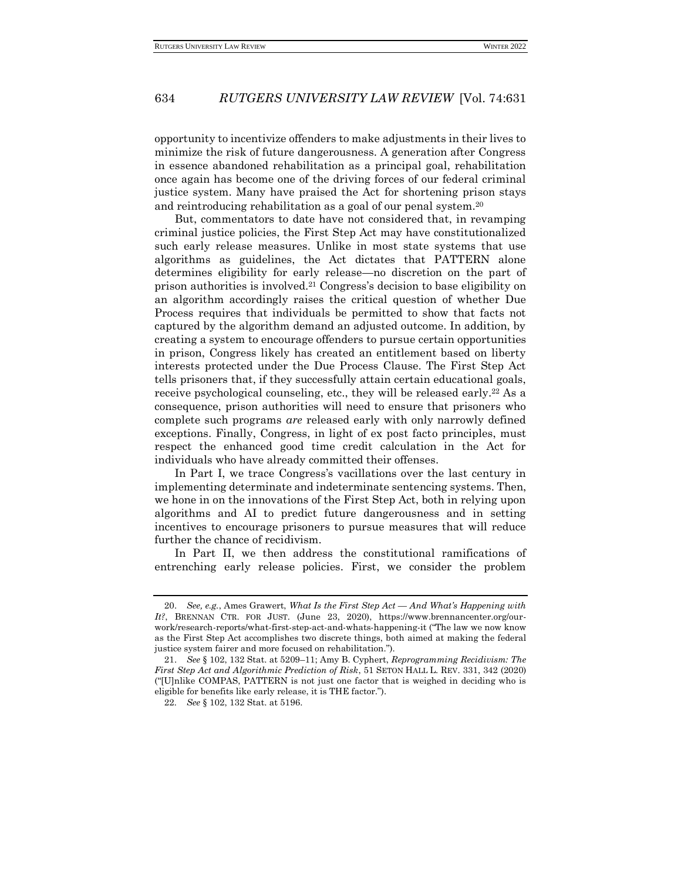opportunity to incentivize offenders to make adjustments in their lives to minimize the risk of future dangerousness. A generation after Congress in essence abandoned rehabilitation as a principal goal, rehabilitation once again has become one of the driving forces of our federal criminal justice system. Many have praised the Act for shortening prison stays and reintroducing rehabilitation as a goal of our penal system.[20]

But, commentators to date have not considered that, in revamping criminal justice policies, the First Step Act may have constitutionalized such early release measures. Unlike in most state systems that use algorithms as guidelines, the Act dictates that PATTERN alone determines eligibility for early release—no discretion on the part of prison authorities is involved.[21] Congress's decision to base eligibility on an algorithm accordingly raises the critical question of whether Due Process requires that individuals be permitted to show that facts not captured by the algorithm demand an adjusted outcome. In addition, by creating a system to encourage offenders to pursue certain opportunities in prison, Congress likely has created an entitlement based on liberty interests protected under the Due Process Clause. The First Step Act tells prisoners that, if they successfully attain certain educational goals, receive psychological counseling, etc., they will be released early.[22] As a consequence, prison authorities will need to ensure that prisoners who complete such programs *are* released early with only narrowly defined exceptions. Finally, Congress, in light of ex post facto principles, must respect the enhanced good time credit calculation in the Act for individuals who have already committed their offenses.

In Part I, we trace Congress's vacillations over the last century in implementing determinate and indeterminate sentencing systems. Then, we hone in on the innovations of the First Step Act, both in relying upon algorithms and AI to predict future dangerousness and in setting incentives to encourage prisoners to pursue measures that will reduce further the chance of recidivism.

In Part II, we then address the constitutional ramifications of entrenching early release policies. First, we consider the problem

---

20. *See, e.g.*, Ames Grawert, *What Is the First Step Act — And What's Happening with It?*, BRENNAN CTR. FOR JUST. (June 23, 2020), https://www.brennancenter.org/our-work/research-reports/what-first-step-act-and-whats-happening-it ("The law we now know as the First Step Act accomplishes two discrete things, both aimed at making the federal justice system fairer and more focused on rehabilitation.").

21. *See* § 102, 132 Stat. at 5209–11; Amy B. Cyphert, *Reprogramming Recidivism: The First Step Act and Algorithmic Prediction of Risk*, 51 SETON HALL L. REV. 331, 342 (2020) ("[U]nlike COMPAS, PATTERN is not just one factor that is weighed in deciding who is eligible for benefits like early release, it is THE factor.").

22. *See* § 102, 132 Stat. at 5196.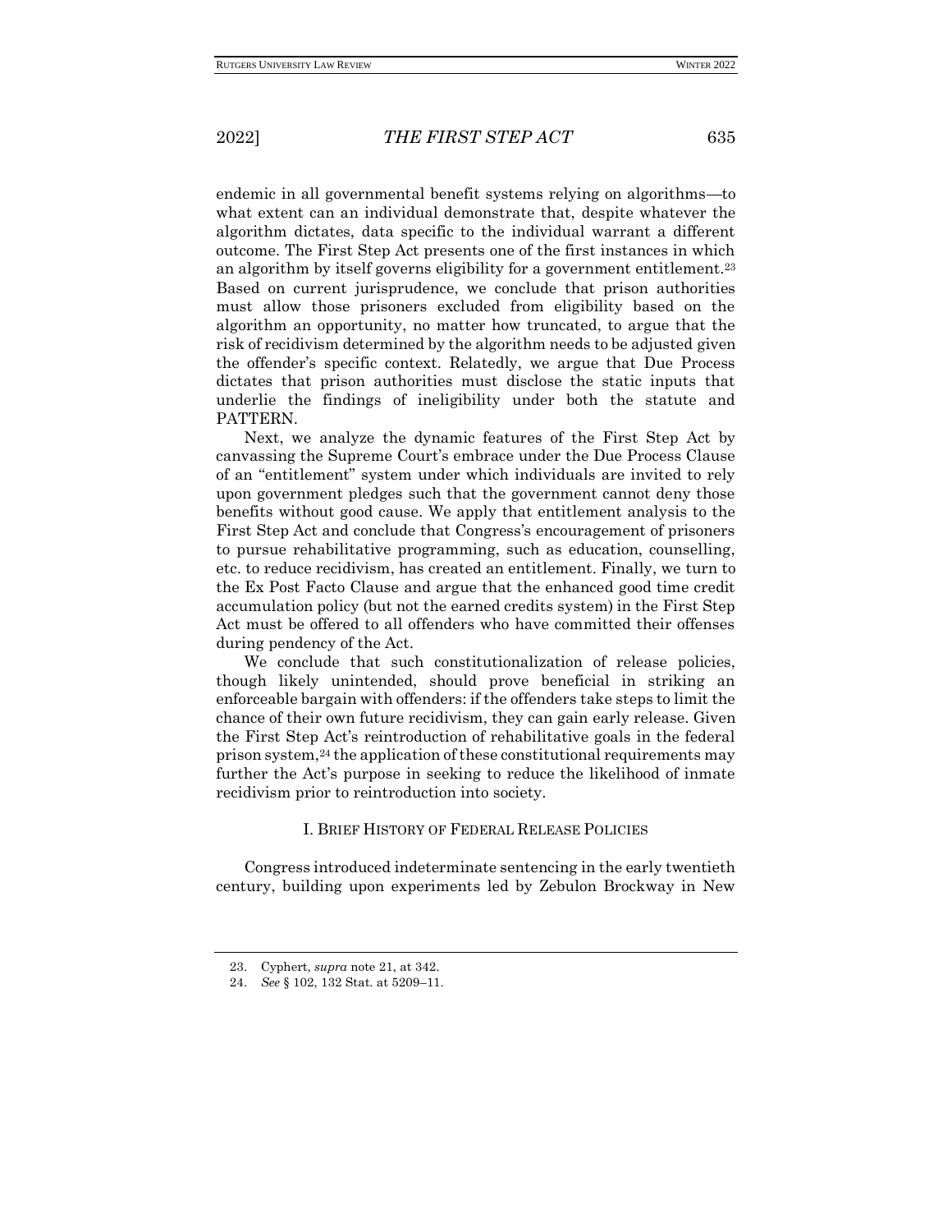endemic in all governmental benefit systems relying on algorithms—to what extent can an individual demonstrate that, despite whatever the algorithm dictates, data specific to the individual warrant a different outcome. The First Step Act presents one of the first instances in which an algorithm by itself governs eligibility for a government entitlement.[23] Based on current jurisprudence, we conclude that prison authorities must allow those prisoners excluded from eligibility based on the algorithm an opportunity, no matter how truncated, to argue that the risk of recidivism determined by the algorithm needs to be adjusted given the offender's specific context. Relatedly, we argue that Due Process dictates that prison authorities must disclose the static inputs that underlie the findings of ineligibility under both the statute and PATTERN.

Next, we analyze the dynamic features of the First Step Act by canvassing the Supreme Court's embrace under the Due Process Clause of an "entitlement" system under which individuals are invited to rely upon government pledges such that the government cannot deny those benefits without good cause. We apply that entitlement analysis to the First Step Act and conclude that Congress's encouragement of prisoners to pursue rehabilitative programming, such as education, counselling, etc. to reduce recidivism, has created an entitlement. Finally, we turn to the Ex Post Facto Clause and argue that the enhanced good time credit accumulation policy (but not the earned credits system) in the First Step Act must be offered to all offenders who have committed their offenses during pendency of the Act.

We conclude that such constitutionalization of release policies, though likely unintended, should prove beneficial in striking an enforceable bargain with offenders: if the offenders take steps to limit the chance of their own future recidivism, they can gain early release. Given the First Step Act's reintroduction of rehabilitative goals in the federal prison system,[24] the application of these constitutional requirements may further the Act's purpose in seeking to reduce the likelihood of inmate recidivism prior to reintroduction into society.

## I. Brief History of Federal Release Policies

Congress introduced indeterminate sentencing in the early twentieth century, building upon experiments led by Zebulon Brockway in New

23. Cyphert, *supra* note 21, at 342.

24. *See* § 102, 132 Stat. at 5209–11.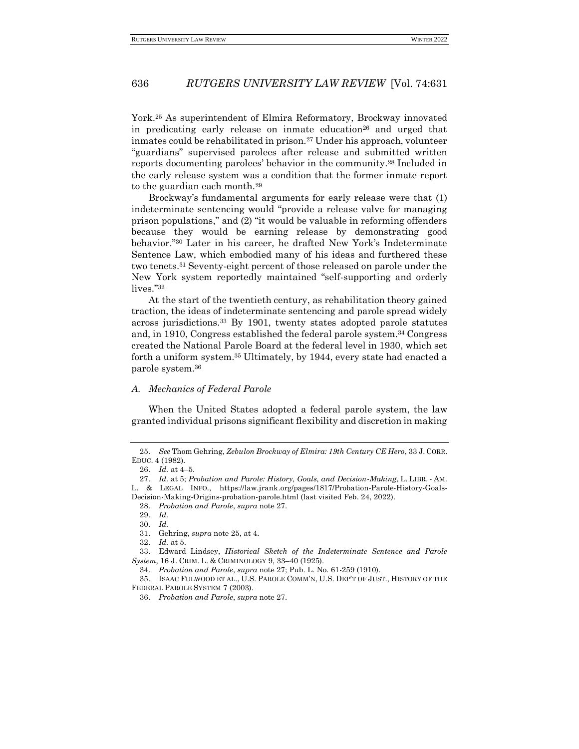York.[25] As superintendent of Elmira Reformatory, Brockway innovated in predicating early release on inmate education[26] and urged that inmates could be rehabilitated in prison.[27] Under his approach, volunteer "guardians" supervised parolees after release and submitted written reports documenting parolees' behavior in the community.[28] Included in the early release system was a condition that the former inmate report to the guardian each month.[29]

Brockway's fundamental arguments for early release were that (1) indeterminate sentencing would "provide a release valve for managing prison populations," and (2) "it would be valuable in reforming offenders because they would be earning release by demonstrating good behavior."[30] Later in his career, he drafted New York's Indeterminate Sentence Law, which embodied many of his ideas and furthered these two tenets.[31] Seventy-eight percent of those released on parole under the New York system reportedly maintained "self-supporting and orderly lives."[32]

At the start of the twentieth century, as rehabilitation theory gained traction, the ideas of indeterminate sentencing and parole spread widely across jurisdictions.[33] By 1901, twenty states adopted parole statutes and, in 1910, Congress established the federal parole system.[34] Congress created the National Parole Board at the federal level in 1930, which set forth a uniform system.[35] Ultimately, by 1944, every state had enacted a parole system.[36]

### *A. Mechanics of Federal Parole*

When the United States adopted a federal parole system, the law granted individual prisons significant flexibility and discretion in making

---

25. *See* Thom Gehring, *Zebulon Brockway of Elmira: 19th Century CE Hero*, 33 J. CORR. EDUC. 4 (1982).

26. *Id.* at 4–5.

27. *Id.* at 5; *Probation and Parole: History, Goals, and Decision-Making*, L. LIBR. - AM. L. & LEGAL INFO., https://law.jrank.org/pages/1817/Probation-Parole-History-Goals-Decision-Making-Origins-probation-parole.html (last visited Feb. 24, 2022).

28. *Probation and Parole*, *supra* note 27.

29. *Id.*

30. *Id.*

31. Gehring, *supra* note 25, at 4.

32. *Id.* at 5.

33. Edward Lindsey, *Historical Sketch of the Indeterminate Sentence and Parole System*, 16 J. CRIM. L. & CRIMINOLOGY 9, 33–40 (1925).

34. *Probation and Parole*, *supra* note 27; Pub. L. No. 61-259 (1910).

35. ISAAC FULWOOD ET AL., U.S. PAROLE COMM'N, U.S. DEP'T OF JUST., HISTORY OF THE FEDERAL PAROLE SYSTEM 7 (2003).

36. *Probation and Parole*, *supra* note 27.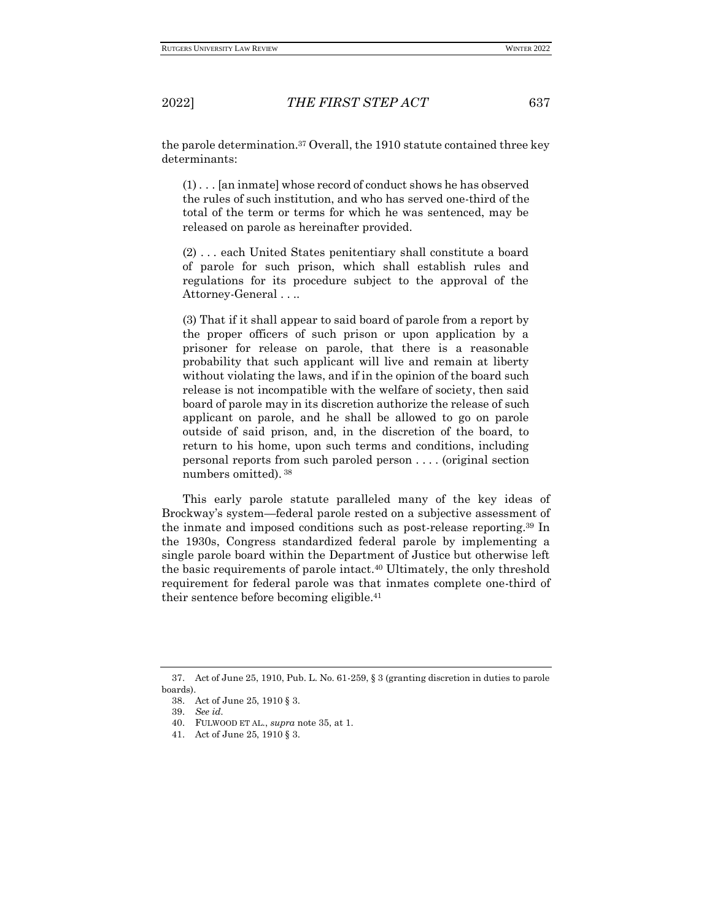the parole determination.[37] Overall, the 1910 statute contained three key determinants:

> (1) . . . [an inmate] whose record of conduct shows he has observed the rules of such institution, and who has served one-third of the total of the term or terms for which he was sentenced, may be released on parole as hereinafter provided.
>
> (2) . . . each United States penitentiary shall constitute a board of parole for such prison, which shall establish rules and regulations for its procedure subject to the approval of the Attorney-General . . ..
>
> (3) That if it shall appear to said board of parole from a report by the proper officers of such prison or upon application by a prisoner for release on parole, that there is a reasonable probability that such applicant will live and remain at liberty without violating the laws, and if in the opinion of the board such release is not incompatible with the welfare of society, then said board of parole may in its discretion authorize the release of such applicant on parole, and he shall be allowed to go on parole outside of said prison, and, in the discretion of the board, to return to his home, upon such terms and conditions, including personal reports from such paroled person . . . . (original section numbers omitted). [38]

This early parole statute paralleled many of the key ideas of Brockway's system—federal parole rested on a subjective assessment of the inmate and imposed conditions such as post-release reporting.[39] In the 1930s, Congress standardized federal parole by implementing a single parole board within the Department of Justice but otherwise left the basic requirements of parole intact.[40] Ultimately, the only threshold requirement for federal parole was that inmates complete one-third of their sentence before becoming eligible.[41]

---

37. Act of June 25, 1910, Pub. L. No. 61-259, § 3 (granting discretion in duties to parole boards).

38. Act of June 25, 1910 § 3.

39. *See id.*

40. FULWOOD ET AL., *supra* note 35, at 1.

41. Act of June 25, 1910 § 3.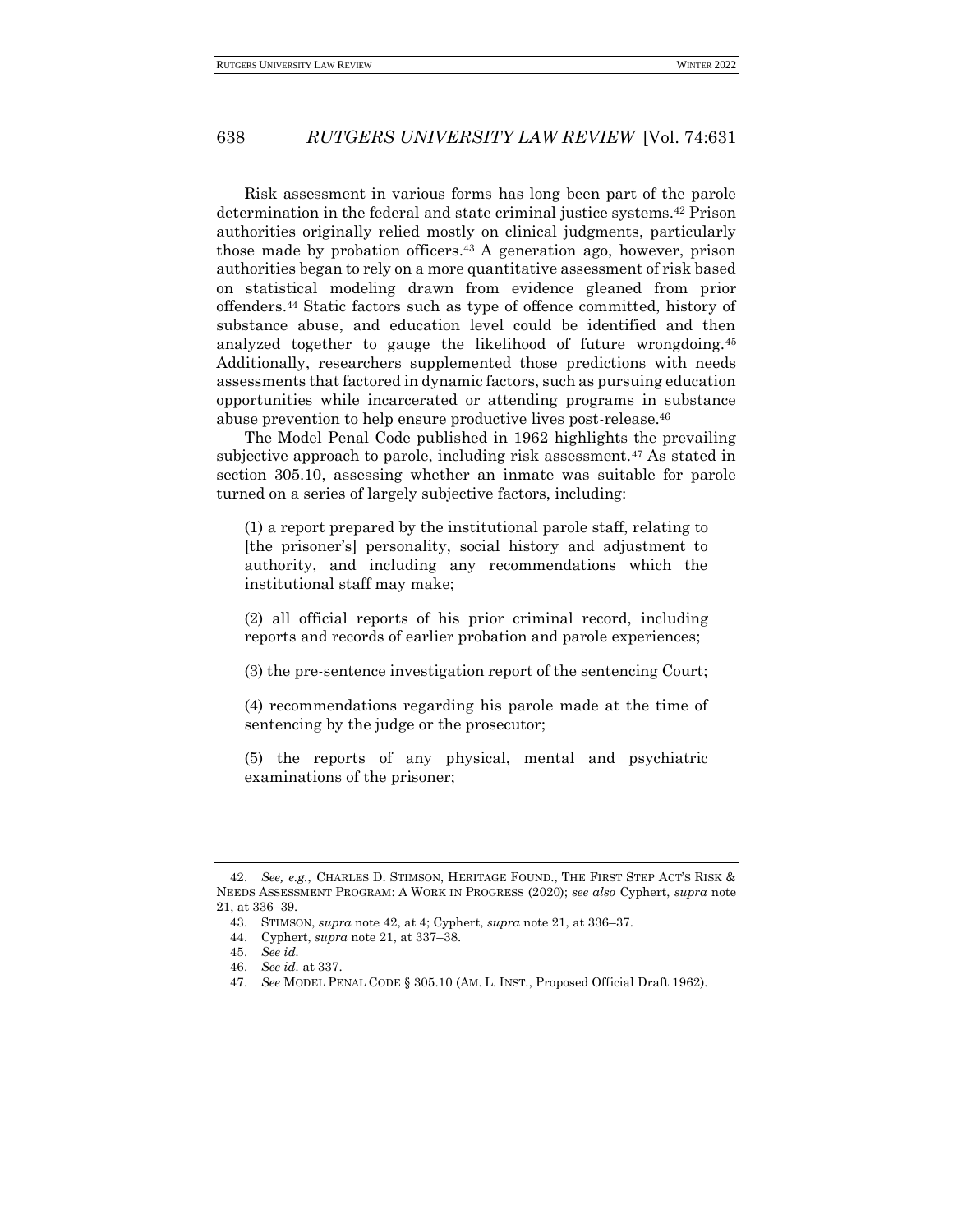Risk assessment in various forms has long been part of the parole determination in the federal and state criminal justice systems.[42] Prison authorities originally relied mostly on clinical judgments, particularly those made by probation officers.[43] A generation ago, however, prison authorities began to rely on a more quantitative assessment of risk based on statistical modeling drawn from evidence gleaned from prior offenders.[44] Static factors such as type of offence committed, history of substance abuse, and education level could be identified and then analyzed together to gauge the likelihood of future wrongdoing.[45] Additionally, researchers supplemented those predictions with needs assessments that factored in dynamic factors, such as pursuing education opportunities while incarcerated or attending programs in substance abuse prevention to help ensure productive lives post-release.[46]

The Model Penal Code published in 1962 highlights the prevailing subjective approach to parole, including risk assessment.[47] As stated in section 305.10, assessing whether an inmate was suitable for parole turned on a series of largely subjective factors, including:

> (1) a report prepared by the institutional parole staff, relating to [the prisoner's] personality, social history and adjustment to authority, and including any recommendations which the institutional staff may make;
>
> (2) all official reports of his prior criminal record, including reports and records of earlier probation and parole experiences;
>
> (3) the pre-sentence investigation report of the sentencing Court;
>
> (4) recommendations regarding his parole made at the time of sentencing by the judge or the prosecutor;
>
> (5) the reports of any physical, mental and psychiatric examinations of the prisoner;

---

42. *See, e.g.*, CHARLES D. STIMSON, HERITAGE FOUND., THE FIRST STEP ACT'S RISK & NEEDS ASSESSMENT PROGRAM: A WORK IN PROGRESS (2020); *see also* Cyphert, *supra* note 21, at 336–39.

43. STIMSON, *supra* note 42, at 4; Cyphert, *supra* note 21, at 336–37.

44. Cyphert, *supra* note 21, at 337–38.

45. *See id.*

46. *See id.* at 337.

47. *See* MODEL PENAL CODE § 305.10 (AM. L. INST., Proposed Official Draft 1962).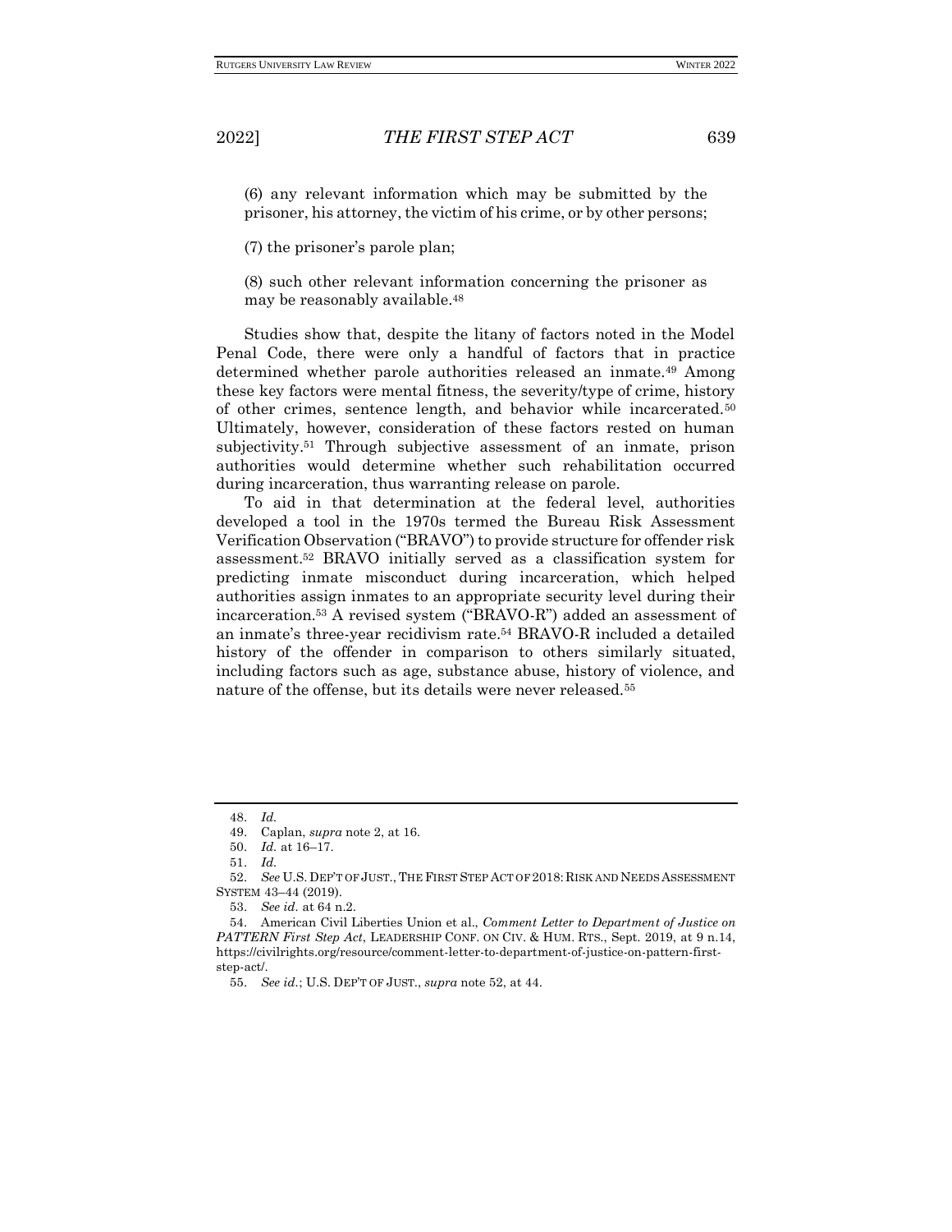(6) any relevant information which may be submitted by the prisoner, his attorney, the victim of his crime, or by other persons;

(7) the prisoner's parole plan;

(8) such other relevant information concerning the prisoner as may be reasonably available.[48]

Studies show that, despite the litany of factors noted in the Model Penal Code, there were only a handful of factors that in practice determined whether parole authorities released an inmate.[49] Among these key factors were mental fitness, the severity/type of crime, history of other crimes, sentence length, and behavior while incarcerated.[50] Ultimately, however, consideration of these factors rested on human subjectivity.[51] Through subjective assessment of an inmate, prison authorities would determine whether such rehabilitation occurred during incarceration, thus warranting release on parole.

To aid in that determination at the federal level, authorities developed a tool in the 1970s termed the Bureau Risk Assessment Verification Observation ("BRAVO") to provide structure for offender risk assessment.[52] BRAVO initially served as a classification system for predicting inmate misconduct during incarceration, which helped authorities assign inmates to an appropriate security level during their incarceration.[53] A revised system ("BRAVO-R") added an assessment of an inmate's three-year recidivism rate.[54] BRAVO-R included a detailed history of the offender in comparison to others similarly situated, including factors such as age, substance abuse, history of violence, and nature of the offense, but its details were never released.[55]

---

48. *Id.*

49. Caplan, *supra* note 2, at 16.

50. *Id.* at 16–17.

51. *Id.*

52. *See* U.S. DEP'T OF JUST., THE FIRST STEP ACT OF 2018: RISK AND NEEDS ASSESSMENT SYSTEM 43–44 (2019).

53. *See id.* at 64 n.2.

54. American Civil Liberties Union et al., *Comment Letter to Department of Justice on PATTERN First Step Act*, LEADERSHIP CONF. ON CIV. & HUM. RTS., Sept. 2019, at 9 n.14, https://civilrights.org/resource/comment-letter-to-department-of-justice-on-pattern-first-step-act/.

55. *See id.*; U.S. DEP'T OF JUST., *supra* note 52, at 44.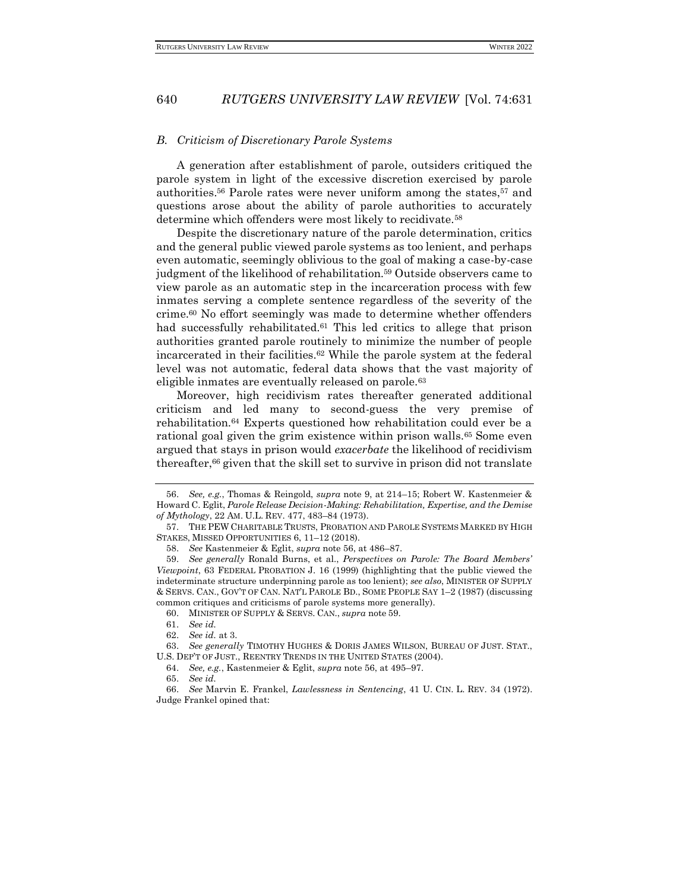### *B. Criticism of Discretionary Parole Systems*

A generation after establishment of parole, outsiders critiqued the parole system in light of the excessive discretion exercised by parole authorities.[56] Parole rates were never uniform among the states,[57] and questions arose about the ability of parole authorities to accurately determine which offenders were most likely to recidivate.[58]

Despite the discretionary nature of the parole determination, critics and the general public viewed parole systems as too lenient, and perhaps even automatic, seemingly oblivious to the goal of making a case-by-case judgment of the likelihood of rehabilitation.[59] Outside observers came to view parole as an automatic step in the incarceration process with few inmates serving a complete sentence regardless of the severity of the crime.[60] No effort seemingly was made to determine whether offenders had successfully rehabilitated.[61] This led critics to allege that prison authorities granted parole routinely to minimize the number of people incarcerated in their facilities.[62] While the parole system at the federal level was not automatic, federal data shows that the vast majority of eligible inmates are eventually released on parole.[63]

Moreover, high recidivism rates thereafter generated additional criticism and led many to second-guess the very premise of rehabilitation.[64] Experts questioned how rehabilitation could ever be a rational goal given the grim existence within prison walls.[65] Some even argued that stays in prison would *exacerbate* the likelihood of recidivism thereafter,[66] given that the skill set to survive in prison did not translate

---

56. *See, e.g.*, Thomas & Reingold, *supra* note 9, at 214–15; Robert W. Kastenmeier & Howard C. Eglit, *Parole Release Decision-Making: Rehabilitation, Expertise, and the Demise of Mythology*, 22 AM. U.L. REV. 477, 483–84 (1973).

57. THE PEW CHARITABLE TRUSTS, PROBATION AND PAROLE SYSTEMS MARKED BY HIGH STAKES, MISSED OPPORTUNITIES 6, 11–12 (2018).

58. *See* Kastenmeier & Eglit, *supra* note 56, at 486–87.

59. *See generally* Ronald Burns, et al., *Perspectives on Parole: The Board Members' Viewpoint*, 63 FEDERAL PROBATION J. 16 (1999) (highlighting that the public viewed the indeterminate structure underpinning parole as too lenient); *see also*, MINISTER OF SUPPLY & SERVS. CAN., GOV'T OF CAN. NAT'L PAROLE BD., SOME PEOPLE SAY 1–2 (1987) (discussing common critiques and criticisms of parole systems more generally).

60. MINISTER OF SUPPLY & SERVS. CAN., *supra* note 59.

61. *See id.*

62. *See id.* at 3.

63. *See generally* TIMOTHY HUGHES & DORIS JAMES WILSON, BUREAU OF JUST. STAT., U.S. DEP'T OF JUST., REENTRY TRENDS IN THE UNITED STATES (2004).

64. *See, e.g.*, Kastenmeier & Eglit, *supra* note 56, at 495–97.

65. *See id.*

66. *See* Marvin E. Frankel, *Lawlessness in Sentencing*, 41 U. CIN. L. REV. 34 (1972). Judge Frankel opined that: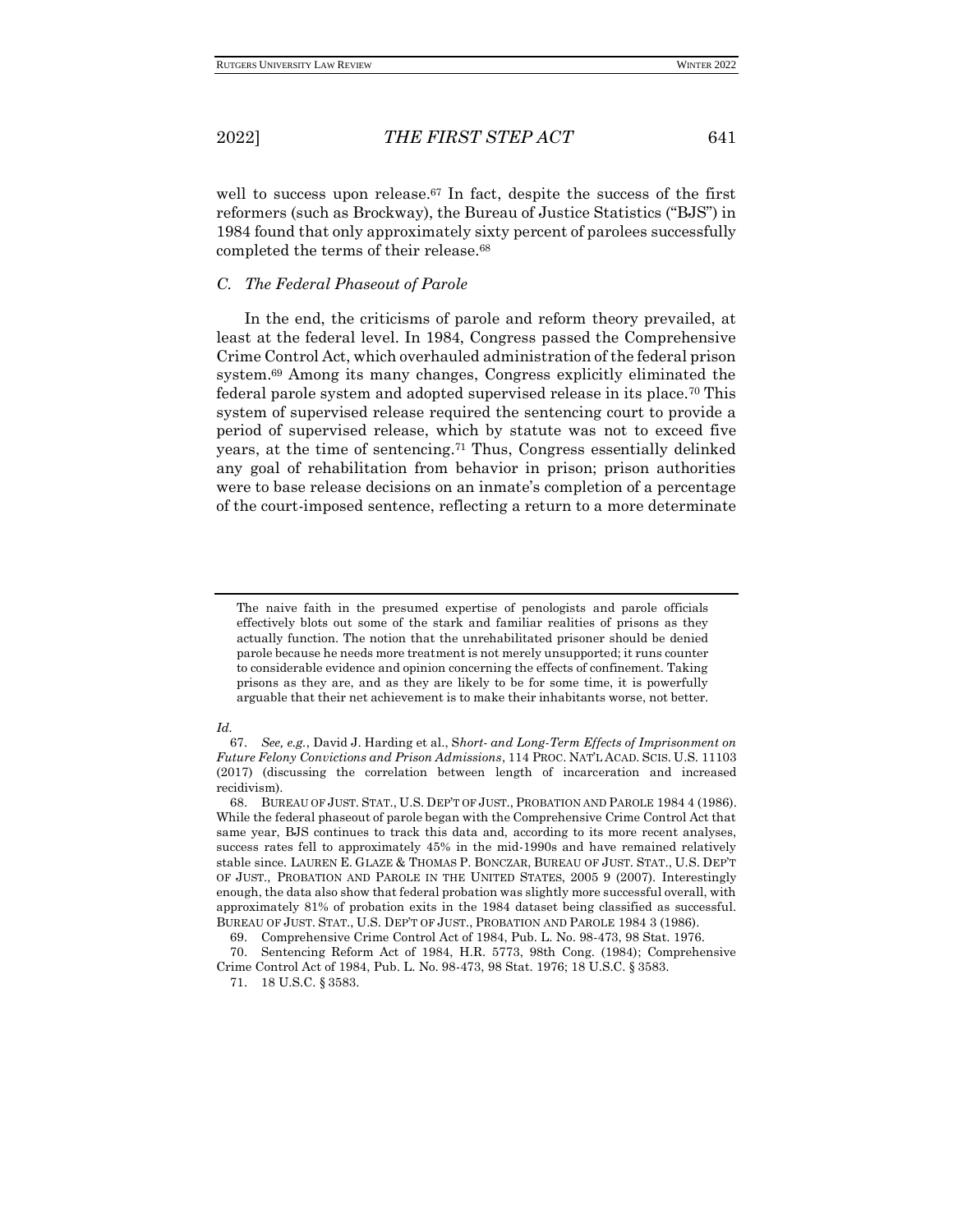well to success upon release.[67] In fact, despite the success of the first reformers (such as Brockway), the Bureau of Justice Statistics ("BJS") in 1984 found that only approximately sixty percent of parolees successfully completed the terms of their release.[68]

### *C. The Federal Phaseout of Parole*

In the end, the criticisms of parole and reform theory prevailed, at least at the federal level. In 1984, Congress passed the Comprehensive Crime Control Act, which overhauled administration of the federal prison system.[69] Among its many changes, Congress explicitly eliminated the federal parole system and adopted supervised release in its place.[70] This system of supervised release required the sentencing court to provide a period of supervised release, which by statute was not to exceed five years, at the time of sentencing.[71] Thus, Congress essentially delinked any goal of rehabilitation from behavior in prison; prison authorities were to base release decisions on an inmate's completion of a percentage of the court-imposed sentence, reflecting a return to a more determinate

---

> The naive faith in the presumed expertise of penologists and parole officials effectively blots out some of the stark and familiar realities of prisons as they actually function. The notion that the unrehabilitated prisoner should be denied parole because he needs more treatment is not merely unsupported; it runs counter to considerable evidence and opinion concerning the effects of confinement. Taking prisons as they are, and as they are likely to be for some time, it is powerfully arguable that their net achievement is to make their inhabitants worse, not better.

*Id.*

67. *See, e.g.*, David J. Harding et al., *Short- and Long-Term Effects of Imprisonment on Future Felony Convictions and Prison Admissions*, 114 PROC. NAT'L ACAD. SCIS. U.S. 11103 (2017) (discussing the correlation between length of incarceration and increased recidivism).

68. BUREAU OF JUST. STAT., U.S. DEP'T OF JUST., PROBATION AND PAROLE 1984 4 (1986). While the federal phaseout of parole began with the Comprehensive Crime Control Act that same year, BJS continues to track this data and, according to its more recent analyses, success rates fell to approximately 45% in the mid-1990s and have remained relatively stable since. LAUREN E. GLAZE & THOMAS P. BONCZAR, BUREAU OF JUST. STAT., U.S. DEP'T OF JUST., PROBATION AND PAROLE IN THE UNITED STATES, 2005 9 (2007). Interestingly enough, the data also show that federal probation was slightly more successful overall, with approximately 81% of probation exits in the 1984 dataset being classified as successful. BUREAU OF JUST. STAT., U.S. DEP'T OF JUST., PROBATION AND PAROLE 1984 3 (1986).

69. Comprehensive Crime Control Act of 1984, Pub. L. No. 98-473, 98 Stat. 1976.

70. Sentencing Reform Act of 1984, H.R. 5773, 98th Cong. (1984); Comprehensive Crime Control Act of 1984, Pub. L. No. 98-473, 98 Stat. 1976; 18 U.S.C. § 3583.

71. 18 U.S.C. § 3583.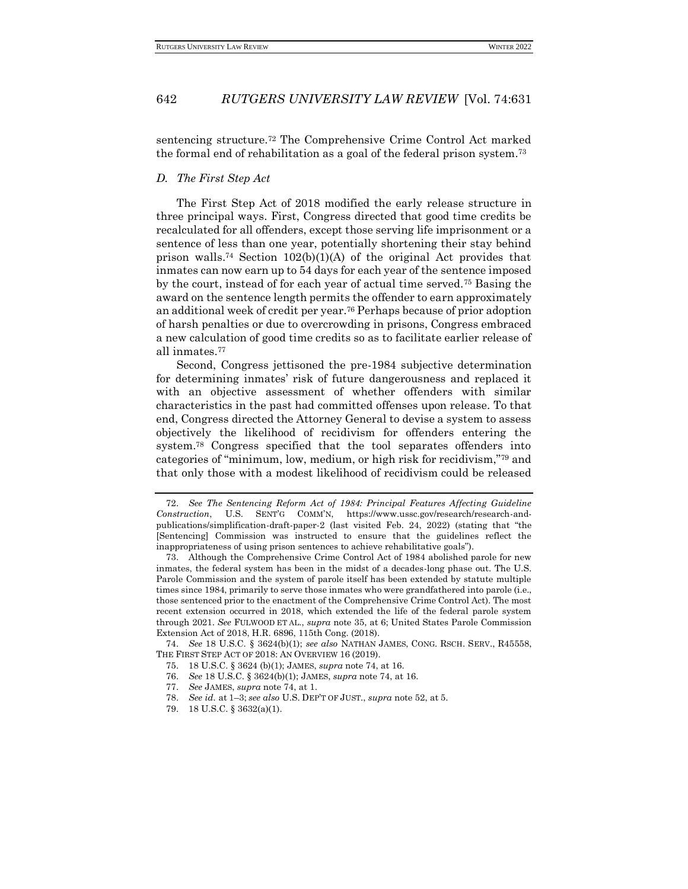sentencing structure.[72] The Comprehensive Crime Control Act marked the formal end of rehabilitation as a goal of the federal prison system.[73]

### *D. The First Step Act*

The First Step Act of 2018 modified the early release structure in three principal ways. First, Congress directed that good time credits be recalculated for all offenders, except those serving life imprisonment or a sentence of less than one year, potentially shortening their stay behind prison walls.[74] Section 102(b)(1)(A) of the original Act provides that inmates can now earn up to 54 days for each year of the sentence imposed by the court, instead of for each year of actual time served.[75] Basing the award on the sentence length permits the offender to earn approximately an additional week of credit per year.[76] Perhaps because of prior adoption of harsh penalties or due to overcrowding in prisons, Congress embraced a new calculation of good time credits so as to facilitate earlier release of all inmates.[77]

Second, Congress jettisoned the pre-1984 subjective determination for determining inmates' risk of future dangerousness and replaced it with an objective assessment of whether offenders with similar characteristics in the past had committed offenses upon release. To that end, Congress directed the Attorney General to devise a system to assess objectively the likelihood of recidivism for offenders entering the system.[78] Congress specified that the tool separates offenders into categories of "minimum, low, medium, or high risk for recidivism,"[79] and that only those with a modest likelihood of recidivism could be released

---

72. *See The Sentencing Reform Act of 1984: Principal Features Affecting Guideline Construction*, U.S. SENT'G COMM'N, https://www.ussc.gov/research/research-and-publications/simplification-draft-paper-2 (last visited Feb. 24, 2022) (stating that "the [Sentencing] Commission was instructed to ensure that the guidelines reflect the inappropriateness of using prison sentences to achieve rehabilitative goals").

73. Although the Comprehensive Crime Control Act of 1984 abolished parole for new inmates, the federal system has been in the midst of a decades-long phase out. The U.S. Parole Commission and the system of parole itself has been extended by statute multiple times since 1984, primarily to serve those inmates who were grandfathered into parole (i.e., those sentenced prior to the enactment of the Comprehensive Crime Control Act). The most recent extension occurred in 2018, which extended the life of the federal parole system through 2021. *See* FULWOOD ET AL., *supra* note 35, at 6; United States Parole Commission Extension Act of 2018, H.R. 6896, 115th Cong. (2018).

74. *See* 18 U.S.C. § 3624(b)(1); *see also* NATHAN JAMES, CONG. RSCH. SERV., R45558, THE FIRST STEP ACT OF 2018: AN OVERVIEW 16 (2019).

75. 18 U.S.C. § 3624 (b)(1); JAMES, *supra* note 74, at 16.

76. *See* 18 U.S.C. § 3624(b)(1); JAMES, *supra* note 74, at 16.

77. *See* JAMES, *supra* note 74, at 1.

78. *See id.* at 1–3; *see also* U.S. DEP'T OF JUST., *supra* note 52, at 5.

79. 18 U.S.C. § 3632(a)(1).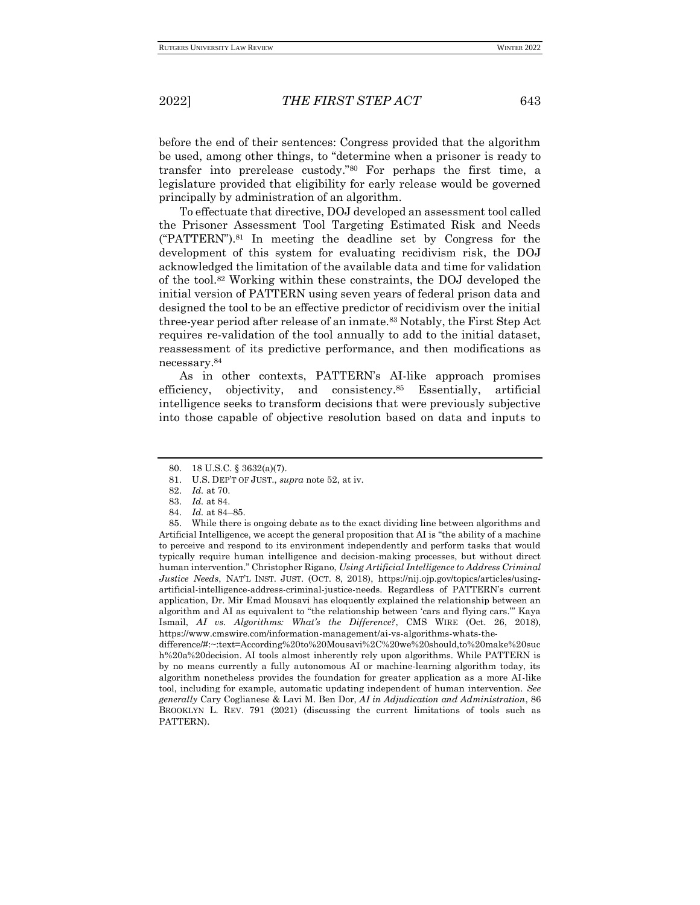before the end of their sentences: Congress provided that the algorithm be used, among other things, to "determine when a prisoner is ready to transfer into prerelease custody."[80] For perhaps the first time, a legislature provided that eligibility for early release would be governed principally by administration of an algorithm.

To effectuate that directive, DOJ developed an assessment tool called the Prisoner Assessment Tool Targeting Estimated Risk and Needs ("PATTERN").[81] In meeting the deadline set by Congress for the development of this system for evaluating recidivism risk, the DOJ acknowledged the limitation of the available data and time for validation of the tool.[82] Working within these constraints, the DOJ developed the initial version of PATTERN using seven years of federal prison data and designed the tool to be an effective predictor of recidivism over the initial three-year period after release of an inmate.[83] Notably, the First Step Act requires re-validation of the tool annually to add to the initial dataset, reassessment of its predictive performance, and then modifications as necessary.[84]

As in other contexts, PATTERN's AI-like approach promises efficiency, objectivity, and consistency.[85] Essentially, artificial intelligence seeks to transform decisions that were previously subjective into those capable of objective resolution based on data and inputs to

---

80. 18 U.S.C. § 3632(a)(7).

81. U.S. DEP'T OF JUST., *supra* note 52, at iv.

82. *Id.* at 70.

83. *Id.* at 84.

84. *Id.* at 84–85.

85. While there is ongoing debate as to the exact dividing line between algorithms and Artificial Intelligence, we accept the general proposition that AI is "the ability of a machine to perceive and respond to its environment independently and perform tasks that would typically require human intelligence and decision-making processes, but without direct human intervention." Christopher Rigano, *Using Artificial Intelligence to Address Criminal Justice Needs*, NAT'L INST. JUST. (OCT. 8, 2018), https://nij.ojp.gov/topics/articles/using-artificial-intelligence-address-criminal-justice-needs. Regardless of PATTERN's current application, Dr. Mir Emad Mousavi has eloquently explained the relationship between an algorithm and AI as equivalent to "the relationship between 'cars and flying cars.'" Kaya Ismail, *AI vs. Algorithms: What's the Difference?*, CMS WIRE (Oct. 26, 2018), https://www.cmswire.com/information-management/ai-vs-algorithms-whats-the-difference/#:~:text=According%20to%20Mousavi%2C%20we%20should,to%20make%20such%20a%20decision. AI tools almost inherently rely upon algorithms. While PATTERN is by no means currently a fully autonomous AI or machine-learning algorithm today, its algorithm nonetheless provides the foundation for greater application as a more AI-like tool, including for example, automatic updating independent of human intervention. *See generally* Cary Coglianese & Lavi M. Ben Dor, *AI in Adjudication and Administration*, 86 BROOKLYN L. REV. 791 (2021) (discussing the current limitations of tools such as PATTERN).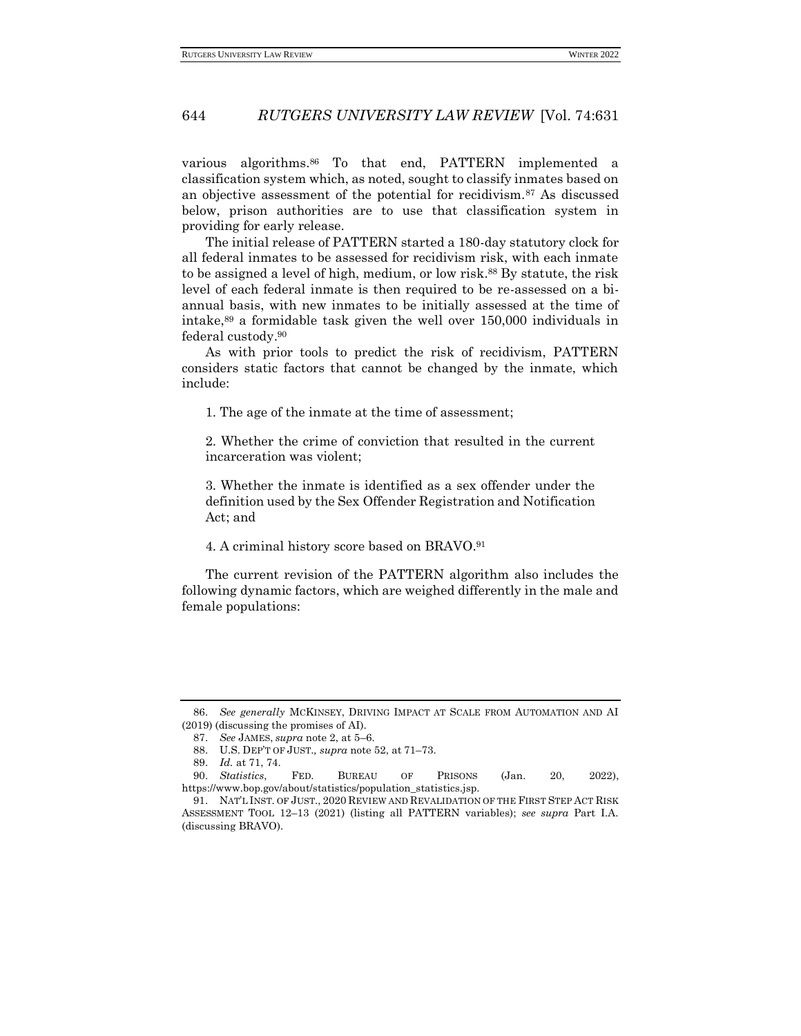various algorithms.[86] To that end, PATTERN implemented a classification system which, as noted, sought to classify inmates based on an objective assessment of the potential for recidivism.[87] As discussed below, prison authorities are to use that classification system in providing for early release.

The initial release of PATTERN started a 180-day statutory clock for all federal inmates to be assessed for recidivism risk, with each inmate to be assigned a level of high, medium, or low risk.[88] By statute, the risk level of each federal inmate is then required to be re-assessed on a bi-annual basis, with new inmates to be initially assessed at the time of intake,[89] a formidable task given the well over 150,000 individuals in federal custody.[90]

As with prior tools to predict the risk of recidivism, PATTERN considers static factors that cannot be changed by the inmate, which include:

> 1. The age of the inmate at the time of assessment;
>
> 2. Whether the crime of conviction that resulted in the current incarceration was violent;
>
> 3. Whether the inmate is identified as a sex offender under the definition used by the Sex Offender Registration and Notification Act; and
>
> 4. A criminal history score based on BRAVO.[91]

The current revision of the PATTERN algorithm also includes the following dynamic factors, which are weighed differently in the male and female populations:

---

86. *See generally* MCKINSEY, DRIVING IMPACT AT SCALE FROM AUTOMATION AND AI (2019) (discussing the promises of AI).

87. *See* JAMES, *supra* note 2, at 5–6.

88. U.S. DEP'T OF JUST., *supra* note 52, at 71–73.

89. *Id.* at 71, 74.

90. *Statistics*, FED. BUREAU OF PRISONS (Jan. 20, 2022), https://www.bop.gov/about/statistics/population_statistics.jsp.

91. NAT'L INST. OF JUST., 2020 REVIEW AND REVALIDATION OF THE FIRST STEP ACT RISK ASSESSMENT TOOL 12–13 (2021) (listing all PATTERN variables); *see supra* Part I.A. (discussing BRAVO).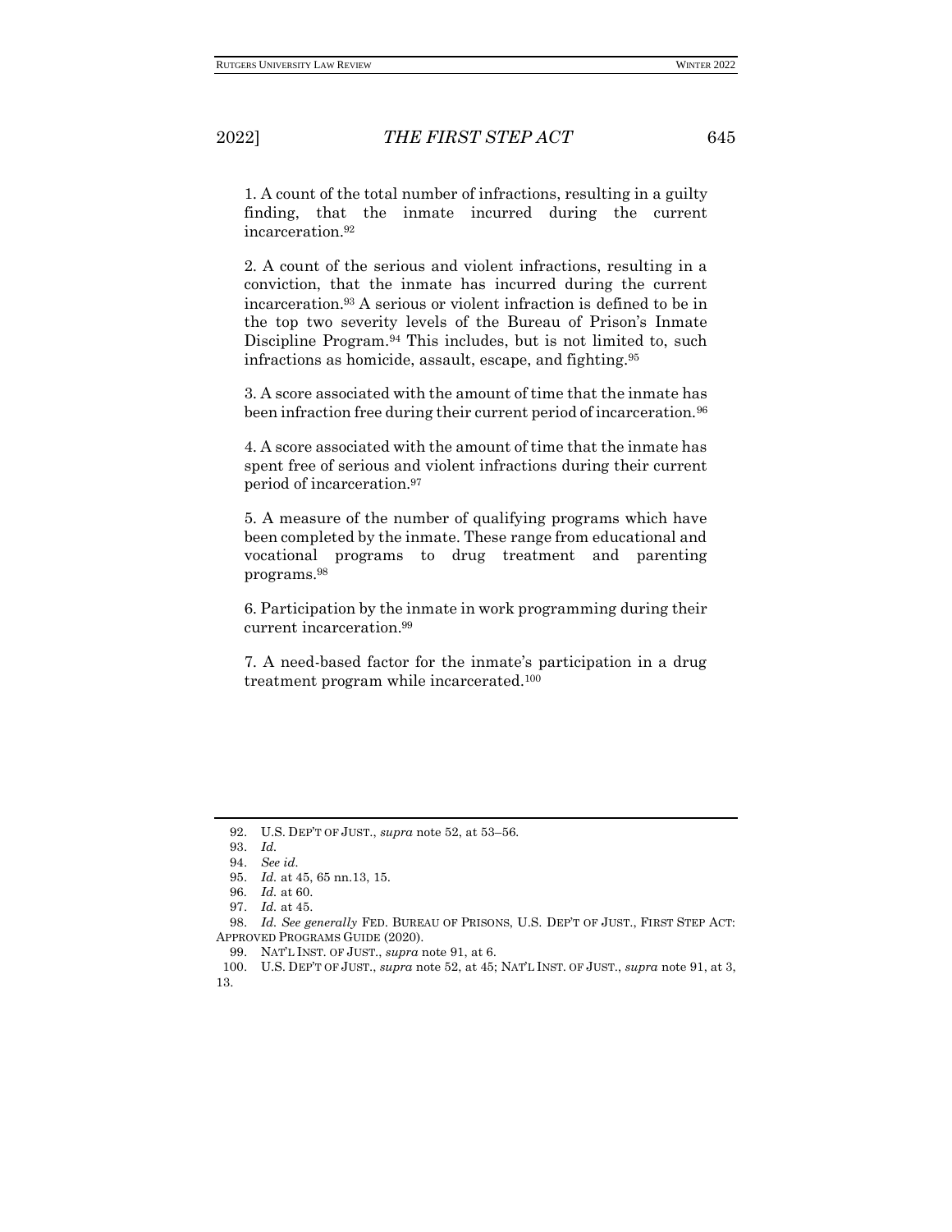1. A count of the total number of infractions, resulting in a guilty finding, that the inmate incurred during the current incarceration.[92]

2. A count of the serious and violent infractions, resulting in a conviction, that the inmate has incurred during the current incarceration.[93] A serious or violent infraction is defined to be in the top two severity levels of the Bureau of Prison's Inmate Discipline Program.[94] This includes, but is not limited to, such infractions as homicide, assault, escape, and fighting.[95]

3. A score associated with the amount of time that the inmate has been infraction free during their current period of incarceration.[96]

4. A score associated with the amount of time that the inmate has spent free of serious and violent infractions during their current period of incarceration.[97]

5. A measure of the number of qualifying programs which have been completed by the inmate. These range from educational and vocational programs to drug treatment and parenting programs.[98]

6. Participation by the inmate in work programming during their current incarceration.[99]

7. A need-based factor for the inmate's participation in a drug treatment program while incarcerated.[100]

---

92. U.S. DEP'T OF JUST., *supra* note 52, at 53–56.

93. *Id.*

94. *See id.*

95. *Id.* at 45, 65 nn.13, 15.

96. *Id.* at 60.

97. *Id.* at 45.

98. *Id. See generally* FED. BUREAU OF PRISONS, U.S. DEP'T OF JUST., FIRST STEP ACT: APPROVED PROGRAMS GUIDE (2020).

99. NAT'L INST. OF JUST., *supra* note 91, at 6.

100. U.S. DEP'T OF JUST., *supra* note 52, at 45; NAT'L INST. OF JUST., *supra* note 91, at 3, 13.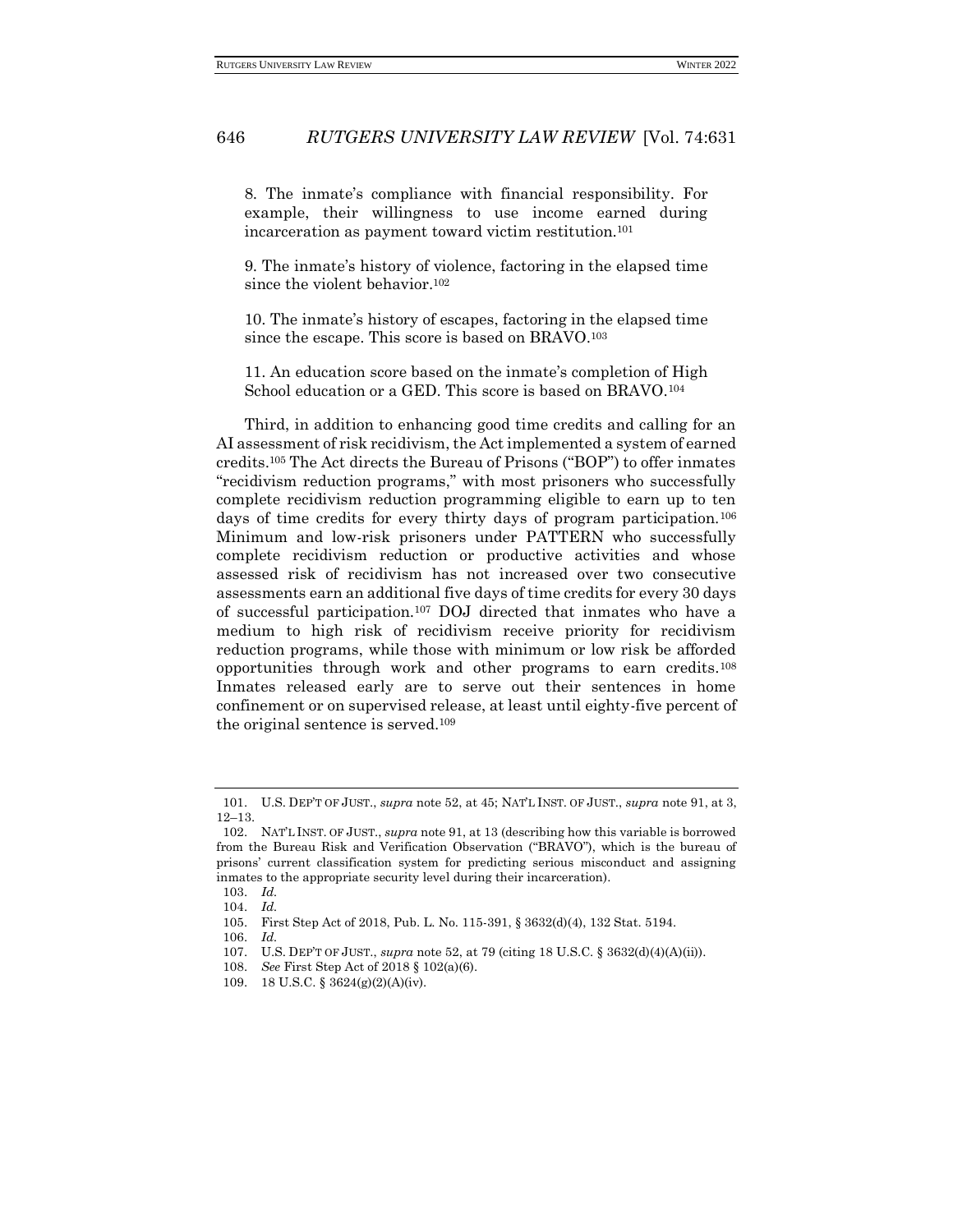8. The inmate's compliance with financial responsibility. For example, their willingness to use income earned during incarceration as payment toward victim restitution.[101]

9. The inmate's history of violence, factoring in the elapsed time since the violent behavior.[102]

10. The inmate's history of escapes, factoring in the elapsed time since the escape. This score is based on BRAVO.[103]

11. An education score based on the inmate's completion of High School education or a GED. This score is based on BRAVO.[104]

Third, in addition to enhancing good time credits and calling for an AI assessment of risk recidivism, the Act implemented a system of earned credits.[105] The Act directs the Bureau of Prisons ("BOP") to offer inmates "recidivism reduction programs," with most prisoners who successfully complete recidivism reduction programming eligible to earn up to ten days of time credits for every thirty days of program participation.[106] Minimum and low-risk prisoners under PATTERN who successfully complete recidivism reduction or productive activities and whose assessed risk of recidivism has not increased over two consecutive assessments earn an additional five days of time credits for every 30 days of successful participation.[107] DOJ directed that inmates who have a medium to high risk of recidivism receive priority for recidivism reduction programs, while those with minimum or low risk be afforded opportunities through work and other programs to earn credits.[108] Inmates released early are to serve out their sentences in home confinement or on supervised release, at least until eighty-five percent of the original sentence is served.[109]

---

101. U.S. DEP'T OF JUST., *supra* note 52, at 45; NAT'L INST. OF JUST., *supra* note 91, at 3, 12–13.

102. NAT'L INST. OF JUST., *supra* note 91, at 13 (describing how this variable is borrowed from the Bureau Risk and Verification Observation ("BRAVO"), which is the bureau of prisons' current classification system for predicting serious misconduct and assigning inmates to the appropriate security level during their incarceration).

103. *Id.*

104. *Id.*

105. First Step Act of 2018, Pub. L. No. 115-391, § 3632(d)(4), 132 Stat. 5194.

106. *Id.*

107. U.S. DEP'T OF JUST., *supra* note 52, at 79 (citing 18 U.S.C. § 3632(d)(4)(A)(ii)).

108. *See* First Step Act of 2018 § 102(a)(6).

109. 18 U.S.C. § 3624(g)(2)(A)(iv).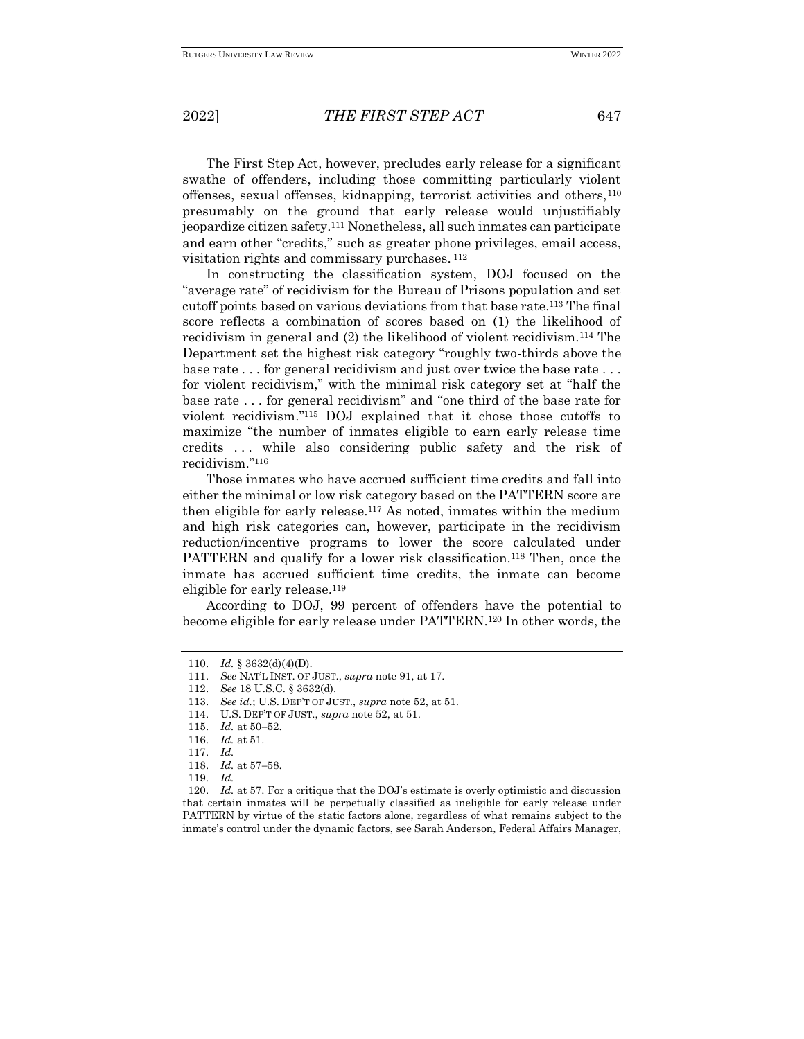The First Step Act, however, precludes early release for a significant swathe of offenders, including those committing particularly violent offenses, sexual offenses, kidnapping, terrorist activities and others,[110] presumably on the ground that early release would unjustifiably jeopardize citizen safety.[111] Nonetheless, all such inmates can participate and earn other "credits," such as greater phone privileges, email access, visitation rights and commissary purchases.[112]

In constructing the classification system, DOJ focused on the "average rate" of recidivism for the Bureau of Prisons population and set cutoff points based on various deviations from that base rate.[113] The final score reflects a combination of scores based on (1) the likelihood of recidivism in general and (2) the likelihood of violent recidivism.[114] The Department set the highest risk category "roughly two-thirds above the base rate . . . for general recidivism and just over twice the base rate . . . for violent recidivism," with the minimal risk category set at "half the base rate . . . for general recidivism" and "one third of the base rate for violent recidivism."[115] DOJ explained that it chose those cutoffs to maximize "the number of inmates eligible to earn early release time credits . . . while also considering public safety and the risk of recidivism."[116]

Those inmates who have accrued sufficient time credits and fall into either the minimal or low risk category based on the PATTERN score are then eligible for early release.[117] As noted, inmates within the medium and high risk categories can, however, participate in the recidivism reduction/incentive programs to lower the score calculated under PATTERN and qualify for a lower risk classification.[118] Then, once the inmate has accrued sufficient time credits, the inmate can become eligible for early release.[119]

According to DOJ, 99 percent of offenders have the potential to become eligible for early release under PATTERN.[120] In other words, the

---

110. *Id.* § 3632(d)(4)(D).

111. *See* NAT'L INST. OF JUST., *supra* note 91, at 17.

112. *See* 18 U.S.C. § 3632(d).

113. *See id.*; U.S. DEP'T OF JUST., *supra* note 52, at 51.

114. U.S. DEP'T OF JUST., *supra* note 52, at 51.

115. *Id.* at 50–52.

116. *Id.* at 51.

117. *Id.*

118. *Id.* at 57–58.

119. *Id.*

120. *Id.* at 57. For a critique that the DOJ's estimate is overly optimistic and discussion that certain inmates will be perpetually classified as ineligible for early release under PATTERN by virtue of the static factors alone, regardless of what remains subject to the inmate's control under the dynamic factors, see Sarah Anderson, Federal Affairs Manager,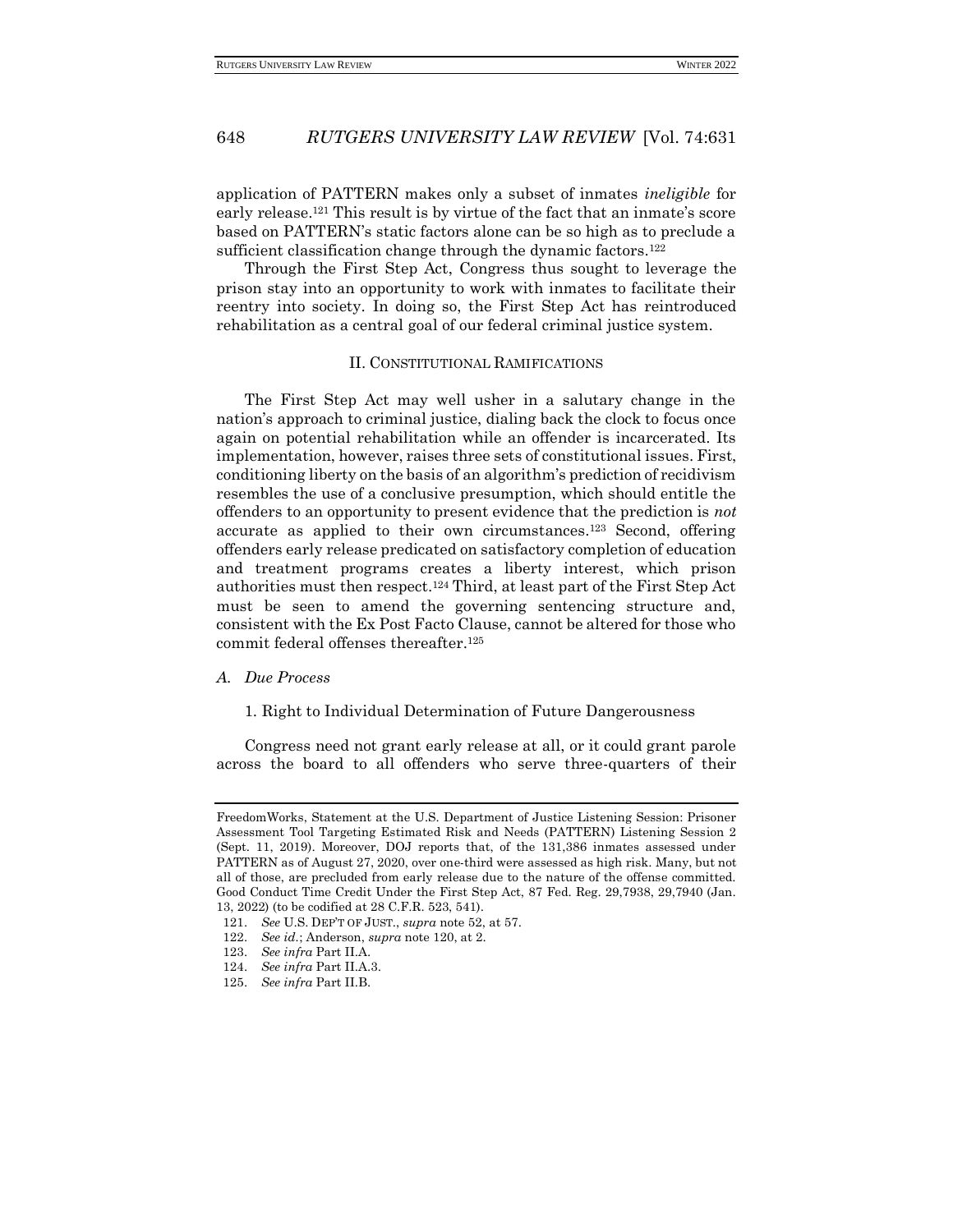application of PATTERN makes only a subset of inmates *ineligible* for early release.[121] This result is by virtue of the fact that an inmate's score based on PATTERN's static factors alone can be so high as to preclude a sufficient classification change through the dynamic factors.[122]

Through the First Step Act, Congress thus sought to leverage the prison stay into an opportunity to work with inmates to facilitate their reentry into society. In doing so, the First Step Act has reintroduced rehabilitation as a central goal of our federal criminal justice system.

## II. CONSTITUTIONAL RAMIFICATIONS

The First Step Act may well usher in a salutary change in the nation's approach to criminal justice, dialing back the clock to focus once again on potential rehabilitation while an offender is incarcerated. Its implementation, however, raises three sets of constitutional issues. First, conditioning liberty on the basis of an algorithm's prediction of recidivism resembles the use of a conclusive presumption, which should entitle the offenders to an opportunity to present evidence that the prediction is *not* accurate as applied to their own circumstances.[123] Second, offering offenders early release predicated on satisfactory completion of education and treatment programs creates a liberty interest, which prison authorities must then respect.[124] Third, at least part of the First Step Act must be seen to amend the governing sentencing structure and, consistent with the Ex Post Facto Clause, cannot be altered for those who commit federal offenses thereafter.[125]

### *A. Due Process*

#### 1. Right to Individual Determination of Future Dangerousness

Congress need not grant early release at all, or it could grant parole across the board to all offenders who serve three-quarters of their

---

FreedomWorks, Statement at the U.S. Department of Justice Listening Session: Prisoner Assessment Tool Targeting Estimated Risk and Needs (PATTERN) Listening Session 2 (Sept. 11, 2019). Moreover, DOJ reports that, of the 131,386 inmates assessed under PATTERN as of August 27, 2020, over one-third were assessed as high risk. Many, but not all of those, are precluded from early release due to the nature of the offense committed. Good Conduct Time Credit Under the First Step Act, 87 Fed. Reg. 29,7938, 29,7940 (Jan. 13, 2022) (to be codified at 28 C.F.R. 523, 541).

121. *See* U.S. DEP'T OF JUST., *supra* note 52, at 57.

122. *See id.*; Anderson, *supra* note 120, at 2.

123. *See infra* Part II.A.

124. *See infra* Part II.A.3.

125. *See infra* Part II.B.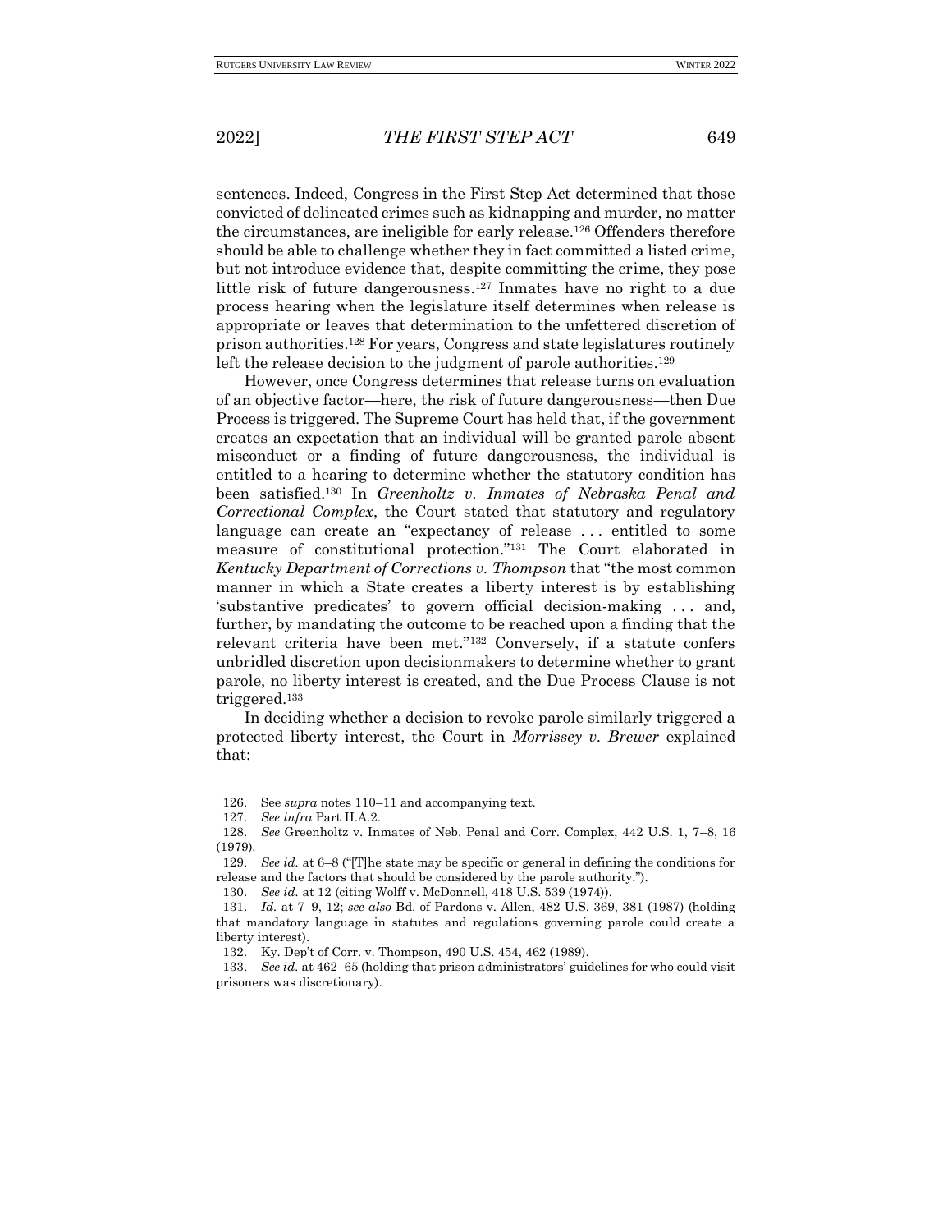sentences. Indeed, Congress in the First Step Act determined that those convicted of delineated crimes such as kidnapping and murder, no matter the circumstances, are ineligible for early release.[126] Offenders therefore should be able to challenge whether they in fact committed a listed crime, but not introduce evidence that, despite committing the crime, they pose little risk of future dangerousness.[127] Inmates have no right to a due process hearing when the legislature itself determines when release is appropriate or leaves that determination to the unfettered discretion of prison authorities.[128] For years, Congress and state legislatures routinely left the release decision to the judgment of parole authorities.[129]

However, once Congress determines that release turns on evaluation of an objective factor—here, the risk of future dangerousness—then Due Process is triggered. The Supreme Court has held that, if the government creates an expectation that an individual will be granted parole absent misconduct or a finding of future dangerousness, the individual is entitled to a hearing to determine whether the statutory condition has been satisfied.[130] In *Greenholtz v. Inmates of Nebraska Penal and Correctional Complex*, the Court stated that statutory and regulatory language can create an "expectancy of release . . . entitled to some measure of constitutional protection."[131] The Court elaborated in *Kentucky Department of Corrections v. Thompson* that "the most common manner in which a State creates a liberty interest is by establishing 'substantive predicates' to govern official decision-making . . . and, further, by mandating the outcome to be reached upon a finding that the relevant criteria have been met."[132] Conversely, if a statute confers unbridled discretion upon decisionmakers to determine whether to grant parole, no liberty interest is created, and the Due Process Clause is not triggered.[133]

In deciding whether a decision to revoke parole similarly triggered a protected liberty interest, the Court in *Morrissey v. Brewer* explained that:

---

126. See *supra* notes 110–11 and accompanying text.

127. *See infra* Part II.A.2.

128. *See* Greenholtz v. Inmates of Neb. Penal and Corr. Complex, 442 U.S. 1, 7–8, 16 (1979).

129. *See id.* at 6–8 ("[T]he state may be specific or general in defining the conditions for release and the factors that should be considered by the parole authority.").

130. *See id.* at 12 (citing Wolff v. McDonnell, 418 U.S. 539 (1974)).

131. *Id.* at 7–9, 12; *see also* Bd. of Pardons v. Allen, 482 U.S. 369, 381 (1987) (holding that mandatory language in statutes and regulations governing parole could create a liberty interest).

132. Ky. Dep't of Corr. v. Thompson, 490 U.S. 454, 462 (1989).

133. *See id.* at 462–65 (holding that prison administrators' guidelines for who could visit prisoners was discretionary).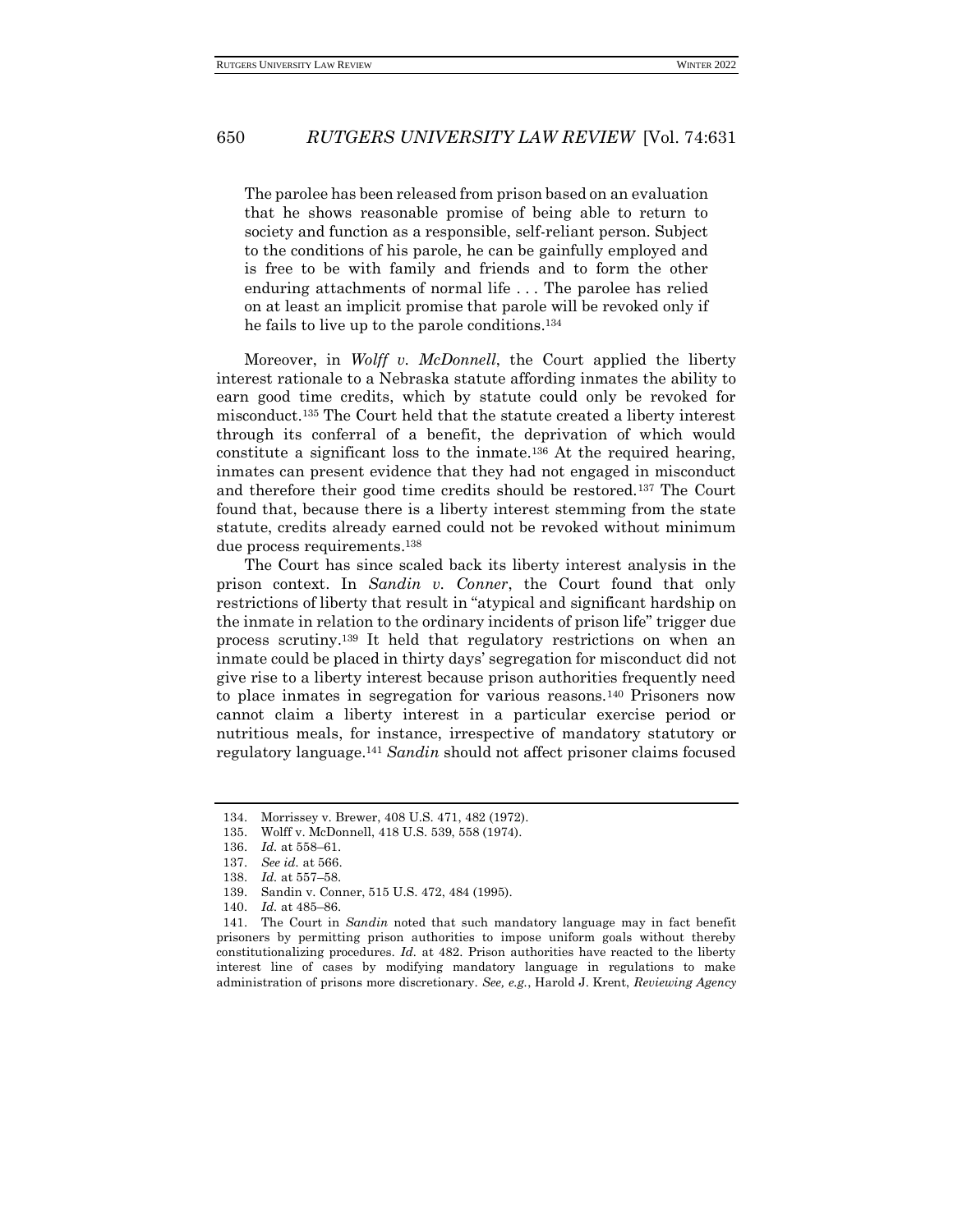> The parolee has been released from prison based on an evaluation that he shows reasonable promise of being able to return to society and function as a responsible, self-reliant person. Subject to the conditions of his parole, he can be gainfully employed and is free to be with family and friends and to form the other enduring attachments of normal life . . . The parolee has relied on at least an implicit promise that parole will be revoked only if he fails to live up to the parole conditions.[134]

Moreover, in *Wolff v. McDonnell*, the Court applied the liberty interest rationale to a Nebraska statute affording inmates the ability to earn good time credits, which by statute could only be revoked for misconduct.[135] The Court held that the statute created a liberty interest through its conferral of a benefit, the deprivation of which would constitute a significant loss to the inmate.[136] At the required hearing, inmates can present evidence that they had not engaged in misconduct and therefore their good time credits should be restored.[137] The Court found that, because there is a liberty interest stemming from the state statute, credits already earned could not be revoked without minimum due process requirements.[138]

The Court has since scaled back its liberty interest analysis in the prison context. In *Sandin v. Conner*, the Court found that only restrictions of liberty that result in "atypical and significant hardship on the inmate in relation to the ordinary incidents of prison life" trigger due process scrutiny.[139] It held that regulatory restrictions on when an inmate could be placed in thirty days' segregation for misconduct did not give rise to a liberty interest because prison authorities frequently need to place inmates in segregation for various reasons.[140] Prisoners now cannot claim a liberty interest in a particular exercise period or nutritious meals, for instance, irrespective of mandatory statutory or regulatory language.[141] *Sandin* should not affect prisoner claims focused

---

134. Morrissey v. Brewer, 408 U.S. 471, 482 (1972).

135. Wolff v. McDonnell, 418 U.S. 539, 558 (1974).

136. *Id.* at 558–61.

137. *See id.* at 566.

138. *Id.* at 557–58.

139. Sandin v. Conner, 515 U.S. 472, 484 (1995).

140. *Id.* at 485–86.

141. The Court in *Sandin* noted that such mandatory language may in fact benefit prisoners by permitting prison authorities to impose uniform goals without thereby constitutionalizing procedures. *Id.* at 482. Prison authorities have reacted to the liberty interest line of cases by modifying mandatory language in regulations to make administration of prisons more discretionary. *See, e.g.*, Harold J. Krent, *Reviewing Agency*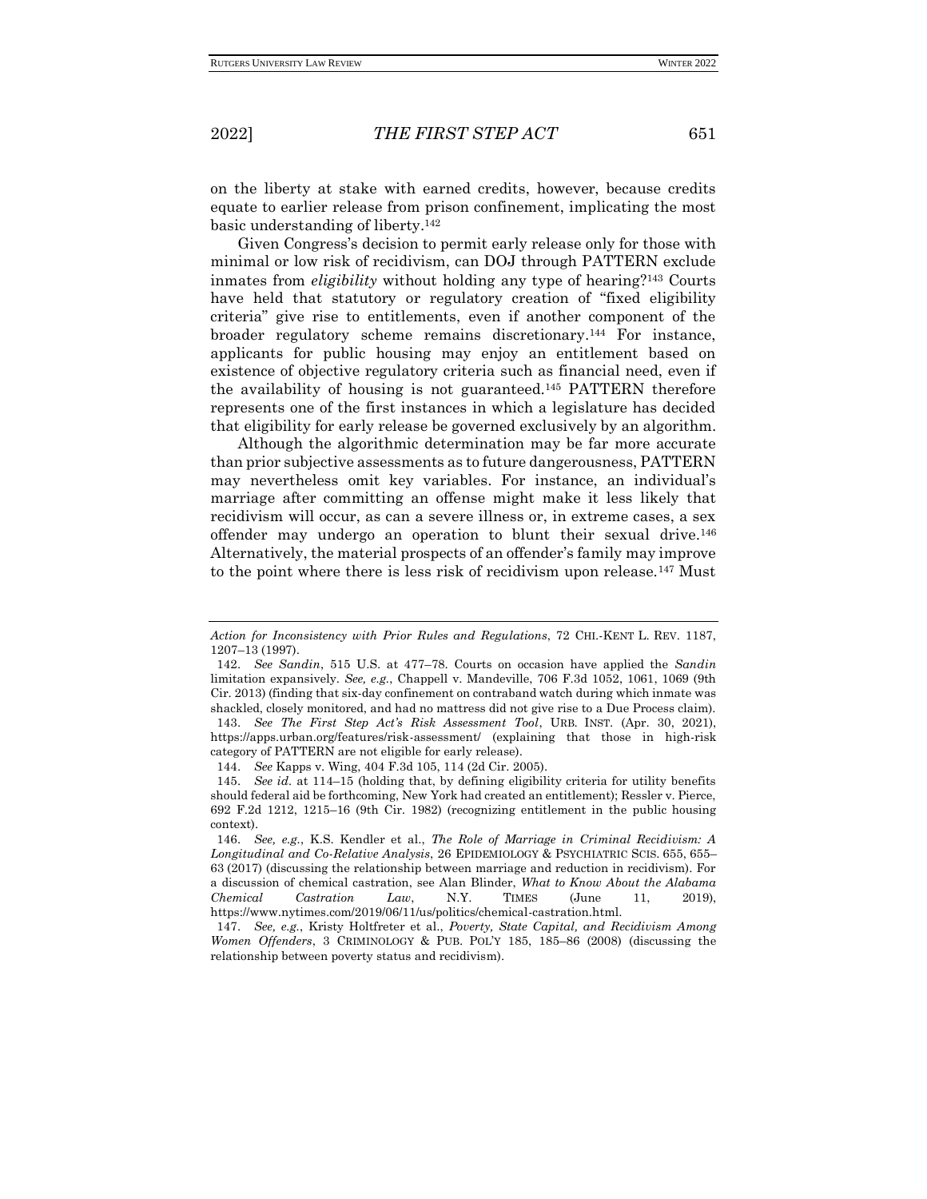on the liberty at stake with earned credits, however, because credits equate to earlier release from prison confinement, implicating the most basic understanding of liberty.[142]

Given Congress's decision to permit early release only for those with minimal or low risk of recidivism, can DOJ through PATTERN exclude inmates from *eligibility* without holding any type of hearing?[143] Courts have held that statutory or regulatory creation of "fixed eligibility criteria" give rise to entitlements, even if another component of the broader regulatory scheme remains discretionary.[144] For instance, applicants for public housing may enjoy an entitlement based on existence of objective regulatory criteria such as financial need, even if the availability of housing is not guaranteed.[145] PATTERN therefore represents one of the first instances in which a legislature has decided that eligibility for early release be governed exclusively by an algorithm.

Although the algorithmic determination may be far more accurate than prior subjective assessments as to future dangerousness, PATTERN may nevertheless omit key variables. For instance, an individual's marriage after committing an offense might make it less likely that recidivism will occur, as can a severe illness or, in extreme cases, a sex offender may undergo an operation to blunt their sexual drive.[146] Alternatively, the material prospects of an offender's family may improve to the point where there is less risk of recidivism upon release.[147] Must

---

*Action for Inconsistency with Prior Rules and Regulations*, 72 CHI.-KENT L. REV. 1187, 1207–13 (1997).

142. *See Sandin*, 515 U.S. at 477–78. Courts on occasion have applied the *Sandin* limitation expansively. *See, e.g.*, Chappell v. Mandeville, 706 F.3d 1052, 1061, 1069 (9th Cir. 2013) (finding that six-day confinement on contraband watch during which inmate was shackled, closely monitored, and had no mattress did not give rise to a Due Process claim).

143. *See The First Step Act's Risk Assessment Tool*, URB. INST. (Apr. 30, 2021), https://apps.urban.org/features/risk-assessment/ (explaining that those in high-risk category of PATTERN are not eligible for early release).

144. *See* Kapps v. Wing, 404 F.3d 105, 114 (2d Cir. 2005).

145. *See id.* at 114–15 (holding that, by defining eligibility criteria for utility benefits should federal aid be forthcoming, New York had created an entitlement); Ressler v. Pierce, 692 F.2d 1212, 1215–16 (9th Cir. 1982) (recognizing entitlement in the public housing context).

146. *See, e.g.*, K.S. Kendler et al., *The Role of Marriage in Criminal Recidivism: A Longitudinal and Co-Relative Analysis*, 26 EPIDEMIOLOGY & PSYCHIATRIC SCIS. 655, 655–63 (2017) (discussing the relationship between marriage and reduction in recidivism). For a discussion of chemical castration, see Alan Blinder, *What to Know About the Alabama Chemical Castration Law*, N.Y. TIMES (June 11, 2019), https://www.nytimes.com/2019/06/11/us/politics/chemical-castration.html.

147. *See, e.g.*, Kristy Holtfreter et al., *Poverty, State Capital, and Recidivism Among Women Offenders*, 3 CRIMINOLOGY & PUB. POL'Y 185, 185–86 (2008) (discussing the relationship between poverty status and recidivism).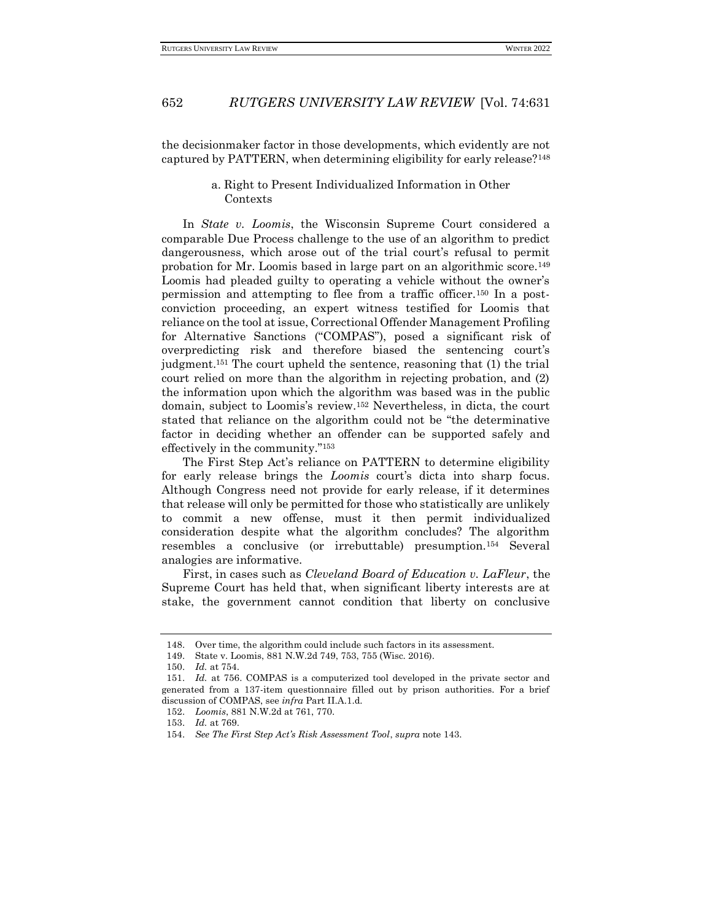the decisionmaker factor in those developments, which evidently are not captured by PATTERN, when determining eligibility for early release?[148]

#### a. Right to Present Individualized Information in Other Contexts

In *State v. Loomis*, the Wisconsin Supreme Court considered a comparable Due Process challenge to the use of an algorithm to predict dangerousness, which arose out of the trial court's refusal to permit probation for Mr. Loomis based in large part on an algorithmic score.[149] Loomis had pleaded guilty to operating a vehicle without the owner's permission and attempting to flee from a traffic officer.[150] In a post-conviction proceeding, an expert witness testified for Loomis that reliance on the tool at issue, Correctional Offender Management Profiling for Alternative Sanctions ("COMPAS"), posed a significant risk of overpredicting risk and therefore biased the sentencing court's judgment.[151] The court upheld the sentence, reasoning that (1) the trial court relied on more than the algorithm in rejecting probation, and (2) the information upon which the algorithm was based was in the public domain, subject to Loomis's review.[152] Nevertheless, in dicta, the court stated that reliance on the algorithm could not be "the determinative factor in deciding whether an offender can be supported safely and effectively in the community."[153]

The First Step Act's reliance on PATTERN to determine eligibility for early release brings the *Loomis* court's dicta into sharp focus. Although Congress need not provide for early release, if it determines that release will only be permitted for those who statistically are unlikely to commit a new offense, must it then permit individualized consideration despite what the algorithm concludes? The algorithm resembles a conclusive (or irrebuttable) presumption.[154] Several analogies are informative.

First, in cases such as *Cleveland Board of Education v. LaFleur*, the Supreme Court has held that, when significant liberty interests are at stake, the government cannot condition that liberty on conclusive

---

148. Over time, the algorithm could include such factors in its assessment.

149. State v. Loomis, 881 N.W.2d 749, 753, 755 (Wisc. 2016).

150. *Id.* at 754.

151. *Id.* at 756. COMPAS is a computerized tool developed in the private sector and generated from a 137-item questionnaire filled out by prison authorities. For a brief discussion of COMPAS, see *infra* Part II.A.1.d.

152. *Loomis*, 881 N.W.2d at 761, 770.

153. *Id.* at 769.

154. *See The First Step Act's Risk Assessment Tool*, *supra* note 143.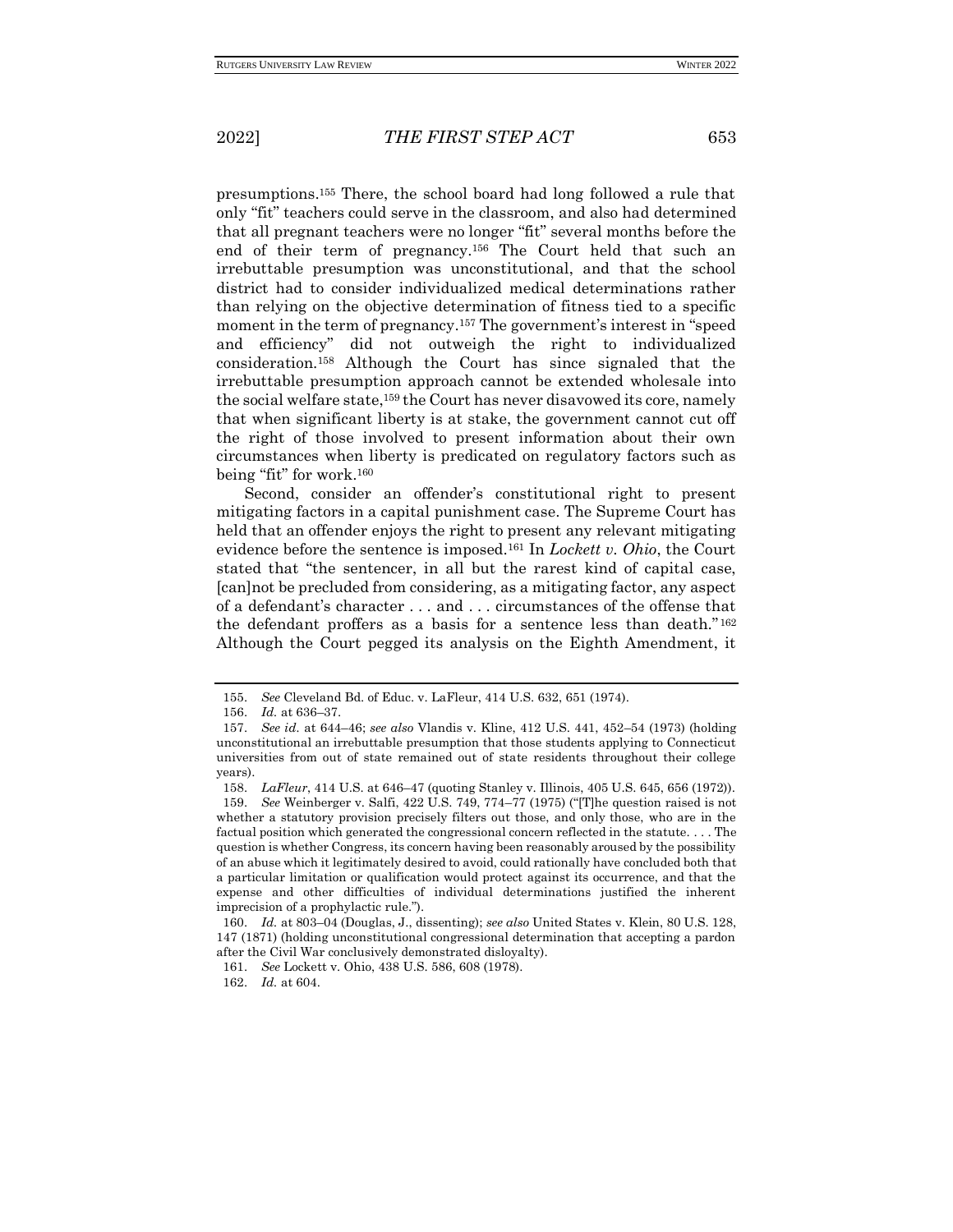presumptions.[155] There, the school board had long followed a rule that only "fit" teachers could serve in the classroom, and also had determined that all pregnant teachers were no longer "fit" several months before the end of their term of pregnancy.[156] The Court held that such an irrebuttable presumption was unconstitutional, and that the school district had to consider individualized medical determinations rather than relying on the objective determination of fitness tied to a specific moment in the term of pregnancy.[157] The government's interest in "speed and efficiency" did not outweigh the right to individualized consideration.[158] Although the Court has since signaled that the irrebuttable presumption approach cannot be extended wholesale into the social welfare state,[159] the Court has never disavowed its core, namely that when significant liberty is at stake, the government cannot cut off the right of those involved to present information about their own circumstances when liberty is predicated on regulatory factors such as being "fit" for work.[160]

Second, consider an offender's constitutional right to present mitigating factors in a capital punishment case. The Supreme Court has held that an offender enjoys the right to present any relevant mitigating evidence before the sentence is imposed.[161] In *Lockett v. Ohio*, the Court stated that "the sentencer, in all but the rarest kind of capital case, [can]not be precluded from considering, as a mitigating factor, any aspect of a defendant's character . . . and . . . circumstances of the offense that the defendant proffers as a basis for a sentence less than death."[162] Although the Court pegged its analysis on the Eighth Amendment, it

---

155. *See* Cleveland Bd. of Educ. v. LaFleur, 414 U.S. 632, 651 (1974).

156. *Id.* at 636–37.

157. *See id.* at 644–46; *see also* Vlandis v. Kline, 412 U.S. 441, 452–54 (1973) (holding unconstitutional an irrebuttable presumption that those students applying to Connecticut universities from out of state remained out of state residents throughout their college years).

158. *LaFleur*, 414 U.S. at 646–47 (quoting Stanley v. Illinois, 405 U.S. 645, 656 (1972)).

159. *See* Weinberger v. Salfi, 422 U.S. 749, 774–77 (1975) ("[T]he question raised is not whether a statutory provision precisely filters out those, and only those, who are in the factual position which generated the congressional concern reflected in the statute. . . . The question is whether Congress, its concern having been reasonably aroused by the possibility of an abuse which it legitimately desired to avoid, could rationally have concluded both that a particular limitation or qualification would protect against its occurrence, and that the expense and other difficulties of individual determinations justified the inherent imprecision of a prophylactic rule.").

160. *Id.* at 803–04 (Douglas, J., dissenting); *see also* United States v. Klein, 80 U.S. 128, 147 (1871) (holding unconstitutional congressional determination that accepting a pardon after the Civil War conclusively demonstrated disloyalty).

161. *See* Lockett v. Ohio, 438 U.S. 586, 608 (1978).

162. *Id.* at 604.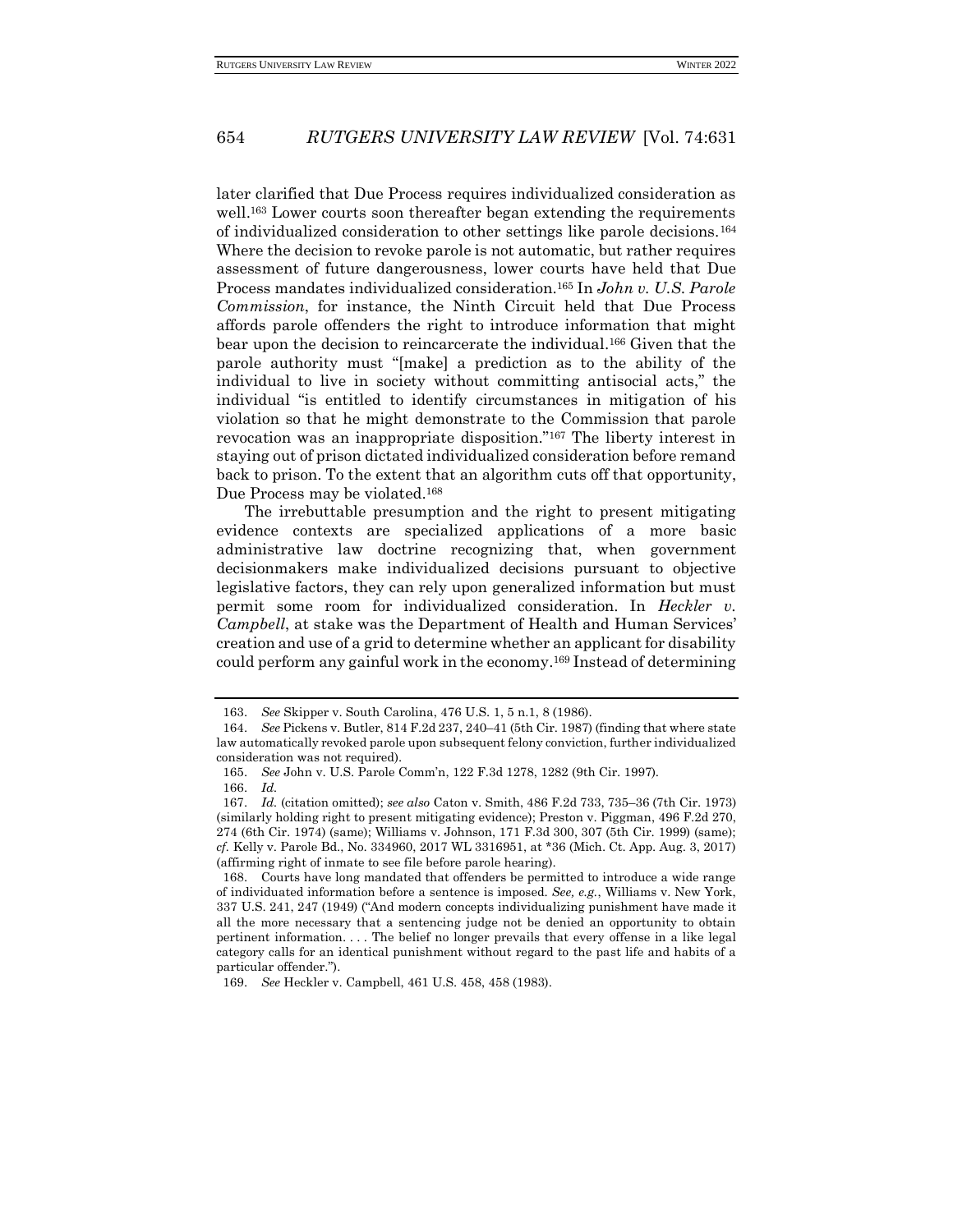later clarified that Due Process requires individualized consideration as well.[163] Lower courts soon thereafter began extending the requirements of individualized consideration to other settings like parole decisions.[164] Where the decision to revoke parole is not automatic, but rather requires assessment of future dangerousness, lower courts have held that Due Process mandates individualized consideration.[165] In *John v. U.S. Parole Commission*, for instance, the Ninth Circuit held that Due Process affords parole offenders the right to introduce information that might bear upon the decision to reincarcerate the individual.[166] Given that the parole authority must "[make] a prediction as to the ability of the individual to live in society without committing antisocial acts," the individual "is entitled to identify circumstances in mitigation of his violation so that he might demonstrate to the Commission that parole revocation was an inappropriate disposition."[167] The liberty interest in staying out of prison dictated individualized consideration before remand back to prison. To the extent that an algorithm cuts off that opportunity, Due Process may be violated.[168]

The irrebuttable presumption and the right to present mitigating evidence contexts are specialized applications of a more basic administrative law doctrine recognizing that, when government decisionmakers make individualized decisions pursuant to objective legislative factors, they can rely upon generalized information but must permit some room for individualized consideration. In *Heckler v. Campbell*, at stake was the Department of Health and Human Services' creation and use of a grid to determine whether an applicant for disability could perform any gainful work in the economy.[169] Instead of determining

---

163. *See* Skipper v. South Carolina, 476 U.S. 1, 5 n.1, 8 (1986).

164. *See* Pickens v. Butler, 814 F.2d 237, 240–41 (5th Cir. 1987) (finding that where state law automatically revoked parole upon subsequent felony conviction, further individualized consideration was not required).

165. *See* John v. U.S. Parole Comm'n, 122 F.3d 1278, 1282 (9th Cir. 1997).

166. *Id.*

167. *Id.* (citation omitted); *see also* Caton v. Smith, 486 F.2d 733, 735–36 (7th Cir. 1973) (similarly holding right to present mitigating evidence); Preston v. Piggman, 496 F.2d 270, 274 (6th Cir. 1974) (same); Williams v. Johnson, 171 F.3d 300, 307 (5th Cir. 1999) (same); *cf.* Kelly v. Parole Bd., No. 334960, 2017 WL 3316951, at *36 (Mich. Ct. App. Aug. 3, 2017) (affirming right of inmate to see file before parole hearing).

168. Courts have long mandated that offenders be permitted to introduce a wide range of individuated information before a sentence is imposed. *See, e.g.*, Williams v. New York, 337 U.S. 241, 247 (1949) ("And modern concepts individualizing punishment have made it all the more necessary that a sentencing judge not be denied an opportunity to obtain pertinent information. . . . The belief no longer prevails that every offense in a like legal category calls for an identical punishment without regard to the past life and habits of a particular offender.").

169. *See* Heckler v. Campbell, 461 U.S. 458, 458 (1983).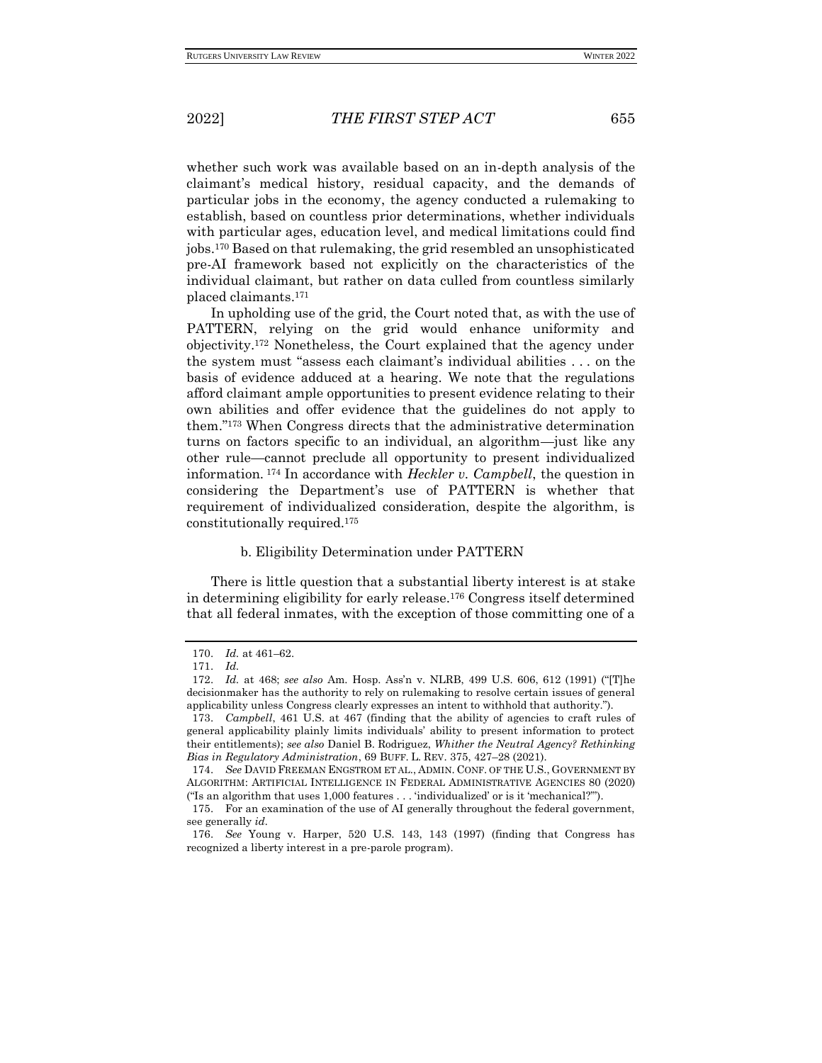whether such work was available based on an in-depth analysis of the claimant's medical history, residual capacity, and the demands of particular jobs in the economy, the agency conducted a rulemaking to establish, based on countless prior determinations, whether individuals with particular ages, education level, and medical limitations could find jobs.[170] Based on that rulemaking, the grid resembled an unsophisticated pre-AI framework based not explicitly on the characteristics of the individual claimant, but rather on data culled from countless similarly placed claimants.[171]

In upholding use of the grid, the Court noted that, as with the use of PATTERN, relying on the grid would enhance uniformity and objectivity.[172] Nonetheless, the Court explained that the agency under the system must "assess each claimant's individual abilities . . . on the basis of evidence adduced at a hearing. We note that the regulations afford claimant ample opportunities to present evidence relating to their own abilities and offer evidence that the guidelines do not apply to them."[173] When Congress directs that the administrative determination turns on factors specific to an individual, an algorithm—just like any other rule—cannot preclude all opportunity to present individualized information.[174] In accordance with *Heckler v. Campbell*, the question in considering the Department's use of PATTERN is whether that requirement of individualized consideration, despite the algorithm, is constitutionally required.[175]

#### b. Eligibility Determination under PATTERN

There is little question that a substantial liberty interest is at stake in determining eligibility for early release.[176] Congress itself determined that all federal inmates, with the exception of those committing one of a

---

170. *Id.* at 461–62.

171. *Id.*

172. *Id.* at 468; *see also* Am. Hosp. Ass'n v. NLRB, 499 U.S. 606, 612 (1991) ("[T]he decisionmaker has the authority to rely on rulemaking to resolve certain issues of general applicability unless Congress clearly expresses an intent to withhold that authority.").

173. *Campbell*, 461 U.S. at 467 (finding that the ability of agencies to craft rules of general applicability plainly limits individuals' ability to present information to protect their entitlements); *see also* Daniel B. Rodriguez, *Whither the Neutral Agency? Rethinking Bias in Regulatory Administration*, 69 BUFF. L. REV. 375, 427–28 (2021).

174. *See* DAVID FREEMAN ENGSTROM ET AL., ADMIN. CONF. OF THE U.S., GOVERNMENT BY ALGORITHM: ARTIFICIAL INTELLIGENCE IN FEDERAL ADMINISTRATIVE AGENCIES 80 (2020) ("Is an algorithm that uses 1,000 features . . . 'individualized' or is it 'mechanical?'").

175. For an examination of the use of AI generally throughout the federal government, see generally *id.*

176. *See* Young v. Harper, 520 U.S. 143, 143 (1997) (finding that Congress has recognized a liberty interest in a pre-parole program).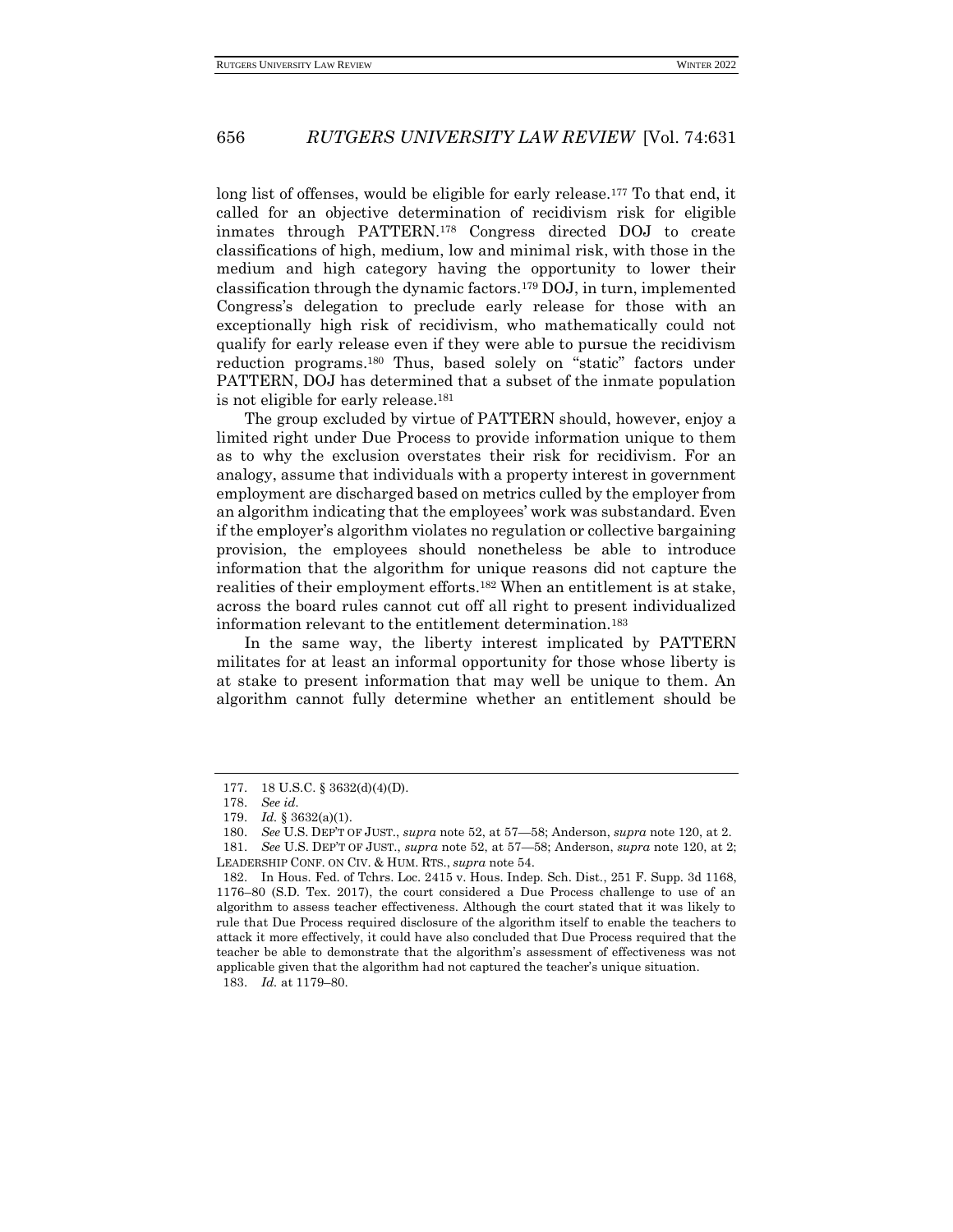long list of offenses, would be eligible for early release.[177] To that end, it called for an objective determination of recidivism risk for eligible inmates through PATTERN.[178] Congress directed DOJ to create classifications of high, medium, low and minimal risk, with those in the medium and high category having the opportunity to lower their classification through the dynamic factors.[179] DOJ, in turn, implemented Congress's delegation to preclude early release for those with an exceptionally high risk of recidivism, who mathematically could not qualify for early release even if they were able to pursue the recidivism reduction programs.[180] Thus, based solely on "static" factors under PATTERN, DOJ has determined that a subset of the inmate population is not eligible for early release.[181]

The group excluded by virtue of PATTERN should, however, enjoy a limited right under Due Process to provide information unique to them as to why the exclusion overstates their risk for recidivism. For an analogy, assume that individuals with a property interest in government employment are discharged based on metrics culled by the employer from an algorithm indicating that the employees' work was substandard. Even if the employer's algorithm violates no regulation or collective bargaining provision, the employees should nonetheless be able to introduce information that the algorithm for unique reasons did not capture the realities of their employment efforts.[182] When an entitlement is at stake, across the board rules cannot cut off all right to present individualized information relevant to the entitlement determination.[183]

In the same way, the liberty interest implicated by PATTERN militates for at least an informal opportunity for those whose liberty is at stake to present information that may well be unique to them. An algorithm cannot fully determine whether an entitlement should be

---

177. 18 U.S.C. § 3632(d)(4)(D).

178. *See id.*

179. *Id.* § 3632(a)(1).

180. *See* U.S. DEP'T OF JUST., *supra* note 52, at 57—58; Anderson, *supra* note 120, at 2.

181. *See* U.S. DEP'T OF JUST., *supra* note 52, at 57—58; Anderson, *supra* note 120, at 2; LEADERSHIP CONF. ON CIV. & HUM. RTS., *supra* note 54.

182. In Hous. Fed. of Tchrs. Loc. 2415 v. Hous. Indep. Sch. Dist., 251 F. Supp. 3d 1168, 1176–80 (S.D. Tex. 2017), the court considered a Due Process challenge to use of an algorithm to assess teacher effectiveness. Although the court stated that it was likely to rule that Due Process required disclosure of the algorithm itself to enable the teachers to attack it more effectively, it could have also concluded that Due Process required that the teacher be able to demonstrate that the algorithm's assessment of effectiveness was not applicable given that the algorithm had not captured the teacher's unique situation.

183. *Id.* at 1179–80.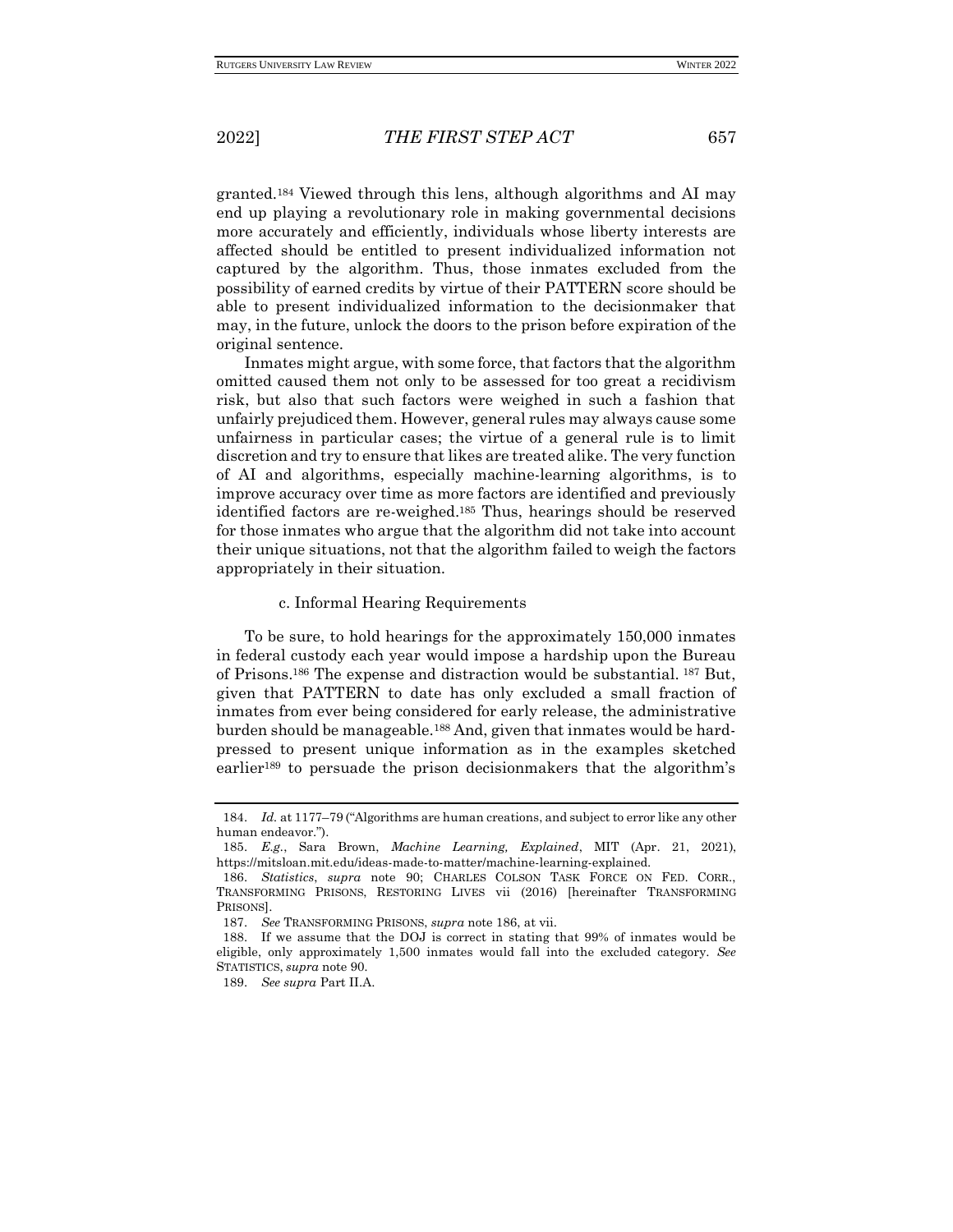granted.[184] Viewed through this lens, although algorithms and AI may end up playing a revolutionary role in making governmental decisions more accurately and efficiently, individuals whose liberty interests are affected should be entitled to present individualized information not captured by the algorithm. Thus, those inmates excluded from the possibility of earned credits by virtue of their PATTERN score should be able to present individualized information to the decisionmaker that may, in the future, unlock the doors to the prison before expiration of the original sentence.

Inmates might argue, with some force, that factors that the algorithm omitted caused them not only to be assessed for too great a recidivism risk, but also that such factors were weighed in such a fashion that unfairly prejudiced them. However, general rules may always cause some unfairness in particular cases; the virtue of a general rule is to limit discretion and try to ensure that likes are treated alike. The very function of AI and algorithms, especially machine-learning algorithms, is to improve accuracy over time as more factors are identified and previously identified factors are re-weighed.[185] Thus, hearings should be reserved for those inmates who argue that the algorithm did not take into account their unique situations, not that the algorithm failed to weigh the factors appropriately in their situation.

#### c. Informal Hearing Requirements

To be sure, to hold hearings for the approximately 150,000 inmates in federal custody each year would impose a hardship upon the Bureau of Prisons.[186] The expense and distraction would be substantial. [187] But, given that PATTERN to date has only excluded a small fraction of inmates from ever being considered for early release, the administrative burden should be manageable.[188] And, given that inmates would be hard-pressed to present unique information as in the examples sketched earlier[189] to persuade the prison decisionmakers that the algorithm's

---

184. *Id.* at 1177–79 ("Algorithms are human creations, and subject to error like any other human endeavor.").

185. *E.g.*, Sara Brown, *Machine Learning, Explained*, MIT (Apr. 21, 2021), https://mitsloan.mit.edu/ideas-made-to-matter/machine-learning-explained.

186. *Statistics*, *supra* note 90; CHARLES COLSON TASK FORCE ON FED. CORR., TRANSFORMING PRISONS, RESTORING LIVES vii (2016) [hereinafter TRANSFORMING PRISONS].

187. *See* TRANSFORMING PRISONS, *supra* note 186, at vii.

188. If we assume that the DOJ is correct in stating that 99% of inmates would be eligible, only approximately 1,500 inmates would fall into the excluded category. *See* STATISTICS, *supra* note 90.

189. *See supra* Part II.A.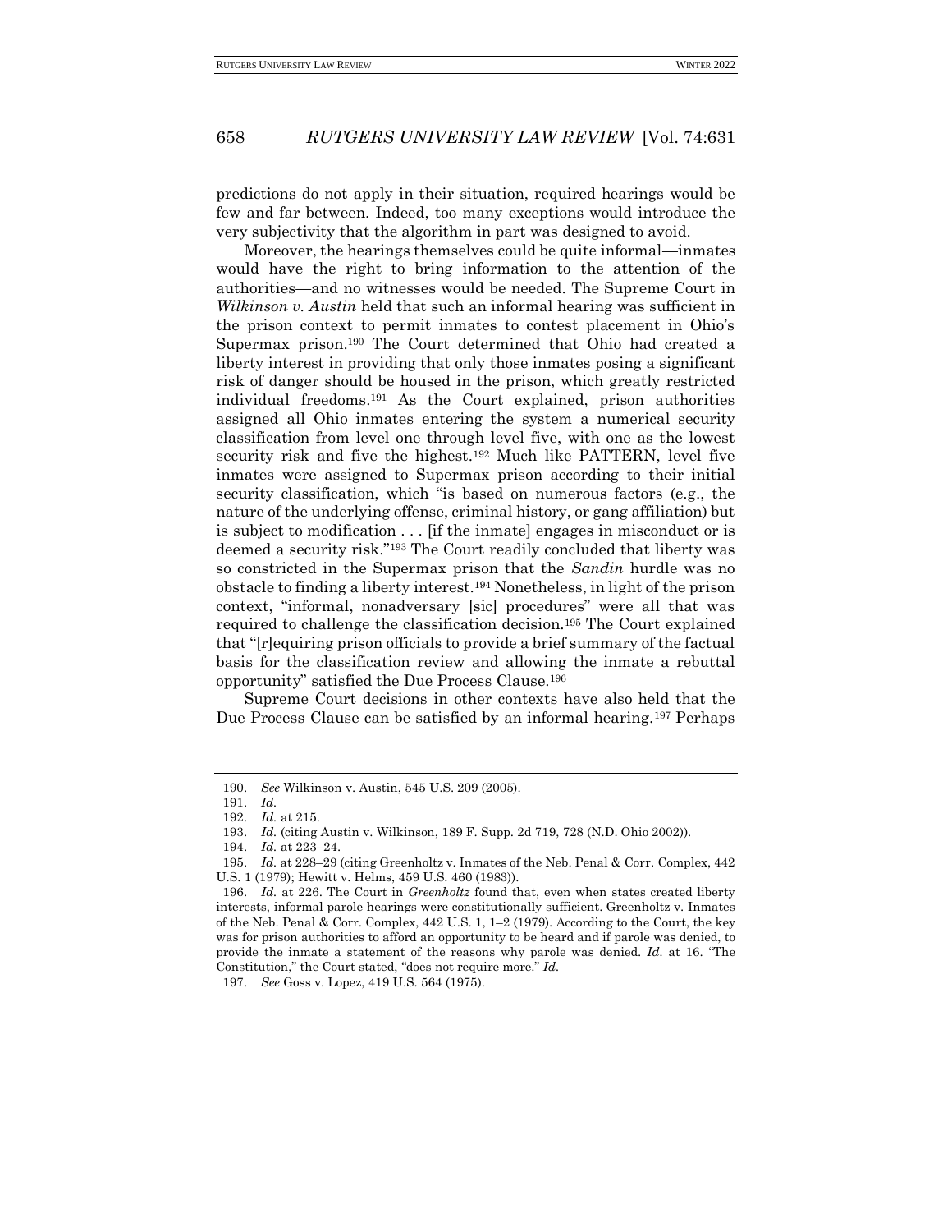predictions do not apply in their situation, required hearings would be few and far between. Indeed, too many exceptions would introduce the very subjectivity that the algorithm in part was designed to avoid.

Moreover, the hearings themselves could be quite informal—inmates would have the right to bring information to the attention of the authorities—and no witnesses would be needed. The Supreme Court in *Wilkinson v. Austin* held that such an informal hearing was sufficient in the prison context to permit inmates to contest placement in Ohio's Supermax prison.[190] The Court determined that Ohio had created a liberty interest in providing that only those inmates posing a significant risk of danger should be housed in the prison, which greatly restricted individual freedoms.[191] As the Court explained, prison authorities assigned all Ohio inmates entering the system a numerical security classification from level one through level five, with one as the lowest security risk and five the highest.[192] Much like PATTERN, level five inmates were assigned to Supermax prison according to their initial security classification, which "is based on numerous factors (e.g., the nature of the underlying offense, criminal history, or gang affiliation) but is subject to modification . . . [if the inmate] engages in misconduct or is deemed a security risk."[193] The Court readily concluded that liberty was so constricted in the Supermax prison that the *Sandin* hurdle was no obstacle to finding a liberty interest.[194] Nonetheless, in light of the prison context, "informal, nonadversary [sic] procedures" were all that was required to challenge the classification decision.[195] The Court explained that "[r]equiring prison officials to provide a brief summary of the factual basis for the classification review and allowing the inmate a rebuttal opportunity" satisfied the Due Process Clause.[196]

Supreme Court decisions in other contexts have also held that the Due Process Clause can be satisfied by an informal hearing.[197] Perhaps

---

190. *See* Wilkinson v. Austin, 545 U.S. 209 (2005).

191. *Id.*

192. *Id.* at 215.

193. *Id.* (citing Austin v. Wilkinson, 189 F. Supp. 2d 719, 728 (N.D. Ohio 2002)).

194. *Id.* at 223–24.

195. *Id.* at 228–29 (citing Greenholtz v. Inmates of the Neb. Penal & Corr. Complex, 442 U.S. 1 (1979); Hewitt v. Helms, 459 U.S. 460 (1983)).

196. *Id.* at 226. The Court in *Greenholtz* found that, even when states created liberty interests, informal parole hearings were constitutionally sufficient. Greenholtz v. Inmates of the Neb. Penal & Corr. Complex, 442 U.S. 1, 1–2 (1979). According to the Court, the key was for prison authorities to afford an opportunity to be heard and if parole was denied, to provide the inmate a statement of the reasons why parole was denied. *Id.* at 16. "The Constitution," the Court stated, "does not require more." *Id.*

197. *See* Goss v. Lopez, 419 U.S. 564 (1975).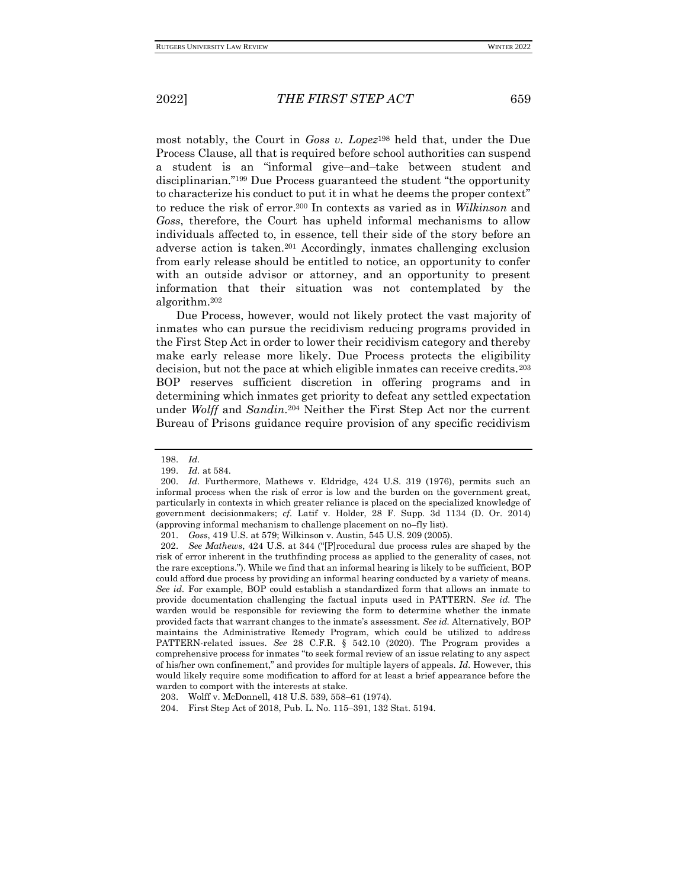most notably, the Court in *Goss v. Lopez*[198] held that, under the Due Process Clause, all that is required before school authorities can suspend a student is an "informal give–and–take between student and disciplinarian."[199] Due Process guaranteed the student "the opportunity to characterize his conduct to put it in what he deems the proper context" to reduce the risk of error.[200] In contexts as varied as in *Wilkinson* and *Goss*, therefore, the Court has upheld informal mechanisms to allow individuals affected to, in essence, tell their side of the story before an adverse action is taken.[201] Accordingly, inmates challenging exclusion from early release should be entitled to notice, an opportunity to confer with an outside advisor or attorney, and an opportunity to present information that their situation was not contemplated by the algorithm.[202]

Due Process, however, would not likely protect the vast majority of inmates who can pursue the recidivism reducing programs provided in the First Step Act in order to lower their recidivism category and thereby make early release more likely. Due Process protects the eligibility decision, but not the pace at which eligible inmates can receive credits.[203] BOP reserves sufficient discretion in offering programs and in determining which inmates get priority to defeat any settled expectation under *Wolff* and *Sandin*.[204] Neither the First Step Act nor the current Bureau of Prisons guidance require provision of any specific recidivism

---

198. *Id.*

199. *Id.* at 584.

200. *Id.* Furthermore, Mathews v. Eldridge, 424 U.S. 319 (1976), permits such an informal process when the risk of error is low and the burden on the government great, particularly in contexts in which greater reliance is placed on the specialized knowledge of government decisionmakers; *cf.* Latif v. Holder, 28 F. Supp. 3d 1134 (D. Or. 2014) (approving informal mechanism to challenge placement on no–fly list).

201. *Goss*, 419 U.S. at 579; Wilkinson v. Austin, 545 U.S. 209 (2005).

202. *See Mathews*, 424 U.S. at 344 ("[P]rocedural due process rules are shaped by the risk of error inherent in the truthfinding process as applied to the generality of cases, not the rare exceptions."). While we find that an informal hearing is likely to be sufficient, BOP could afford due process by providing an informal hearing conducted by a variety of means. *See id.* For example, BOP could establish a standardized form that allows an inmate to provide documentation challenging the factual inputs used in PATTERN. *See id.* The warden would be responsible for reviewing the form to determine whether the inmate provided facts that warrant changes to the inmate's assessment. *See id.* Alternatively, BOP maintains the Administrative Remedy Program, which could be utilized to address PATTERN-related issues. *See* 28 C.F.R. § 542.10 (2020). The Program provides a comprehensive process for inmates "to seek formal review of an issue relating to any aspect of his/her own confinement," and provides for multiple layers of appeals. *Id.* However, this would likely require some modification to afford for at least a brief appearance before the warden to comport with the interests at stake.

203. Wolff v. McDonnell, 418 U.S. 539, 558–61 (1974).

204. First Step Act of 2018, Pub. L. No. 115–391, 132 Stat. 5194.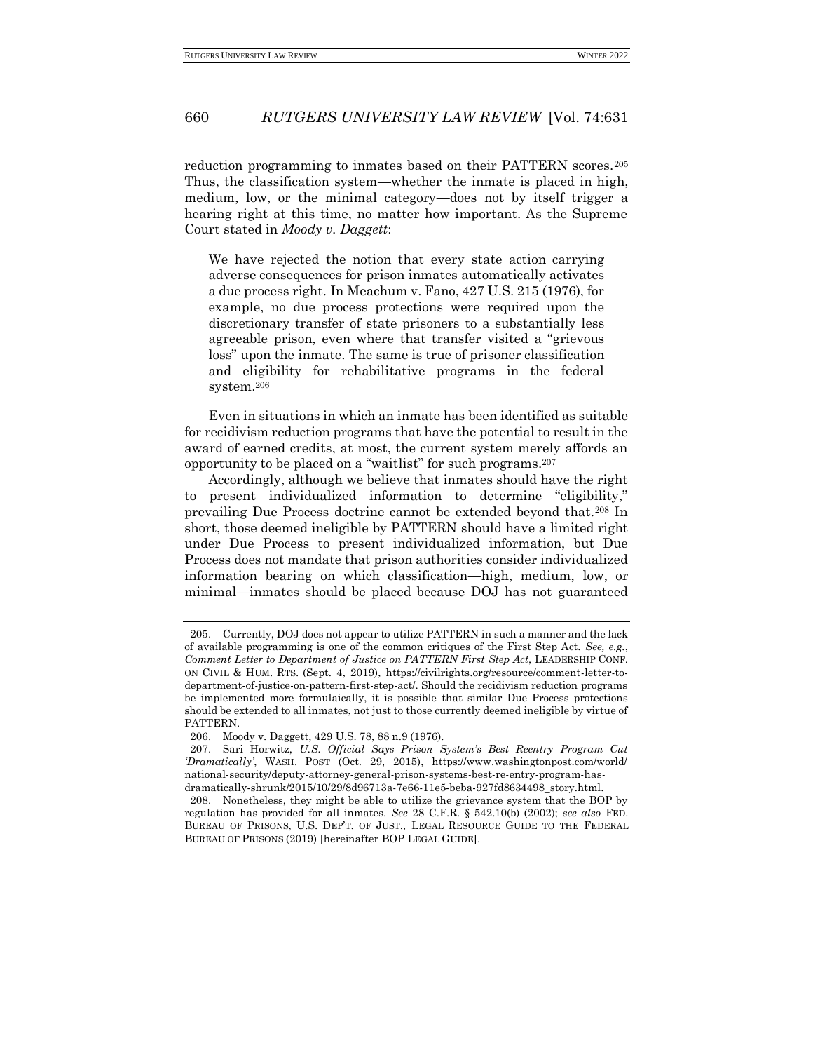reduction programming to inmates based on their PATTERN scores.[205] Thus, the classification system—whether the inmate is placed in high, medium, low, or the minimal category—does not by itself trigger a hearing right at this time, no matter how important. As the Supreme Court stated in *Moody v. Daggett*:

> We have rejected the notion that every state action carrying adverse consequences for prison inmates automatically activates a due process right. In Meachum v. Fano, 427 U.S. 215 (1976), for example, no due process protections were required upon the discretionary transfer of state prisoners to a substantially less agreeable prison, even where that transfer visited a "grievous loss" upon the inmate. The same is true of prisoner classification and eligibility for rehabilitative programs in the federal system.[206]

Even in situations in which an inmate has been identified as suitable for recidivism reduction programs that have the potential to result in the award of earned credits, at most, the current system merely affords an opportunity to be placed on a "waitlist" for such programs.[207]

Accordingly, although we believe that inmates should have the right to present individualized information to determine "eligibility," prevailing Due Process doctrine cannot be extended beyond that.[208] In short, those deemed ineligible by PATTERN should have a limited right under Due Process to present individualized information, but Due Process does not mandate that prison authorities consider individualized information bearing on which classification—high, medium, low, or minimal—inmates should be placed because DOJ has not guaranteed

---

205. Currently, DOJ does not appear to utilize PATTERN in such a manner and the lack of available programming is one of the common critiques of the First Step Act. *See, e.g.*, *Comment Letter to Department of Justice on PATTERN First Step Act*, LEADERSHIP CONF. ON CIVIL & HUM. RTS. (Sept. 4, 2019), https://civilrights.org/resource/comment-letter-to-department-of-justice-on-pattern-first-step-act/. Should the recidivism reduction programs be implemented more formulaically, it is possible that similar Due Process protections should be extended to all inmates, not just to those currently deemed ineligible by virtue of PATTERN.

206. Moody v. Daggett, 429 U.S. 78, 88 n.9 (1976).

207. Sari Horwitz, *U.S. Official Says Prison System's Best Reentry Program Cut 'Dramatically'*, WASH. POST (Oct. 29, 2015), https://www.washingtonpost.com/world/national-security/deputy-attorney-general-prison-systems-best-re-entry-program-has-dramatically-shrunk/2015/10/29/8d96713a-7e66-11e5-beba-927fd8634498_story.html.

208. Nonetheless, they might be able to utilize the grievance system that the BOP by regulation has provided for all inmates. *See* 28 C.F.R. § 542.10(b) (2002); *see also* FED. BUREAU OF PRISONS, U.S. DEP'T. OF JUST., LEGAL RESOURCE GUIDE TO THE FEDERAL BUREAU OF PRISONS (2019) [hereinafter BOP LEGAL GUIDE].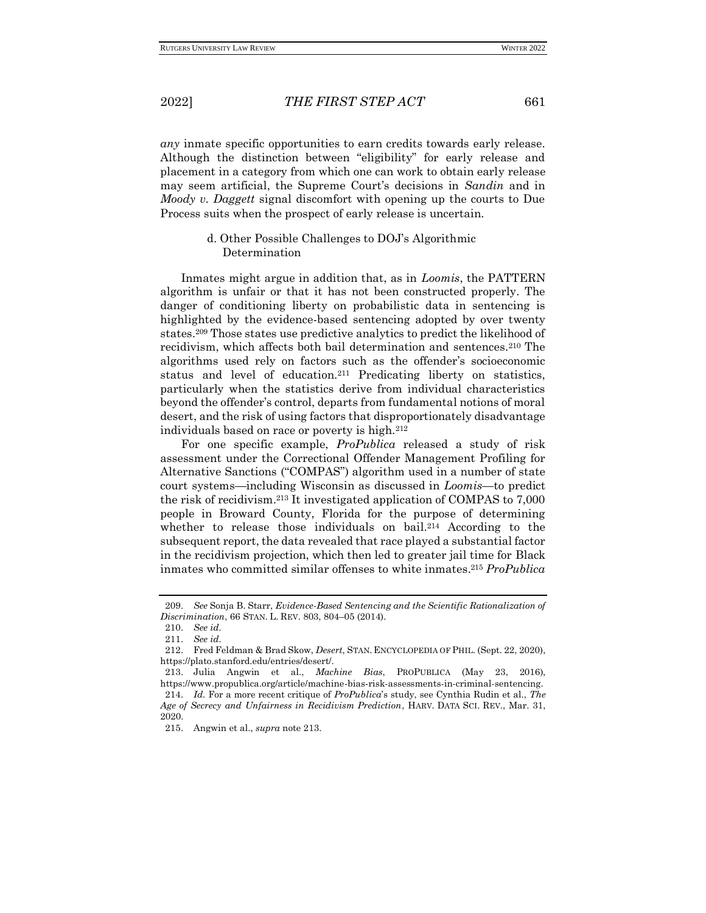*any* inmate specific opportunities to earn credits towards early release. Although the distinction between "eligibility" for early release and placement in a category from which one can work to obtain early release may seem artificial, the Supreme Court's decisions in *Sandin* and in *Moody v. Daggett* signal discomfort with opening up the courts to Due Process suits when the prospect of early release is uncertain.

#### d. Other Possible Challenges to DOJ's Algorithmic Determination

Inmates might argue in addition that, as in *Loomis*, the PATTERN algorithm is unfair or that it has not been constructed properly. The danger of conditioning liberty on probabilistic data in sentencing is highlighted by the evidence-based sentencing adopted by over twenty states.[209] Those states use predictive analytics to predict the likelihood of recidivism, which affects both bail determination and sentences.[210] The algorithms used rely on factors such as the offender's socioeconomic status and level of education.[211] Predicating liberty on statistics, particularly when the statistics derive from individual characteristics beyond the offender's control, departs from fundamental notions of moral desert, and the risk of using factors that disproportionately disadvantage individuals based on race or poverty is high.[212]

For one specific example, *ProPublica* released a study of risk assessment under the Correctional Offender Management Profiling for Alternative Sanctions ("COMPAS") algorithm used in a number of state court systems—including Wisconsin as discussed in *Loomis*—to predict the risk of recidivism.[213] It investigated application of COMPAS to 7,000 people in Broward County, Florida for the purpose of determining whether to release those individuals on bail.[214] According to the subsequent report, the data revealed that race played a substantial factor in the recidivism projection, which then led to greater jail time for Black inmates who committed similar offenses to white inmates.[215] *ProPublica*

---

209. *See* Sonja B. Starr, *Evidence-Based Sentencing and the Scientific Rationalization of Discrimination*, 66 STAN. L. REV. 803, 804–05 (2014).

210. *See id.*

211. *See id.*

212. Fred Feldman & Brad Skow, *Desert*, STAN. ENCYCLOPEDIA OF PHIL. (Sept. 22, 2020), https://plato.stanford.edu/entries/desert/.

213. Julia Angwin et al., *Machine Bias*, PROPUBLICA (May 23, 2016), https://www.propublica.org/article/machine-bias-risk-assessments-in-criminal-sentencing.

214. *Id.* For a more recent critique of *ProPublica*'s study, see Cynthia Rudin et al., *The Age of Secrecy and Unfairness in Recidivism Prediction*, HARV. DATA SCI. REV., Mar. 31, 2020.

215. Angwin et al., *supra* note 213.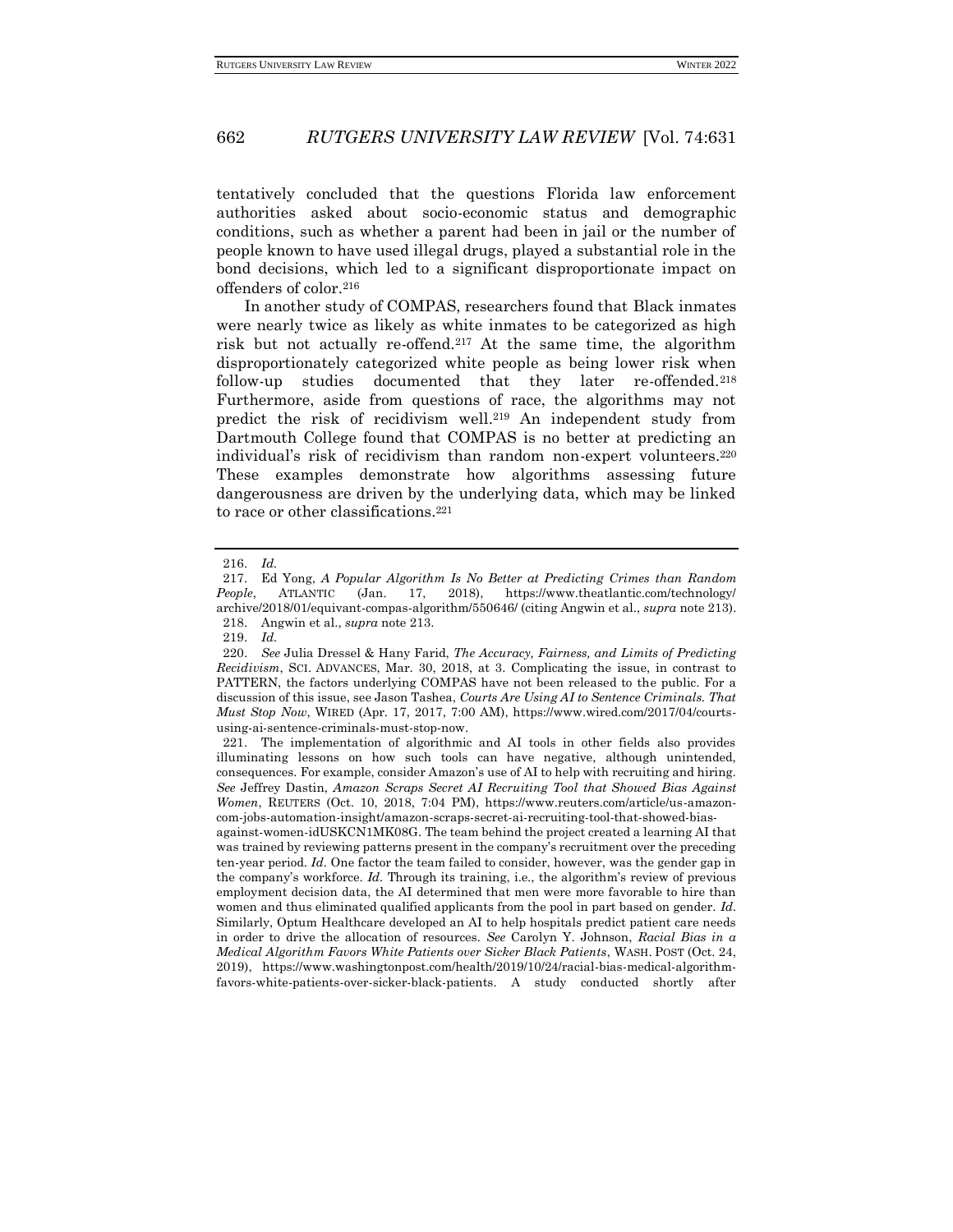tentatively concluded that the questions Florida law enforcement authorities asked about socio-economic status and demographic conditions, such as whether a parent had been in jail or the number of people known to have used illegal drugs, played a substantial role in the bond decisions, which led to a significant disproportionate impact on offenders of color.[216]

In another study of COMPAS, researchers found that Black inmates were nearly twice as likely as white inmates to be categorized as high risk but not actually re-offend.[217] At the same time, the algorithm disproportionately categorized white people as being lower risk when follow-up studies documented that they later re-offended.[218] Furthermore, aside from questions of race, the algorithms may not predict the risk of recidivism well.[219] An independent study from Dartmouth College found that COMPAS is no better at predicting an individual's risk of recidivism than random non-expert volunteers.[220] These examples demonstrate how algorithms assessing future dangerousness are driven by the underlying data, which may be linked to race or other classifications.[221]

---

216. *Id.*

217. Ed Yong, *A Popular Algorithm Is No Better at Predicting Crimes than Random People*, ATLANTIC (Jan. 17, 2018), https://www.theatlantic.com/technology/archive/2018/01/equivant-compas-algorithm/550646/ (citing Angwin et al., *supra* note 213).

218. Angwin et al., *supra* note 213.

219. *Id.*

220. *See* Julia Dressel & Hany Farid, *The Accuracy, Fairness, and Limits of Predicting Recidivism*, SCI. ADVANCES, Mar. 30, 2018, at 3. Complicating the issue, in contrast to PATTERN, the factors underlying COMPAS have not been released to the public. For a discussion of this issue, see Jason Tashea, *Courts Are Using AI to Sentence Criminals. That Must Stop Now*, WIRED (Apr. 17, 2017, 7:00 AM), https://www.wired.com/2017/04/courts-using-ai-sentence-criminals-must-stop-now.

221. The implementation of algorithmic and AI tools in other fields also provides illuminating lessons on how such tools can have negative, although unintended, consequences. For example, consider Amazon's use of AI to help with recruiting and hiring. *See* Jeffrey Dastin, *Amazon Scraps Secret AI Recruiting Tool that Showed Bias Against Women*, REUTERS (Oct. 10, 2018, 7:04 PM), https://www.reuters.com/article/us-amazon-com-jobs-automation-insight/amazon-scraps-secret-ai-recruiting-tool-that-showed-bias-against-women-idUSKCN1MK08G. The team behind the project created a learning AI that was trained by reviewing patterns present in the company's recruitment over the preceding ten-year period. *Id.* One factor the team failed to consider, however, was the gender gap in the company's workforce. *Id.* Through its training, i.e., the algorithm's review of previous employment decision data, the AI determined that men were more favorable to hire than women and thus eliminated qualified applicants from the pool in part based on gender. *Id.* Similarly, Optum Healthcare developed an AI to help hospitals predict patient care needs in order to drive the allocation of resources. *See* Carolyn Y. Johnson, *Racial Bias in a Medical Algorithm Favors White Patients over Sicker Black Patients*, WASH. POST (Oct. 24, 2019), https://www.washingtonpost.com/health/2019/10/24/racial-bias-medical-algorithm-favors-white-patients-over-sicker-black-patients. A study conducted shortly after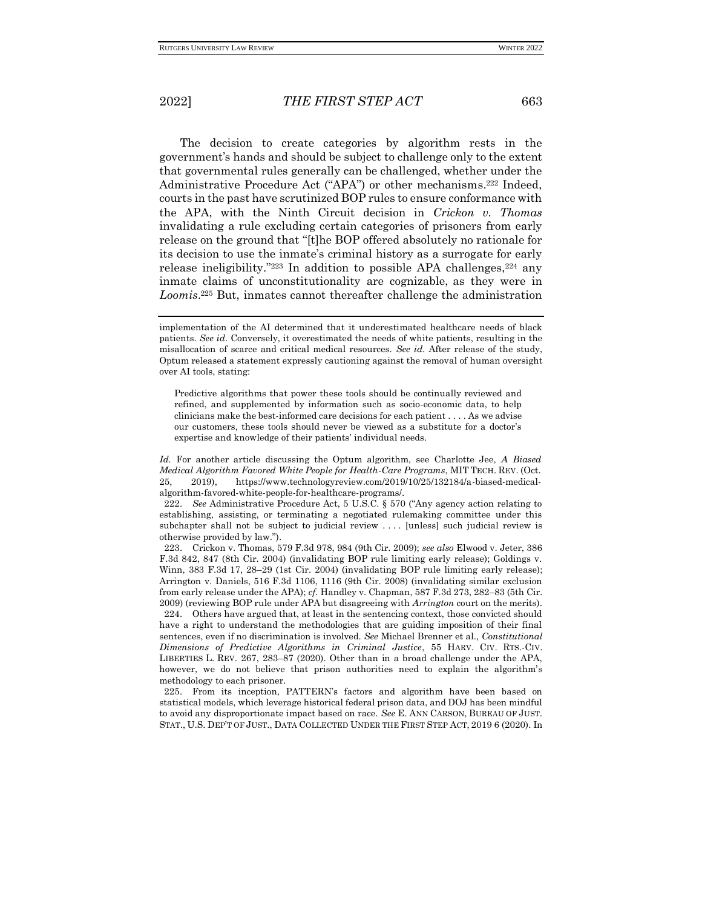The decision to create categories by algorithm rests in the government's hands and should be subject to challenge only to the extent that governmental rules generally can be challenged, whether under the Administrative Procedure Act ("APA") or other mechanisms.[222] Indeed, courts in the past have scrutinized BOP rules to ensure conformance with the APA, with the Ninth Circuit decision in *Crickon v. Thomas* invalidating a rule excluding certain categories of prisoners from early release on the ground that "[t]he BOP offered absolutely no rationale for its decision to use the inmate's criminal history as a surrogate for early release ineligibility."[223] In addition to possible APA challenges,[224] any inmate claims of unconstitutionality are cognizable, as they were in *Loomis*.[225] But, inmates cannot thereafter challenge the administration

---

implementation of the AI determined that it underestimated healthcare needs of black patients. *See id.* Conversely, it overestimated the needs of white patients, resulting in the misallocation of scarce and critical medical resources. *See id.* After release of the study, Optum released a statement expressly cautioning against the removal of human oversight over AI tools, stating:

> Predictive algorithms that power these tools should be continually reviewed and refined, and supplemented by information such as socio-economic data, to help clinicians make the best-informed care decisions for each patient . . . . As we advise our customers, these tools should never be viewed as a substitute for a doctor's expertise and knowledge of their patients' individual needs.

*Id.* For another article discussing the Optum algorithm, see Charlotte Jee, *A Biased Medical Algorithm Favored White People for Health-Care Programs*, MIT TECH. REV. (Oct. 25, 2019), https://www.technologyreview.com/2019/10/25/132184/a-biased-medical-algorithm-favored-white-people-for-healthcare-programs/.

222. *See* Administrative Procedure Act, 5 U.S.C. § 570 ("Any agency action relating to establishing, assisting, or terminating a negotiated rulemaking committee under this subchapter shall not be subject to judicial review . . . . [unless] such judicial review is otherwise provided by law.").

223. Crickon v. Thomas, 579 F.3d 978, 984 (9th Cir. 2009); *see also* Elwood v. Jeter, 386 F.3d 842, 847 (8th Cir. 2004) (invalidating BOP rule limiting early release); Goldings v. Winn, 383 F.3d 17, 28–29 (1st Cir. 2004) (invalidating BOP rule limiting early release); Arrington v. Daniels, 516 F.3d 1106, 1116 (9th Cir. 2008) (invalidating similar exclusion from early release under the APA); *cf.* Handley v. Chapman, 587 F.3d 273, 282–83 (5th Cir. 2009) (reviewing BOP rule under APA but disagreeing with *Arrington* court on the merits).

224. Others have argued that, at least in the sentencing context, those convicted should have a right to understand the methodologies that are guiding imposition of their final sentences, even if no discrimination is involved. *See* Michael Brenner et al., *Constitutional Dimensions of Predictive Algorithms in Criminal Justice*, 55 HARV. CIV. RTS.-CIV. LIBERTIES L. REV. 267, 283–87 (2020). Other than in a broad challenge under the APA, however, we do not believe that prison authorities need to explain the algorithm's methodology to each prisoner.

225. From its inception, PATTERN's factors and algorithm have been based on statistical models, which leverage historical federal prison data, and DOJ has been mindful to avoid any disproportionate impact based on race. *See* E. ANN CARSON, BUREAU OF JUST. STAT., U.S. DEP'T OF JUST., DATA COLLECTED UNDER THE FIRST STEP ACT, 2019 6 (2020). In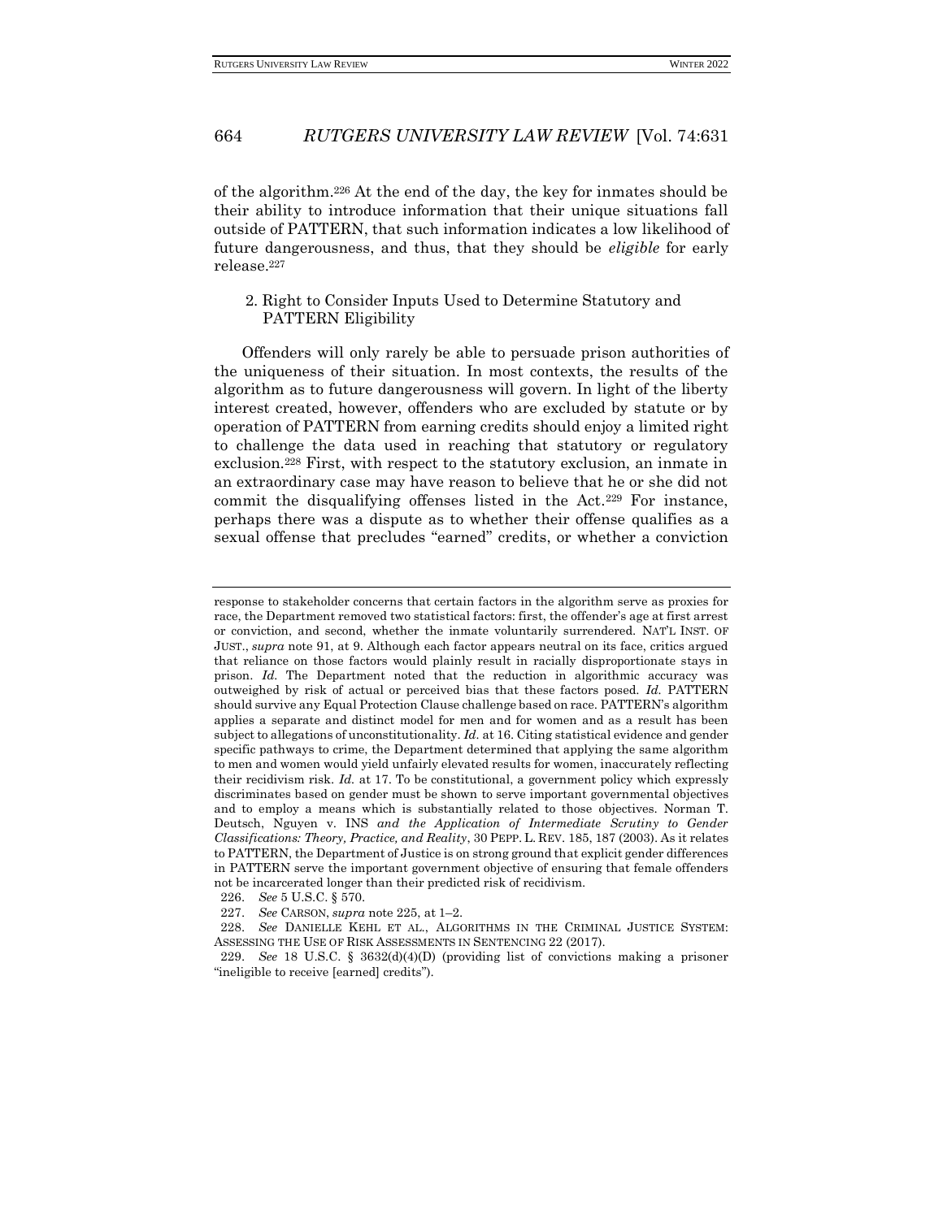of the algorithm.[226] At the end of the day, the key for inmates should be their ability to introduce information that their unique situations fall outside of PATTERN, that such information indicates a low likelihood of future dangerousness, and thus, that they should be *eligible* for early release.[227]

### 2. Right to Consider Inputs Used to Determine Statutory and PATTERN Eligibility

Offenders will only rarely be able to persuade prison authorities of the uniqueness of their situation. In most contexts, the results of the algorithm as to future dangerousness will govern. In light of the liberty interest created, however, offenders who are excluded by statute or by operation of PATTERN from earning credits should enjoy a limited right to challenge the data used in reaching that statutory or regulatory exclusion.[228] First, with respect to the statutory exclusion, an inmate in an extraordinary case may have reason to believe that he or she did not commit the disqualifying offenses listed in the Act.[229] For instance, perhaps there was a dispute as to whether their offense qualifies as a sexual offense that precludes "earned" credits, or whether a conviction

---

response to stakeholder concerns that certain factors in the algorithm serve as proxies for race, the Department removed two statistical factors: first, the offender's age at first arrest or conviction, and second, whether the inmate voluntarily surrendered. NAT'L INST. OF JUST., *supra* note 91, at 9. Although each factor appears neutral on its face, critics argued that reliance on those factors would plainly result in racially disproportionate stays in prison. *Id.* The Department noted that the reduction in algorithmic accuracy was outweighed by risk of actual or perceived bias that these factors posed. *Id.* PATTERN should survive any Equal Protection Clause challenge based on race. PATTERN's algorithm applies a separate and distinct model for men and for women and as a result has been subject to allegations of unconstitutionality. *Id.* at 16. Citing statistical evidence and gender specific pathways to crime, the Department determined that applying the same algorithm to men and women would yield unfairly elevated results for women, inaccurately reflecting their recidivism risk. *Id.* at 17. To be constitutional, a government policy which expressly discriminates based on gender must be shown to serve important governmental objectives and to employ a means which is substantially related to those objectives. Norman T. Deutsch, Nguyen v. INS *and the Application of Intermediate Scrutiny to Gender Classifications: Theory, Practice, and Reality*, 30 PEPP. L. REV. 185, 187 (2003). As it relates to PATTERN, the Department of Justice is on strong ground that explicit gender differences in PATTERN serve the important government objective of ensuring that female offenders not be incarcerated longer than their predicted risk of recidivism.

226. *See* 5 U.S.C. § 570.

227. *See* CARSON, *supra* note 225, at 1–2.

228. *See* DANIELLE KEHL ET AL., ALGORITHMS IN THE CRIMINAL JUSTICE SYSTEM: ASSESSING THE USE OF RISK ASSESSMENTS IN SENTENCING 22 (2017).

229. *See* 18 U.S.C. § 3632(d)(4)(D) (providing list of convictions making a prisoner "ineligible to receive [earned] credits").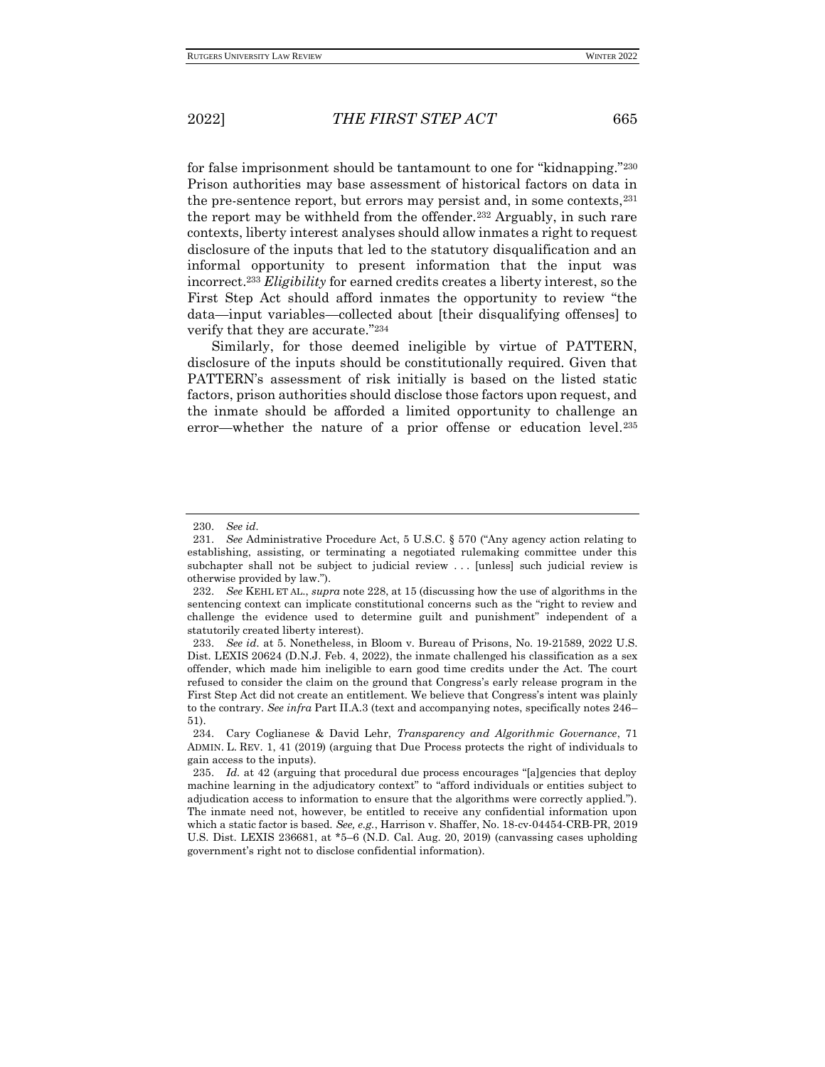for false imprisonment should be tantamount to one for "kidnapping."[230] Prison authorities may base assessment of historical factors on data in the pre-sentence report, but errors may persist and, in some contexts,[231] the report may be withheld from the offender.[232] Arguably, in such rare contexts, liberty interest analyses should allow inmates a right to request disclosure of the inputs that led to the statutory disqualification and an informal opportunity to present information that the input was incorrect.[233] *Eligibility* for earned credits creates a liberty interest, so the First Step Act should afford inmates the opportunity to review "the data—input variables—collected about [their disqualifying offenses] to verify that they are accurate."[234]

Similarly, for those deemed ineligible by virtue of PATTERN, disclosure of the inputs should be constitutionally required. Given that PATTERN's assessment of risk initially is based on the listed static factors, prison authorities should disclose those factors upon request, and the inmate should be afforded a limited opportunity to challenge an error—whether the nature of a prior offense or education level.[235]

---

230. *See id.*

231. *See* Administrative Procedure Act, 5 U.S.C. § 570 ("Any agency action relating to establishing, assisting, or terminating a negotiated rulemaking committee under this subchapter shall not be subject to judicial review . . . [unless] such judicial review is otherwise provided by law.").

232. *See* KEHL ET AL., *supra* note 228, at 15 (discussing how the use of algorithms in the sentencing context can implicate constitutional concerns such as the "right to review and challenge the evidence used to determine guilt and punishment" independent of a statutorily created liberty interest).

233. *See id.* at 5. Nonetheless, in Bloom v. Bureau of Prisons, No. 19-21589, 2022 U.S. Dist. LEXIS 20624 (D.N.J. Feb. 4, 2022), the inmate challenged his classification as a sex offender, which made him ineligible to earn good time credits under the Act. The court refused to consider the claim on the ground that Congress's early release program in the First Step Act did not create an entitlement. We believe that Congress's intent was plainly to the contrary. *See infra* Part II.A.3 (text and accompanying notes, specifically notes 246–51).

234. Cary Coglianese & David Lehr, *Transparency and Algorithmic Governance*, 71 ADMIN. L. REV. 1, 41 (2019) (arguing that Due Process protects the right of individuals to gain access to the inputs).

235. *Id.* at 42 (arguing that procedural due process encourages "[a]gencies that deploy machine learning in the adjudicatory context" to "afford individuals or entities subject to adjudication access to information to ensure that the algorithms were correctly applied."). The inmate need not, however, be entitled to receive any confidential information upon which a static factor is based. *See, e.g.*, Harrison v. Shaffer, No. 18-cv-04454-CRB-PR, 2019 U.S. Dist. LEXIS 236681, at *5–6 (N.D. Cal. Aug. 20, 2019) (canvassing cases upholding government's right not to disclose confidential information).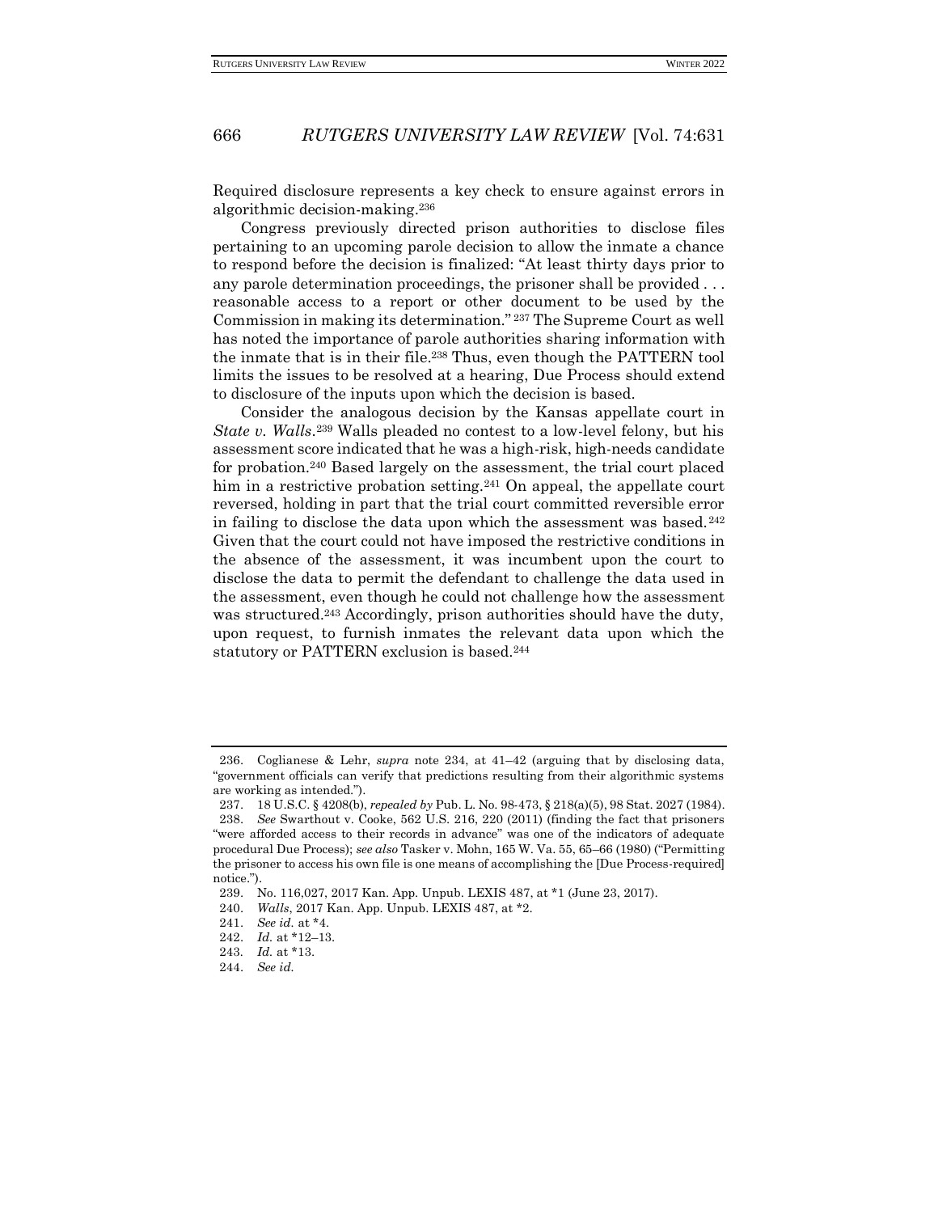Required disclosure represents a key check to ensure against errors in algorithmic decision-making.[236]

Congress previously directed prison authorities to disclose files pertaining to an upcoming parole decision to allow the inmate a chance to respond before the decision is finalized: "At least thirty days prior to any parole determination proceedings, the prisoner shall be provided . . . reasonable access to a report or other document to be used by the Commission in making its determination."[237] The Supreme Court as well has noted the importance of parole authorities sharing information with the inmate that is in their file.[238] Thus, even though the PATTERN tool limits the issues to be resolved at a hearing, Due Process should extend to disclosure of the inputs upon which the decision is based.

Consider the analogous decision by the Kansas appellate court in *State v. Walls*.[239] Walls pleaded no contest to a low-level felony, but his assessment score indicated that he was a high-risk, high-needs candidate for probation.[240] Based largely on the assessment, the trial court placed him in a restrictive probation setting.[241] On appeal, the appellate court reversed, holding in part that the trial court committed reversible error in failing to disclose the data upon which the assessment was based.[242] Given that the court could not have imposed the restrictive conditions in the absence of the assessment, it was incumbent upon the court to disclose the data to permit the defendant to challenge the data used in the assessment, even though he could not challenge how the assessment was structured.[243] Accordingly, prison authorities should have the duty, upon request, to furnish inmates the relevant data upon which the statutory or PATTERN exclusion is based.[244]

---

236. Coglianese & Lehr, *supra* note 234, at 41–42 (arguing that by disclosing data, "government officials can verify that predictions resulting from their algorithmic systems are working as intended.").

237. 18 U.S.C. § 4208(b), *repealed by* Pub. L. No. 98-473, § 218(a)(5), 98 Stat. 2027 (1984).

238. *See* Swarthout v. Cooke, 562 U.S. 216, 220 (2011) (finding the fact that prisoners "were afforded access to their records in advance" was one of the indicators of adequate procedural Due Process); *see also* Tasker v. Mohn, 165 W. Va. 55, 65–66 (1980) ("Permitting the prisoner to access his own file is one means of accomplishing the [Due Process-required] notice.").

239. No. 116,027, 2017 Kan. App. Unpub. LEXIS 487, at *1 (June 23, 2017).

240. *Walls*, 2017 Kan. App. Unpub. LEXIS 487, at *2.

241. *See id.* at *4.

242. *Id.* at *12–13.

243. *Id.* at *13.

244. *See id.*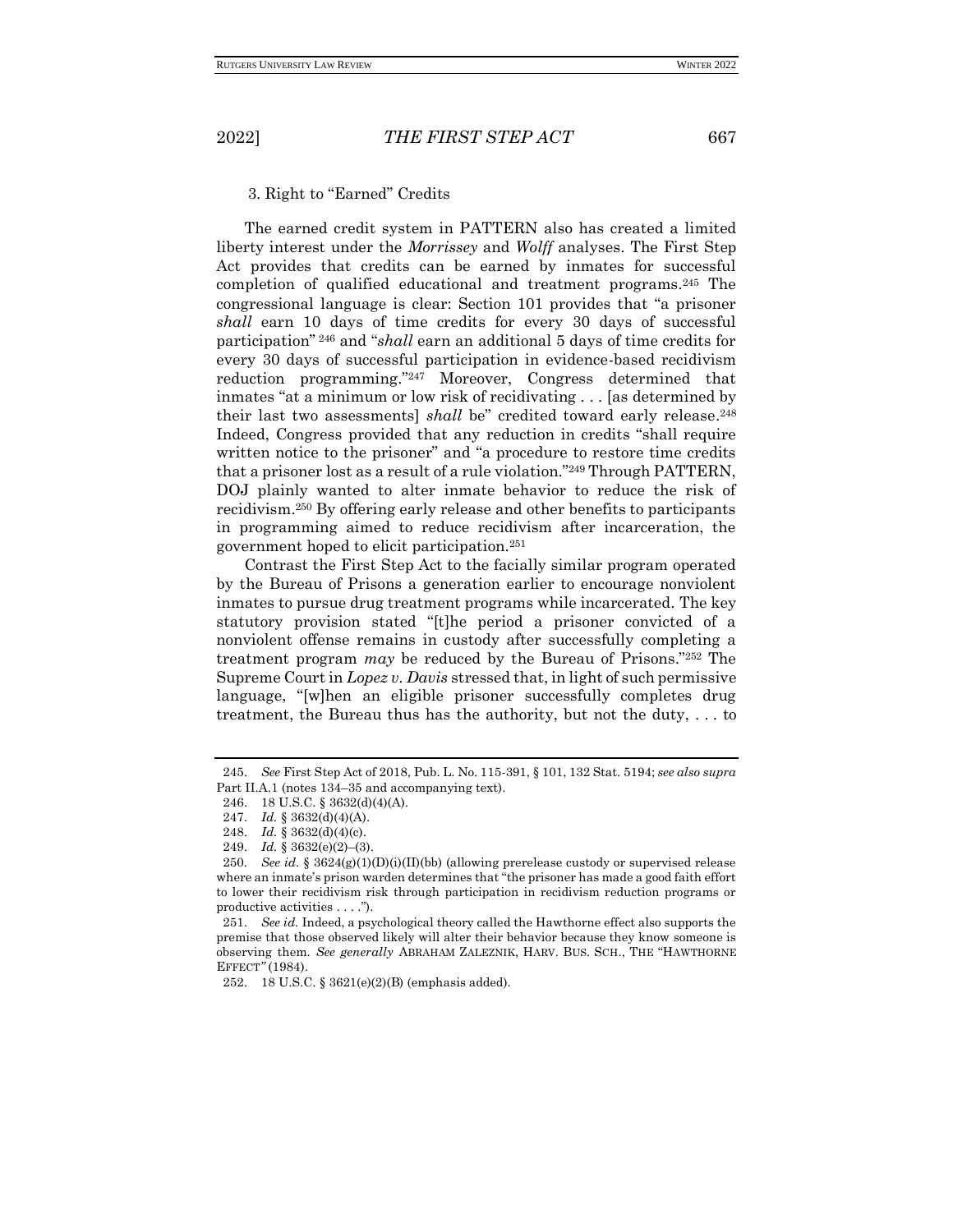### 3. Right to "Earned" Credits

The earned credit system in PATTERN also has created a limited liberty interest under the *Morrissey* and *Wolff* analyses. The First Step Act provides that credits can be earned by inmates for successful completion of qualified educational and treatment programs.[245] The congressional language is clear: Section 101 provides that "a prisoner *shall* earn 10 days of time credits for every 30 days of successful participation"[246] and "*shall* earn an additional 5 days of time credits for every 30 days of successful participation in evidence-based recidivism reduction programming."[247] Moreover, Congress determined that inmates "at a minimum or low risk of recidivating . . . [as determined by their last two assessments] *shall* be" credited toward early release.[248] Indeed, Congress provided that any reduction in credits "shall require written notice to the prisoner" and "a procedure to restore time credits that a prisoner lost as a result of a rule violation."[249] Through PATTERN, DOJ plainly wanted to alter inmate behavior to reduce the risk of recidivism.[250] By offering early release and other benefits to participants in programming aimed to reduce recidivism after incarceration, the government hoped to elicit participation.[251]

Contrast the First Step Act to the facially similar program operated by the Bureau of Prisons a generation earlier to encourage nonviolent inmates to pursue drug treatment programs while incarcerated. The key statutory provision stated "[t]he period a prisoner convicted of a nonviolent offense remains in custody after successfully completing a treatment program *may* be reduced by the Bureau of Prisons."[252] The Supreme Court in *Lopez v. Davis* stressed that, in light of such permissive language, "[w]hen an eligible prisoner successfully completes drug treatment, the Bureau thus has the authority, but not the duty, . . . to

---

245. *See* First Step Act of 2018, Pub. L. No. 115-391, § 101, 132 Stat. 5194; *see also supra* Part II.A.1 (notes 134–35 and accompanying text).

246. 18 U.S.C. § 3632(d)(4)(A).

247. *Id.* § 3632(d)(4)(A).

248. *Id.* § 3632(d)(4)(c).

249. *Id.* § 3632(e)(2)–(3).

250. *See id.* § 3624(g)(1)(D)(i)(II)(bb) (allowing prerelease custody or supervised release where an inmate's prison warden determines that "the prisoner has made a good faith effort to lower their recidivism risk through participation in recidivism reduction programs or productive activities . . . .").

251. *See id.* Indeed, a psychological theory called the Hawthorne effect also supports the premise that those observed likely will alter their behavior because they know someone is observing them. *See generally* ABRAHAM ZALEZNIK, HARV. BUS. SCH., THE "HAWTHORNE EFFECT" (1984).

252. 18 U.S.C. § 3621(e)(2)(B) (emphasis added).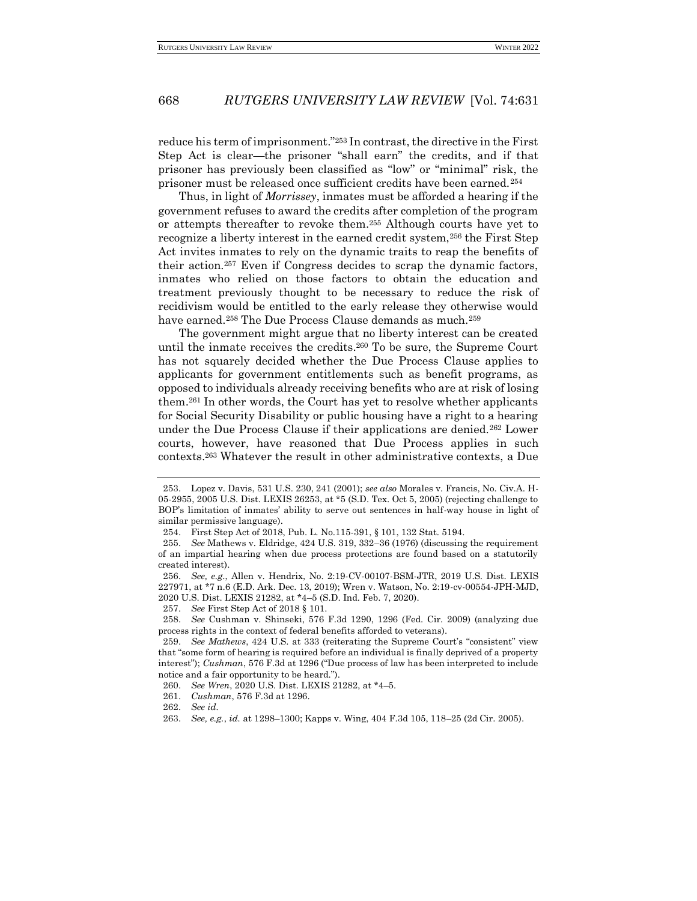reduce his term of imprisonment."[253] In contrast, the directive in the First Step Act is clear—the prisoner "shall earn" the credits, and if that prisoner has previously been classified as "low" or "minimal" risk, the prisoner must be released once sufficient credits have been earned.[254]

Thus, in light of *Morrissey*, inmates must be afforded a hearing if the government refuses to award the credits after completion of the program or attempts thereafter to revoke them.[255] Although courts have yet to recognize a liberty interest in the earned credit system,[256] the First Step Act invites inmates to rely on the dynamic traits to reap the benefits of their action.[257] Even if Congress decides to scrap the dynamic factors, inmates who relied on those factors to obtain the education and treatment previously thought to be necessary to reduce the risk of recidivism would be entitled to the early release they otherwise would have earned.[258] The Due Process Clause demands as much.[259]

The government might argue that no liberty interest can be created until the inmate receives the credits.[260] To be sure, the Supreme Court has not squarely decided whether the Due Process Clause applies to applicants for government entitlements such as benefit programs, as opposed to individuals already receiving benefits who are at risk of losing them.[261] In other words, the Court has yet to resolve whether applicants for Social Security Disability or public housing have a right to a hearing under the Due Process Clause if their applications are denied.[262] Lower courts, however, have reasoned that Due Process applies in such contexts.[263] Whatever the result in other administrative contexts, a Due

---

253. Lopez v. Davis, 531 U.S. 230, 241 (2001); *see also* Morales v. Francis, No. Civ.A. H-05-2955, 2005 U.S. Dist. LEXIS 26253, at *5 (S.D. Tex. Oct 5, 2005) (rejecting challenge to BOP's limitation of inmates' ability to serve out sentences in half-way house in light of similar permissive language).

254. First Step Act of 2018, Pub. L. No.115-391, § 101, 132 Stat. 5194.

255. *See* Mathews v. Eldridge, 424 U.S. 319, 332–36 (1976) (discussing the requirement of an impartial hearing when due process protections are found based on a statutorily created interest).

256. *See, e.g.*, Allen v. Hendrix, No. 2:19-CV-00107-BSM-JTR, 2019 U.S. Dist. LEXIS 227971, at *7 n.6 (E.D. Ark. Dec. 13, 2019); Wren v. Watson, No. 2:19-cv-00554-JPH-MJD, 2020 U.S. Dist. LEXIS 21282, at *4–5 (S.D. Ind. Feb. 7, 2020).

257. *See* First Step Act of 2018 § 101.

258. *See* Cushman v. Shinseki, 576 F.3d 1290, 1296 (Fed. Cir. 2009) (analyzing due process rights in the context of federal benefits afforded to veterans).

259. *See Mathews*, 424 U.S. at 333 (reiterating the Supreme Court's "consistent" view that "some form of hearing is required before an individual is finally deprived of a property interest"); *Cushman*, 576 F.3d at 1296 ("Due process of law has been interpreted to include notice and a fair opportunity to be heard.").

260. *See Wren*, 2020 U.S. Dist. LEXIS 21282, at *4–5.

261. *Cushman*, 576 F.3d at 1296.

262. *See id.*

263. *See, e.g.*, *id.* at 1298–1300; Kapps v. Wing, 404 F.3d 105, 118–25 (2d Cir. 2005).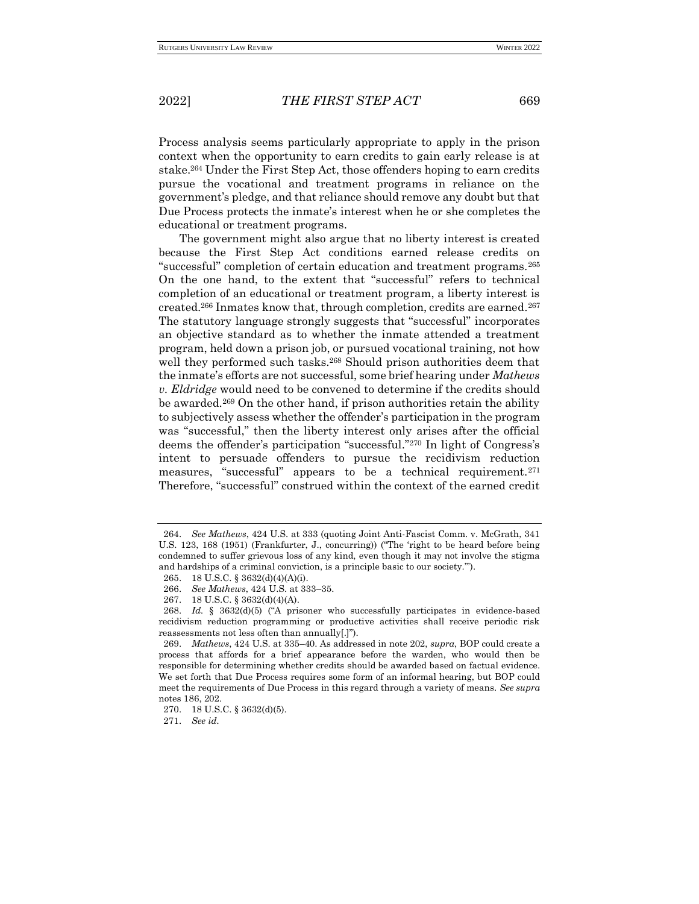Process analysis seems particularly appropriate to apply in the prison context when the opportunity to earn credits to gain early release is at stake.[264] Under the First Step Act, those offenders hoping to earn credits pursue the vocational and treatment programs in reliance on the government's pledge, and that reliance should remove any doubt but that Due Process protects the inmate's interest when he or she completes the educational or treatment programs.

The government might also argue that no liberty interest is created because the First Step Act conditions earned release credits on "successful" completion of certain education and treatment programs.[265] On the one hand, to the extent that "successful" refers to technical completion of an educational or treatment program, a liberty interest is created.[266] Inmates know that, through completion, credits are earned.[267] The statutory language strongly suggests that "successful" incorporates an objective standard as to whether the inmate attended a treatment program, held down a prison job, or pursued vocational training, not how well they performed such tasks.[268] Should prison authorities deem that the inmate's efforts are not successful, some brief hearing under *Mathews v. Eldridge* would need to be convened to determine if the credits should be awarded.[269] On the other hand, if prison authorities retain the ability to subjectively assess whether the offender's participation in the program was "successful," then the liberty interest only arises after the official deems the offender's participation "successful."[270] In light of Congress's intent to persuade offenders to pursue the recidivism reduction measures, "successful" appears to be a technical requirement.[271] Therefore, "successful" construed within the context of the earned credit

---

264. *See Mathews*, 424 U.S. at 333 (quoting Joint Anti-Fascist Comm. v. McGrath, 341 U.S. 123, 168 (1951) (Frankfurter, J., concurring)) ("The 'right to be heard before being condemned to suffer grievous loss of any kind, even though it may not involve the stigma and hardships of a criminal conviction, is a principle basic to our society.'").

265. 18 U.S.C. § 3632(d)(4)(A)(i).

266. *See Mathews*, 424 U.S. at 333–35.

267. 18 U.S.C. § 3632(d)(4)(A).

268. *Id.* § 3632(d)(5) ("A prisoner who successfully participates in evidence-based recidivism reduction programming or productive activities shall receive periodic risk reassessments not less often than annually[.]").

269. *Mathews*, 424 U.S. at 335–40. As addressed in note 202, *supra*, BOP could create a process that affords for a brief appearance before the warden, who would then be responsible for determining whether credits should be awarded based on factual evidence. We set forth that Due Process requires some form of an informal hearing, but BOP could meet the requirements of Due Process in this regard through a variety of means. *See supra* notes 186, 202.

270. 18 U.S.C. § 3632(d)(5).

271. *See id.*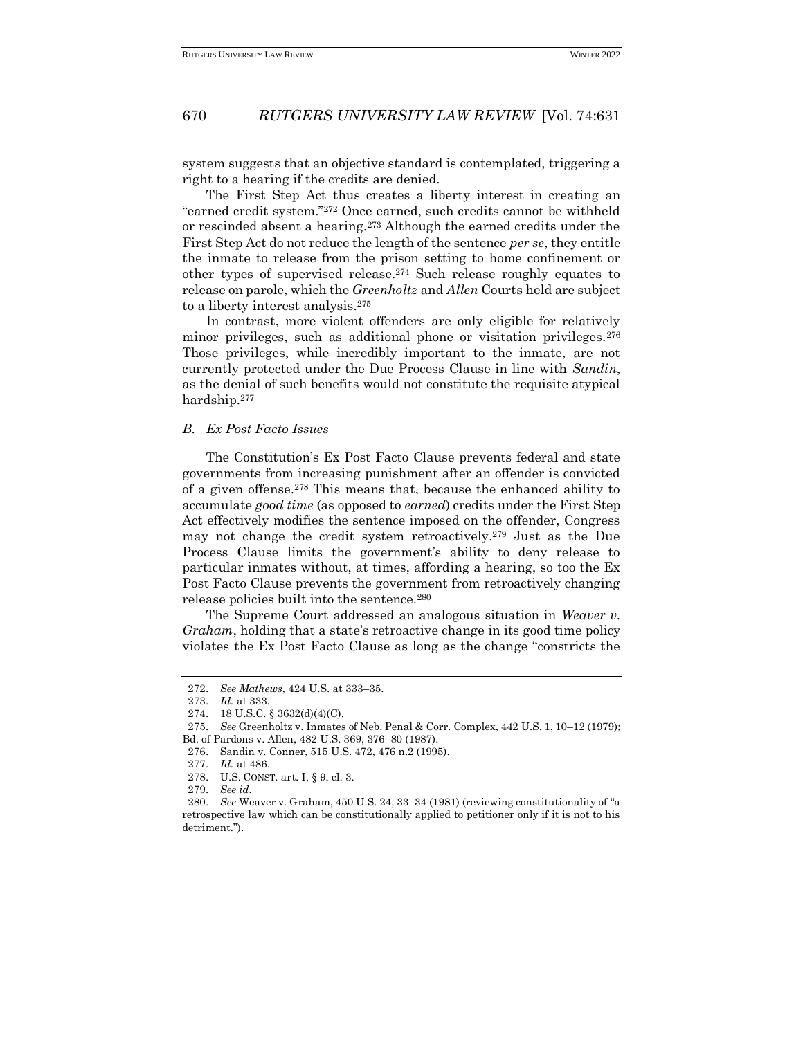system suggests that an objective standard is contemplated, triggering a right to a hearing if the credits are denied.

The First Step Act thus creates a liberty interest in creating an "earned credit system."[272] Once earned, such credits cannot be withheld or rescinded absent a hearing.[273] Although the earned credits under the First Step Act do not reduce the length of the sentence *per se*, they entitle the inmate to release from the prison setting to home confinement or other types of supervised release.[274] Such release roughly equates to release on parole, which the *Greenholtz* and *Allen* Courts held are subject to a liberty interest analysis.[275]

In contrast, more violent offenders are only eligible for relatively minor privileges, such as additional phone or visitation privileges.[276] Those privileges, while incredibly important to the inmate, are not currently protected under the Due Process Clause in line with *Sandin*, as the denial of such benefits would not constitute the requisite atypical hardship.[277]

### *B. Ex Post Facto Issues*

The Constitution's Ex Post Facto Clause prevents federal and state governments from increasing punishment after an offender is convicted of a given offense.[278] This means that, because the enhanced ability to accumulate *good time* (as opposed to *earned*) credits under the First Step Act effectively modifies the sentence imposed on the offender, Congress may not change the credit system retroactively.[279] Just as the Due Process Clause limits the government's ability to deny release to particular inmates without, at times, affording a hearing, so too the Ex Post Facto Clause prevents the government from retroactively changing release policies built into the sentence.[280]

The Supreme Court addressed an analogous situation in *Weaver v. Graham*, holding that a state's retroactive change in its good time policy violates the Ex Post Facto Clause as long as the change "constricts the

---

272. *See Mathews*, 424 U.S. at 333–35.

273. *Id.* at 333.

274. 18 U.S.C. § 3632(d)(4)(C).

275. *See* Greenholtz v. Inmates of Neb. Penal & Corr. Complex, 442 U.S. 1, 10–12 (1979); Bd. of Pardons v. Allen, 482 U.S. 369, 376–80 (1987).

276. Sandin v. Conner, 515 U.S. 472, 476 n.2 (1995).

277. *Id.* at 486.

278. U.S. CONST. art. I, § 9, cl. 3.

279. *See id.*

280. *See* Weaver v. Graham, 450 U.S. 24, 33–34 (1981) (reviewing constitutionality of "a retrospective law which can be constitutionally applied to petitioner only if it is not to his detriment.").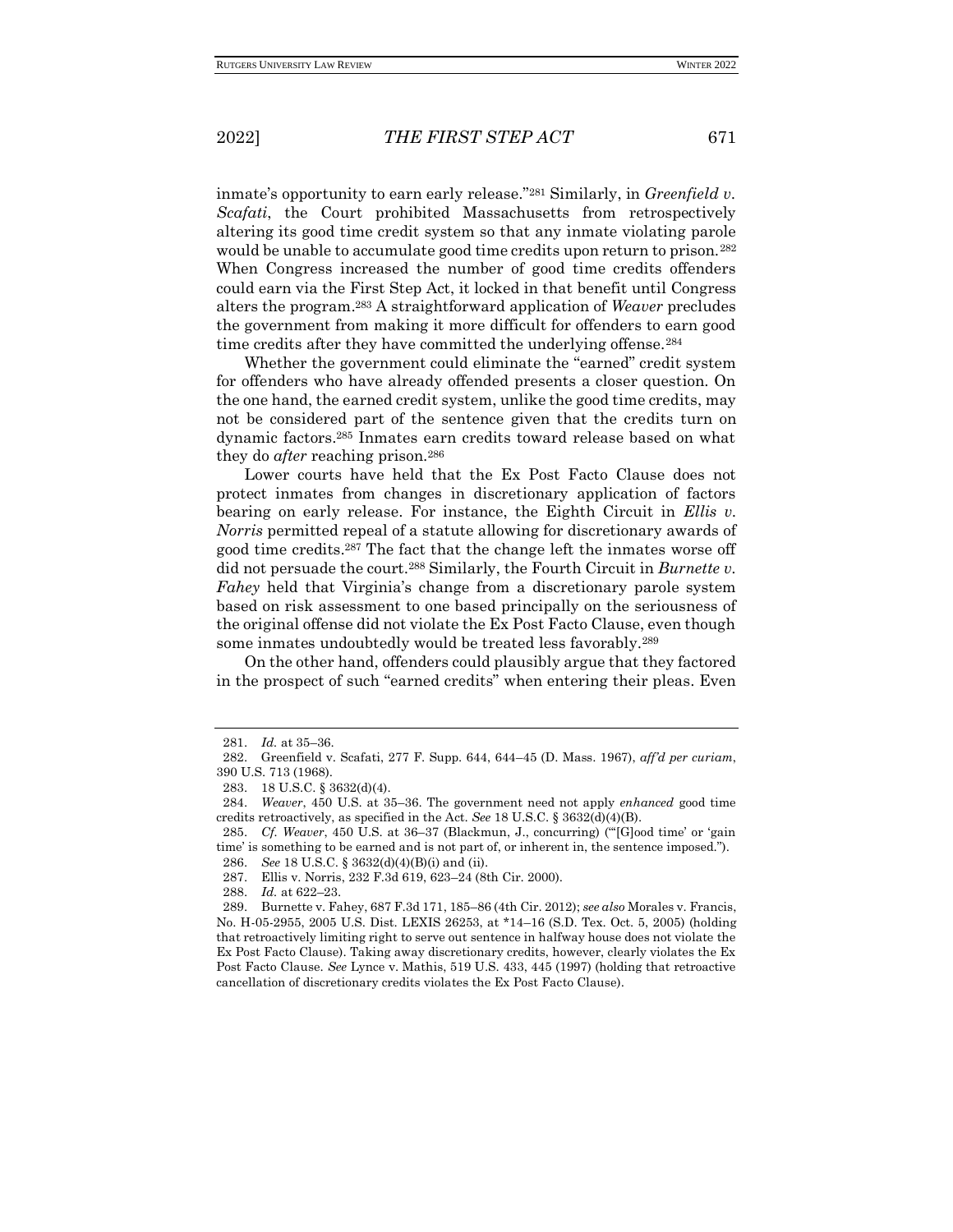inmate's opportunity to earn early release."[281] Similarly, in *Greenfield v. Scafati*, the Court prohibited Massachusetts from retrospectively altering its good time credit system so that any inmate violating parole would be unable to accumulate good time credits upon return to prison.[282] When Congress increased the number of good time credits offenders could earn via the First Step Act, it locked in that benefit until Congress alters the program.[283] A straightforward application of *Weaver* precludes the government from making it more difficult for offenders to earn good time credits after they have committed the underlying offense.[284]

Whether the government could eliminate the "earned" credit system for offenders who have already offended presents a closer question. On the one hand, the earned credit system, unlike the good time credits, may not be considered part of the sentence given that the credits turn on dynamic factors.[285] Inmates earn credits toward release based on what they do *after* reaching prison.[286]

Lower courts have held that the Ex Post Facto Clause does not protect inmates from changes in discretionary application of factors bearing on early release. For instance, the Eighth Circuit in *Ellis v. Norris* permitted repeal of a statute allowing for discretionary awards of good time credits.[287] The fact that the change left the inmates worse off did not persuade the court.[288] Similarly, the Fourth Circuit in *Burnette v. Fahey* held that Virginia's change from a discretionary parole system based on risk assessment to one based principally on the seriousness of the original offense did not violate the Ex Post Facto Clause, even though some inmates undoubtedly would be treated less favorably.[289]

On the other hand, offenders could plausibly argue that they factored in the prospect of such "earned credits" when entering their pleas. Even

---

281. *Id.* at 35–36.

282. Greenfield v. Scafati, 277 F. Supp. 644, 644–45 (D. Mass. 1967), *aff'd per curiam*, 390 U.S. 713 (1968).

283. 18 U.S.C. § 3632(d)(4).

284. *Weaver*, 450 U.S. at 35–36. The government need not apply *enhanced* good time credits retroactively, as specified in the Act. *See* 18 U.S.C. § 3632(d)(4)(B).

285. *Cf. Weaver*, 450 U.S. at 36–37 (Blackmun, J., concurring) ("'[G]ood time' or 'gain time' is something to be earned and is not part of, or inherent in, the sentence imposed.").

286. *See* 18 U.S.C. § 3632(d)(4)(B)(i) and (ii).

287. Ellis v. Norris, 232 F.3d 619, 623–24 (8th Cir. 2000).

288. *Id.* at 622–23.

289. Burnette v. Fahey, 687 F.3d 171, 185–86 (4th Cir. 2012); *see also* Morales v. Francis, No. H-05-2955, 2005 U.S. Dist. LEXIS 26253, at *14–16 (S.D. Tex. Oct. 5, 2005) (holding that retroactively limiting right to serve out sentence in halfway house does not violate the Ex Post Facto Clause). Taking away discretionary credits, however, clearly violates the Ex Post Facto Clause. *See* Lynce v. Mathis, 519 U.S. 433, 445 (1997) (holding that retroactive cancellation of discretionary credits violates the Ex Post Facto Clause).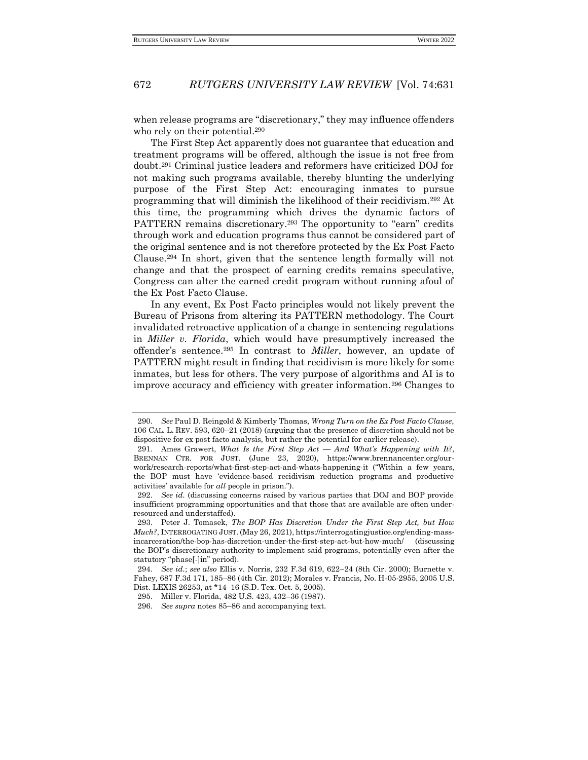when release programs are "discretionary," they may influence offenders who rely on their potential.[290]

The First Step Act apparently does not guarantee that education and treatment programs will be offered, although the issue is not free from doubt.[291] Criminal justice leaders and reformers have criticized DOJ for not making such programs available, thereby blunting the underlying purpose of the First Step Act: encouraging inmates to pursue programming that will diminish the likelihood of their recidivism.[292] At this time, the programming which drives the dynamic factors of PATTERN remains discretionary.[293] The opportunity to "earn" credits through work and education programs thus cannot be considered part of the original sentence and is not therefore protected by the Ex Post Facto Clause.[294] In short, given that the sentence length formally will not change and that the prospect of earning credits remains speculative, Congress can alter the earned credit program without running afoul of the Ex Post Facto Clause.

In any event, Ex Post Facto principles would not likely prevent the Bureau of Prisons from altering its PATTERN methodology. The Court invalidated retroactive application of a change in sentencing regulations in *Miller v. Florida*, which would have presumptively increased the offender's sentence.[295] In contrast to *Miller*, however, an update of PATTERN might result in finding that recidivism is more likely for some inmates, but less for others. The very purpose of algorithms and AI is to improve accuracy and efficiency with greater information.[296] Changes to

---

290. *See* Paul D. Reingold & Kimberly Thomas, *Wrong Turn on the Ex Post Facto Clause*, 106 CAL. L. REV. 593, 620–21 (2018) (arguing that the presence of discretion should not be dispositive for ex post facto analysis, but rather the potential for earlier release).

291. Ames Grawert, *What Is the First Step Act — And What's Happening with It?*, BRENNAN CTR. FOR JUST. (June 23, 2020), https://www.brennancenter.org/our-work/research-reports/what-first-step-act-and-whats-happening-it ("Within a few years, the BOP must have 'evidence-based recidivism reduction programs and productive activities' available for *all* people in prison.").

292. *See id.* (discussing concerns raised by various parties that DOJ and BOP provide insufficient programming opportunities and that those that are available are often under-resourced and understaffed).

293. Peter J. Tomasek, *The BOP Has Discretion Under the First Step Act, but How Much?*, INTERROGATING JUST. (May 26, 2021), https://interrogatingjustice.org/ending-mass-incarceration/the-bop-has-discretion-under-the-first-step-act-but-how-much/ (discussing the BOP's discretionary authority to implement said programs, potentially even after the statutory "phase[-]in" period).

294. *See id.*; *see also* Ellis v. Norris, 232 F.3d 619, 622–24 (8th Cir. 2000); Burnette v. Fahey, 687 F.3d 171, 185–86 (4th Cir. 2012); Morales v. Francis, No. H-05-2955, 2005 U.S. Dist. LEXIS 26253, at *14–16 (S.D. Tex. Oct. 5, 2005).

295. Miller v. Florida, 482 U.S. 423, 432–36 (1987).

296. *See supra* notes 85–86 and accompanying text.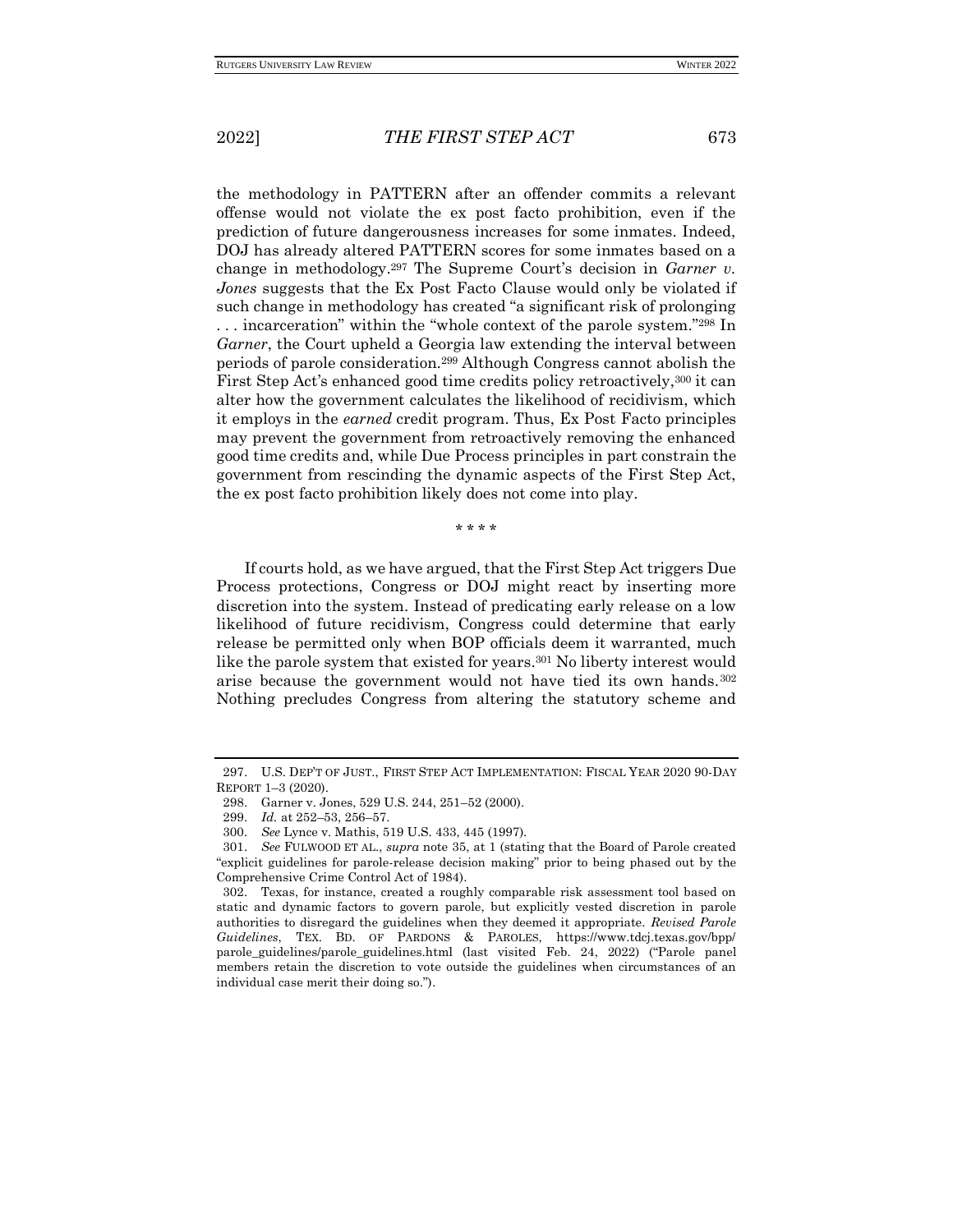the methodology in PATTERN after an offender commits a relevant offense would not violate the ex post facto prohibition, even if the prediction of future dangerousness increases for some inmates. Indeed, DOJ has already altered PATTERN scores for some inmates based on a change in methodology.[297] The Supreme Court's decision in *Garner v. Jones* suggests that the Ex Post Facto Clause would only be violated if such change in methodology has created "a significant risk of prolonging . . . incarceration" within the "whole context of the parole system."[298] In *Garner*, the Court upheld a Georgia law extending the interval between periods of parole consideration.[299] Although Congress cannot abolish the First Step Act's enhanced good time credits policy retroactively,[300] it can alter how the government calculates the likelihood of recidivism, which it employs in the *earned* credit program. Thus, Ex Post Facto principles may prevent the government from retroactively removing the enhanced good time credits and, while Due Process principles in part constrain the government from rescinding the dynamic aspects of the First Step Act, the ex post facto prohibition likely does not come into play.

\* \* \* \*

If courts hold, as we have argued, that the First Step Act triggers Due Process protections, Congress or DOJ might react by inserting more discretion into the system. Instead of predicating early release on a low likelihood of future recidivism, Congress could determine that early release be permitted only when BOP officials deem it warranted, much like the parole system that existed for years.[301] No liberty interest would arise because the government would not have tied its own hands.[302] Nothing precludes Congress from altering the statutory scheme and

---

297. U.S. DEP'T OF JUST., FIRST STEP ACT IMPLEMENTATION: FISCAL YEAR 2020 90-DAY REPORT 1–3 (2020).

298. Garner v. Jones, 529 U.S. 244, 251–52 (2000).

299. *Id.* at 252–53, 256–57.

300. *See* Lynce v. Mathis, 519 U.S. 433, 445 (1997).

301. *See* FULWOOD ET AL., *supra* note 35, at 1 (stating that the Board of Parole created "explicit guidelines for parole-release decision making" prior to being phased out by the Comprehensive Crime Control Act of 1984).

302. Texas, for instance, created a roughly comparable risk assessment tool based on static and dynamic factors to govern parole, but explicitly vested discretion in parole authorities to disregard the guidelines when they deemed it appropriate. *Revised Parole Guidelines*, TEX. BD. OF PARDONS & PAROLES, https://www.tdcj.texas.gov/bpp/parole_guidelines/parole_guidelines.html (last visited Feb. 24, 2022) ("Parole panel members retain the discretion to vote outside the guidelines when circumstances of an individual case merit their doing so.").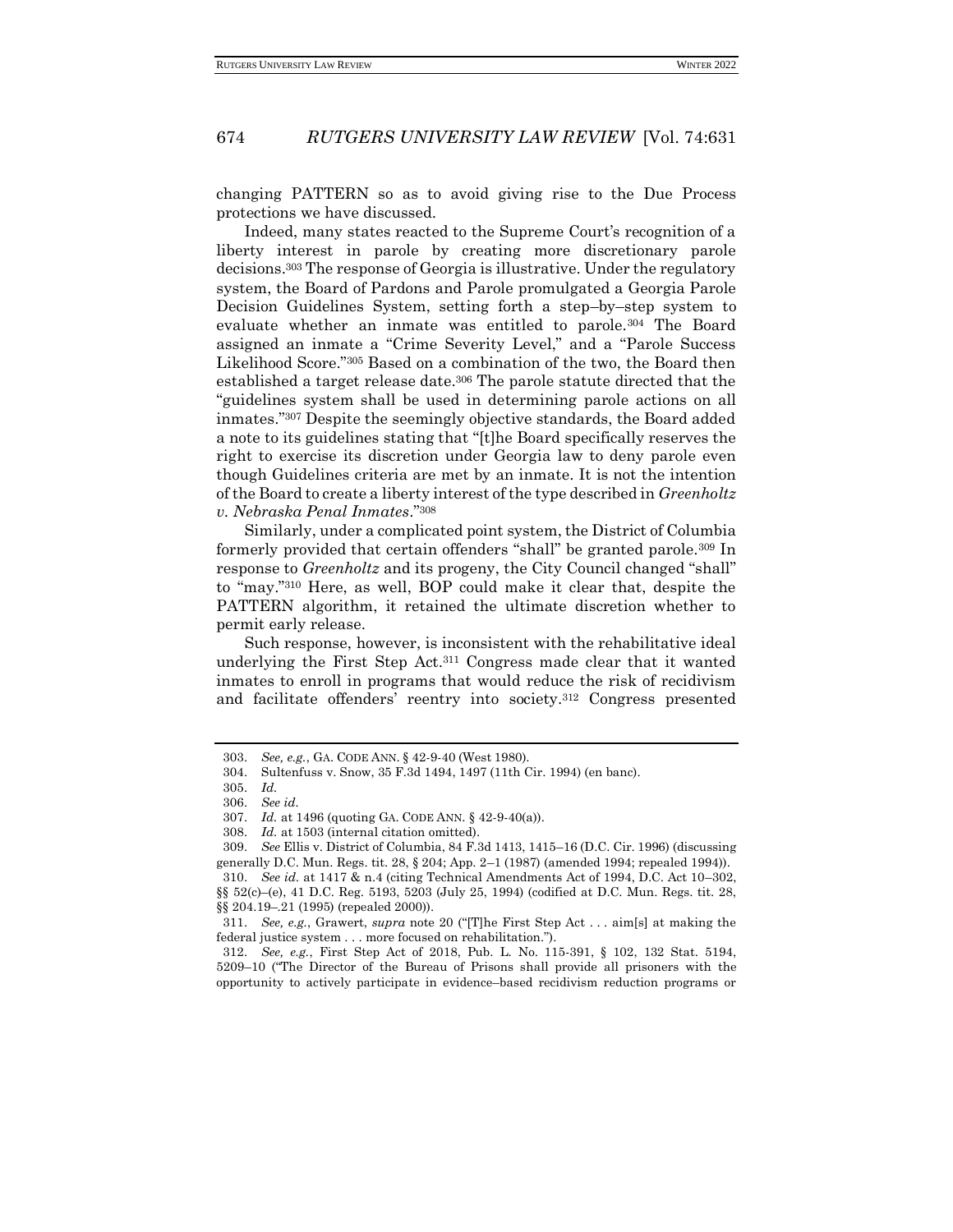changing PATTERN so as to avoid giving rise to the Due Process protections we have discussed.

Indeed, many states reacted to the Supreme Court's recognition of a liberty interest in parole by creating more discretionary parole decisions.[303] The response of Georgia is illustrative. Under the regulatory system, the Board of Pardons and Parole promulgated a Georgia Parole Decision Guidelines System, setting forth a step–by–step system to evaluate whether an inmate was entitled to parole.[304] The Board assigned an inmate a "Crime Severity Level," and a "Parole Success Likelihood Score."[305] Based on a combination of the two, the Board then established a target release date.[306] The parole statute directed that the "guidelines system shall be used in determining parole actions on all inmates."[307] Despite the seemingly objective standards, the Board added a note to its guidelines stating that "[t]he Board specifically reserves the right to exercise its discretion under Georgia law to deny parole even though Guidelines criteria are met by an inmate. It is not the intention of the Board to create a liberty interest of the type described in *Greenholtz v. Nebraska Penal Inmates*."[308]

Similarly, under a complicated point system, the District of Columbia formerly provided that certain offenders "shall" be granted parole.[309] In response to *Greenholtz* and its progeny, the City Council changed "shall" to "may."[310] Here, as well, BOP could make it clear that, despite the PATTERN algorithm, it retained the ultimate discretion whether to permit early release.

Such response, however, is inconsistent with the rehabilitative ideal underlying the First Step Act.[311] Congress made clear that it wanted inmates to enroll in programs that would reduce the risk of recidivism and facilitate offenders' reentry into society.[312] Congress presented

---

303. *See, e.g.*, GA. CODE ANN. § 42-9-40 (West 1980).

304. Sultenfuss v. Snow, 35 F.3d 1494, 1497 (11th Cir. 1994) (en banc).

305. *Id.*

306. *See id.*

307. *Id.* at 1496 (quoting GA. CODE ANN. § 42-9-40(a)).

308. *Id.* at 1503 (internal citation omitted).

309. *See* Ellis v. District of Columbia, 84 F.3d 1413, 1415–16 (D.C. Cir. 1996) (discussing generally D.C. Mun. Regs. tit. 28, § 204; App. 2–1 (1987) (amended 1994; repealed 1994)).

310. *See id.* at 1417 & n.4 (citing Technical Amendments Act of 1994, D.C. Act 10–302, §§ 52(c)–(e), 41 D.C. Reg. 5193, 5203 (July 25, 1994) (codified at D.C. Mun. Regs. tit. 28, §§ 204.19–.21 (1995) (repealed 2000)).

311. *See, e.g.*, Grawert, *supra* note 20 ("[T]he First Step Act . . . aim[s] at making the federal justice system . . . more focused on rehabilitation.").

312. *See, e.g.*, First Step Act of 2018, Pub. L. No. 115-391, § 102, 132 Stat. 5194, 5209–10 ("The Director of the Bureau of Prisons shall provide all prisoners with the opportunity to actively participate in evidence–based recidivism reduction programs or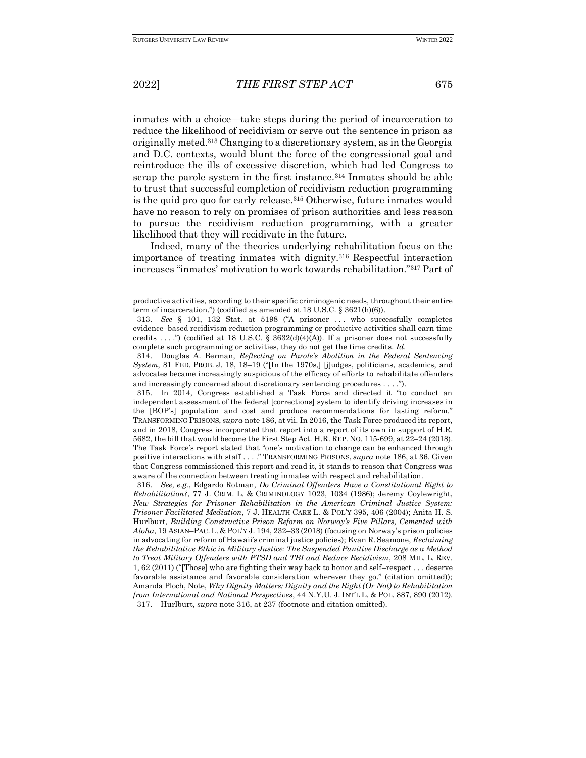inmates with a choice—take steps during the period of incarceration to reduce the likelihood of recidivism or serve out the sentence in prison as originally meted.[313] Changing to a discretionary system, as in the Georgia and D.C. contexts, would blunt the force of the congressional goal and reintroduce the ills of excessive discretion, which had led Congress to scrap the parole system in the first instance.[314] Inmates should be able to trust that successful completion of recidivism reduction programming is the quid pro quo for early release.[315] Otherwise, future inmates would have no reason to rely on promises of prison authorities and less reason to pursue the recidivism reduction programming, with a greater likelihood that they will recidivate in the future.

Indeed, many of the theories underlying rehabilitation focus on the importance of treating inmates with dignity.[316] Respectful interaction increases "inmates' motivation to work towards rehabilitation."[317] Part of

---

productive activities, according to their specific criminogenic needs, throughout their entire term of incarceration.") (codified as amended at 18 U.S.C. § 3621(h)(6)).

313. *See* § 101, 132 Stat. at 5198 ("A prisoner . . . who successfully completes evidence–based recidivism reduction programming or productive activities shall earn time credits . . . .") (codified at 18 U.S.C. § 3632(d)(4)(A)). If a prisoner does not successfully complete such programming or activities, they do not get the time credits. *Id.*

314. Douglas A. Berman, *Reflecting on Parole's Abolition in the Federal Sentencing System*, 81 FED. PROB. J. 18, 18–19 ("[In the 1970s,] [j]udges, politicians, academics, and advocates became increasingly suspicious of the efficacy of efforts to rehabilitate offenders and increasingly concerned about discretionary sentencing procedures . . . .").

315. In 2014, Congress established a Task Force and directed it "to conduct an independent assessment of the federal [corrections] system to identify driving increases in the [BOP's] population and cost and produce recommendations for lasting reform." TRANSFORMING PRISONS, *supra* note 186, at vii. In 2016, the Task Force produced its report, and in 2018, Congress incorporated that report into a report of its own in support of H.R. 5682, the bill that would become the First Step Act. H.R. REP. NO. 115-699, at 22–24 (2018). The Task Force's report stated that "one's motivation to change can be enhanced through positive interactions with staff . . . ." TRANSFORMING PRISONS, *supra* note 186, at 36. Given that Congress commissioned this report and read it, it stands to reason that Congress was aware of the connection between treating inmates with respect and rehabilitation.

316. *See, e.g.*, Edgardo Rotman, *Do Criminal Offenders Have a Constitutional Right to Rehabilitation?*, 77 J. CRIM. L. & CRIMINOLOGY 1023, 1034 (1986); Jeremy Coylewright, *New Strategies for Prisoner Rehabilitation in the American Criminal Justice System: Prisoner Facilitated Mediation*, 7 J. HEALTH CARE L. & POL'Y 395, 406 (2004); Anita H. S. Hurlburt, *Building Constructive Prison Reform on Norway's Five Pillars, Cemented with Aloha*, 19 ASIAN–PAC. L. & POL'Y J. 194, 232–33 (2018) (focusing on Norway's prison policies in advocating for reform of Hawaii's criminal justice policies); Evan R. Seamone, *Reclaiming the Rehabilitative Ethic in Military Justice: The Suspended Punitive Discharge as a Method to Treat Military Offenders with PTSD and TBI and Reduce Recidivism*, 208 MIL. L. REV. 1, 62 (2011) ("[Those] who are fighting their way back to honor and self–respect . . . deserve favorable assistance and favorable consideration wherever they go." (citation omitted)); Amanda Ploch, Note, *Why Dignity Matters: Dignity and the Right (Or Not) to Rehabilitation from International and National Perspectives*, 44 N.Y.U. J. INT'L L. & POL. 887, 890 (2012).

317. Hurlburt, *supra* note 316, at 237 (footnote and citation omitted).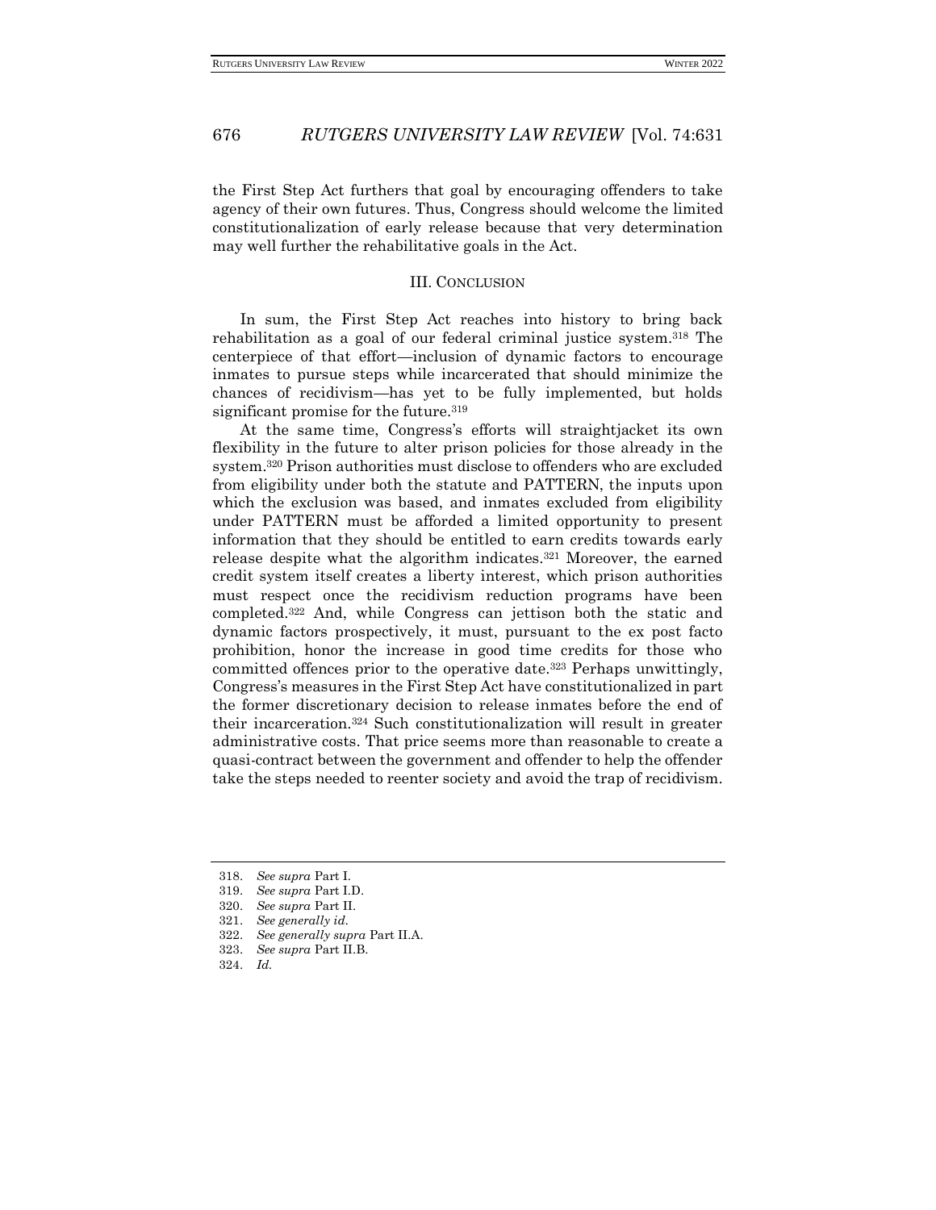the First Step Act furthers that goal by encouraging offenders to take agency of their own futures. Thus, Congress should welcome the limited constitutionalization of early release because that very determination may well further the rehabilitative goals in the Act.

## III. CONCLUSION

In sum, the First Step Act reaches into history to bring back rehabilitation as a goal of our federal criminal justice system.[318] The centerpiece of that effort—inclusion of dynamic factors to encourage inmates to pursue steps while incarcerated that should minimize the chances of recidivism—has yet to be fully implemented, but holds significant promise for the future.[319]

At the same time, Congress's efforts will straightjacket its own flexibility in the future to alter prison policies for those already in the system.[320] Prison authorities must disclose to offenders who are excluded from eligibility under both the statute and PATTERN, the inputs upon which the exclusion was based, and inmates excluded from eligibility under PATTERN must be afforded a limited opportunity to present information that they should be entitled to earn credits towards early release despite what the algorithm indicates.[321] Moreover, the earned credit system itself creates a liberty interest, which prison authorities must respect once the recidivism reduction programs have been completed.[322] And, while Congress can jettison both the static and dynamic factors prospectively, it must, pursuant to the ex post facto prohibition, honor the increase in good time credits for those who committed offences prior to the operative date.[323] Perhaps unwittingly, Congress's measures in the First Step Act have constitutionalized in part the former discretionary decision to release inmates before the end of their incarceration.[324] Such constitutionalization will result in greater administrative costs. That price seems more than reasonable to create a quasi-contract between the government and offender to help the offender take the steps needed to reenter society and avoid the trap of recidivism.

---

318. *See supra* Part I.
319. *See supra* Part I.D.
320. *See supra* Part II.
321. *See generally id.*
322. *See generally supra* Part II.A.
323. *See supra* Part II.B.
324. *Id.*